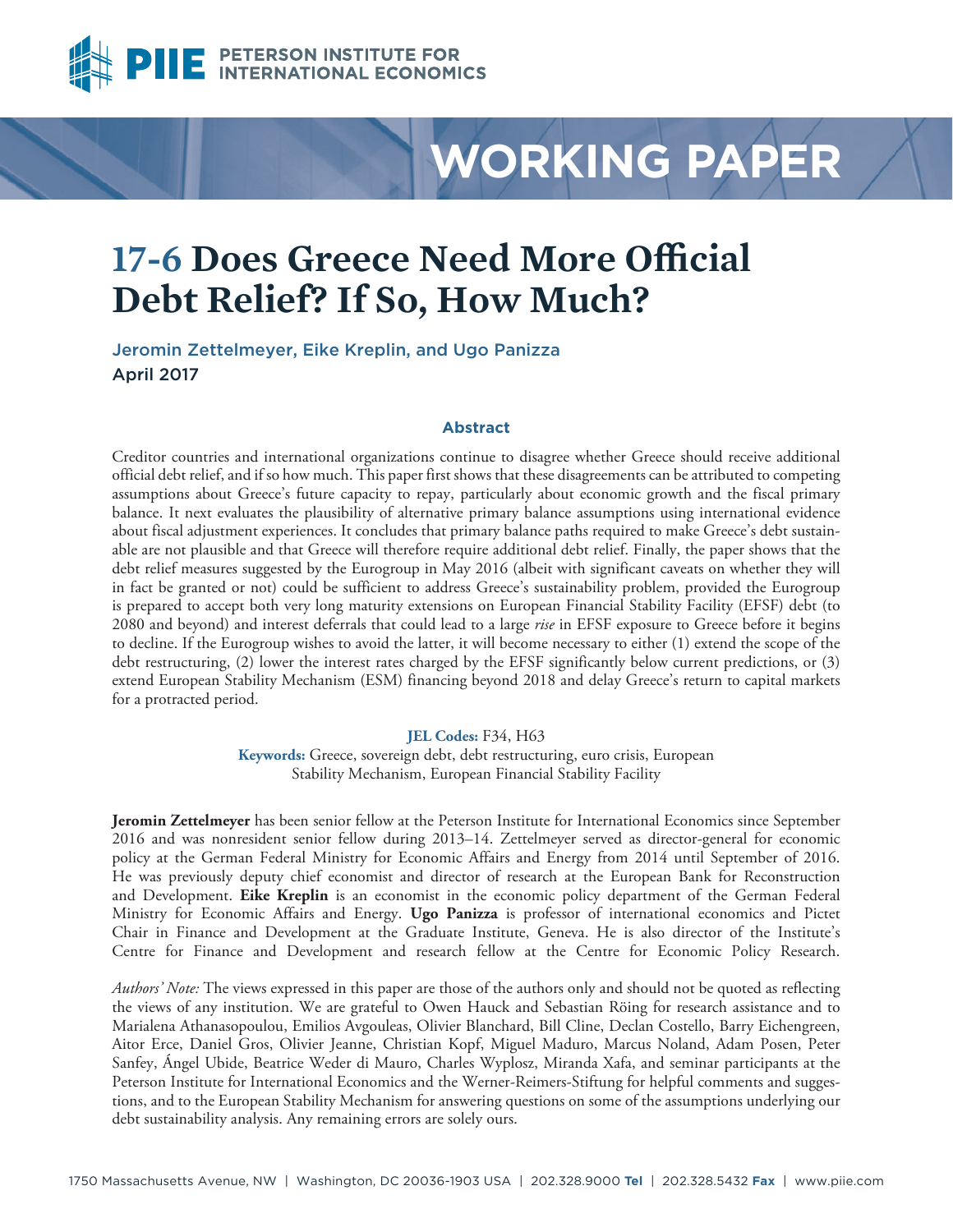PETERSON INSTITUTE FOR INTERNATIONAL ECONOMICS

WORKING PAPER

# 17-6 Does Greece Need More Official Debt Relief? If So, How Much?

Jeromin Zettelmeyer, Eike Kreplin, and Ugo Panizza
April 2017

## Abstract

Creditor countries and international organizations continue to disagree whether Greece should receive additional official debt relief, and if so how much. This paper first shows that these disagreements can be attributed to competing assumptions about Greece's future capacity to repay, particularly about economic growth and the fiscal primary balance. It next evaluates the plausibility of alternative primary balance assumptions using international evidence about fiscal adjustment experiences. It concludes that primary balance paths required to make Greece's debt sustainable are not plausible and that Greece will therefore require additional debt relief. Finally, the paper shows that the debt relief measures suggested by the Eurogroup in May 2016 (albeit with significant caveats on whether they will in fact be granted or not) could be sufficient to address Greece's sustainability problem, provided the Eurogroup is prepared to accept both very long maturity extensions on European Financial Stability Facility (EFSF) debt (to 2080 and beyond) and interest deferrals that could lead to a large *rise* in EFSF exposure to Greece before it begins to decline. If the Eurogroup wishes to avoid the latter, it will become necessary to either (1) extend the scope of the debt restructuring, (2) lower the interest rates charged by the EFSF significantly below current predictions, or (3) extend European Stability Mechanism (ESM) financing beyond 2018 and delay Greece's return to capital markets for a protracted period.

**JEL Codes:** F34, H63
**Keywords:** Greece, sovereign debt, debt restructuring, euro crisis, European Stability Mechanism, European Financial Stability Facility

**Jeromin Zettelmeyer** has been senior fellow at the Peterson Institute for International Economics since September 2016 and was nonresident senior fellow during 2013–14. Zettelmeyer served as director-general for economic policy at the German Federal Ministry for Economic Affairs and Energy from 2014 until September of 2016. He was previously deputy chief economist and director of research at the European Bank for Reconstruction and Development. **Eike Kreplin** is an economist in the economic policy department of the German Federal Ministry for Economic Affairs and Energy. **Ugo Panizza** is professor of international economics and Pictet Chair in Finance and Development at the Graduate Institute, Geneva. He is also director of the Institute's Centre for Finance and Development and research fellow at the Centre for Economic Policy Research.

*Authors' Note:* The views expressed in this paper are those of the authors only and should not be quoted as reflecting the views of any institution. We are grateful to Owen Hauck and Sebastian Röing for research assistance and to Marialena Athanasopoulou, Emilios Avgouleas, Olivier Blanchard, Bill Cline, Declan Costello, Barry Eichengreen, Aitor Erce, Daniel Gros, Olivier Jeanne, Christian Kopf, Miguel Maduro, Marcus Noland, Adam Posen, Peter Sanfey, Ángel Ubide, Beatrice Weder di Mauro, Charles Wyplosz, Miranda Xafa, and seminar participants at the Peterson Institute for International Economics and the Werner-Reimers-Stiftung for helpful comments and suggestions, and to the European Stability Mechanism for answering questions on some of the assumptions underlying our debt sustainability analysis. Any remaining errors are solely ours.

1750 Massachusetts Avenue, NW | Washington, DC 20036-1903 USA | 202.328.9000 **Tel** | 202.328.5432 **Fax** | www.piie.com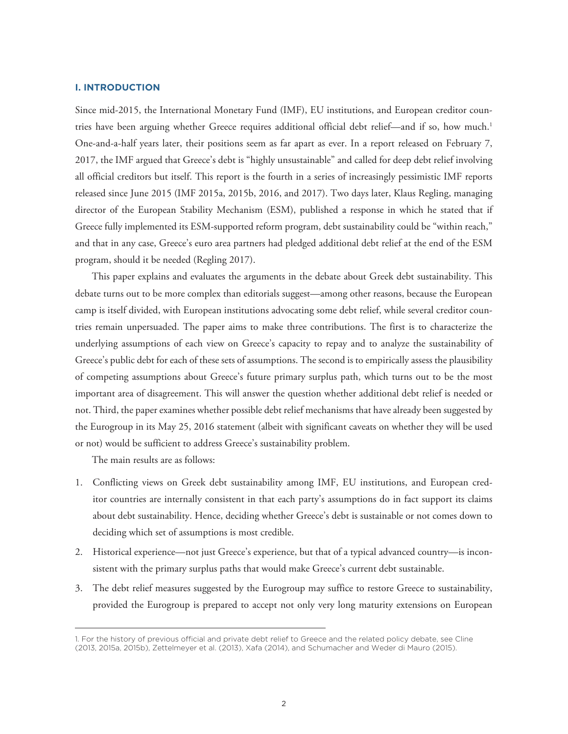## I. INTRODUCTION

Since mid-2015, the International Monetary Fund (IMF), EU institutions, and European creditor countries have been arguing whether Greece requires additional official debt relief—and if so, how much.[1] One-and-a-half years later, their positions seem as far apart as ever. In a report released on February 7, 2017, the IMF argued that Greece's debt is "highly unsustainable" and called for deep debt relief involving all official creditors but itself. This report is the fourth in a series of increasingly pessimistic IMF reports released since June 2015 (IMF 2015a, 2015b, 2016, and 2017). Two days later, Klaus Regling, managing director of the European Stability Mechanism (ESM), published a response in which he stated that if Greece fully implemented its ESM-supported reform program, debt sustainability could be "within reach," and that in any case, Greece's euro area partners had pledged additional debt relief at the end of the ESM program, should it be needed (Regling 2017).

This paper explains and evaluates the arguments in the debate about Greek debt sustainability. This debate turns out to be more complex than editorials suggest—among other reasons, because the European camp is itself divided, with European institutions advocating some debt relief, while several creditor countries remain unpersuaded. The paper aims to make three contributions. The first is to characterize the underlying assumptions of each view on Greece's capacity to repay and to analyze the sustainability of Greece's public debt for each of these sets of assumptions. The second is to empirically assess the plausibility of competing assumptions about Greece's future primary surplus path, which turns out to be the most important area of disagreement. This will answer the question whether additional debt relief is needed or not. Third, the paper examines whether possible debt relief mechanisms that have already been suggested by the Eurogroup in its May 25, 2016 statement (albeit with significant caveats on whether they will be used or not) would be sufficient to address Greece's sustainability problem.

The main results are as follows:

1. Conflicting views on Greek debt sustainability among IMF, EU institutions, and European creditor countries are internally consistent in that each party's assumptions do in fact support its claims about debt sustainability. Hence, deciding whether Greece's debt is sustainable or not comes down to deciding which set of assumptions is most credible.
2. Historical experience—not just Greece's experience, but that of a typical advanced country—is inconsistent with the primary surplus paths that would make Greece's current debt sustainable.
3. The debt relief measures suggested by the Eurogroup may suffice to restore Greece to sustainability, provided the Eurogroup is prepared to accept not only very long maturity extensions on European

---

[1] For the history of previous official and private debt relief to Greece and the related policy debate, see Cline (2013, 2015a, 2015b), Zettelmeyer et al. (2013), Xafa (2014), and Schumacher and Weder di Mauro (2015).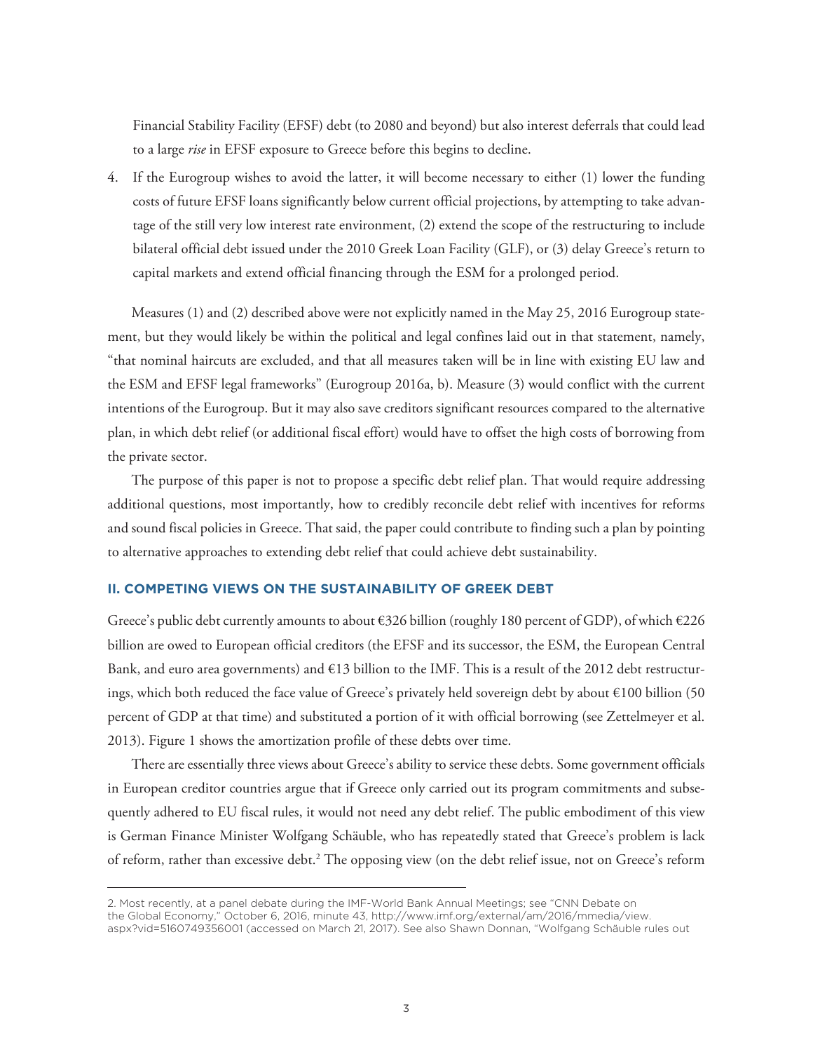Financial Stability Facility (EFSF) debt (to 2080 and beyond) but also interest deferrals that could lead to a large *rise* in EFSF exposure to Greece before this begins to decline.

4. If the Eurogroup wishes to avoid the latter, it will become necessary to either (1) lower the funding costs of future EFSF loans significantly below current official projections, by attempting to take advantage of the still very low interest rate environment, (2) extend the scope of the restructuring to include bilateral official debt issued under the 2010 Greek Loan Facility (GLF), or (3) delay Greece's return to capital markets and extend official financing through the ESM for a prolonged period.

Measures (1) and (2) described above were not explicitly named in the May 25, 2016 Eurogroup statement, but they would likely be within the political and legal confines laid out in that statement, namely, "that nominal haircuts are excluded, and that all measures taken will be in line with existing EU law and the ESM and EFSF legal frameworks" (Eurogroup 2016a, b). Measure (3) would conflict with the current intentions of the Eurogroup. But it may also save creditors significant resources compared to the alternative plan, in which debt relief (or additional fiscal effort) would have to offset the high costs of borrowing from the private sector.

The purpose of this paper is not to propose a specific debt relief plan. That would require addressing additional questions, most importantly, how to credibly reconcile debt relief with incentives for reforms and sound fiscal policies in Greece. That said, the paper could contribute to finding such a plan by pointing to alternative approaches to extending debt relief that could achieve debt sustainability.

## II. COMPETING VIEWS ON THE SUSTAINABILITY OF GREEK DEBT

Greece's public debt currently amounts to about €326 billion (roughly 180 percent of GDP), of which €226 billion are owed to European official creditors (the EFSF and its successor, the ESM, the European Central Bank, and euro area governments) and €13 billion to the IMF. This is a result of the 2012 debt restructurings, which both reduced the face value of Greece's privately held sovereign debt by about €100 billion (50 percent of GDP at that time) and substituted a portion of it with official borrowing (see Zettelmeyer et al. 2013). Figure 1 shows the amortization profile of these debts over time.

There are essentially three views about Greece's ability to service these debts. Some government officials in European creditor countries argue that if Greece only carried out its program commitments and subsequently adhered to EU fiscal rules, it would not need any debt relief. The public embodiment of this view is German Finance Minister Wolfgang Schäuble, who has repeatedly stated that Greece's problem is lack of reform, rather than excessive debt.[2] The opposing view (on the debt relief issue, not on Greece's reform

2. Most recently, at a panel debate during the IMF-World Bank Annual Meetings; see "CNN Debate on the Global Economy," October 6, 2016, minute 43, http://www.imf.org/external/am/2016/mmedia/view.aspx?vid=5160749356001 (accessed on March 21, 2017). See also Shawn Donnan, "Wolfgang Schäuble rules out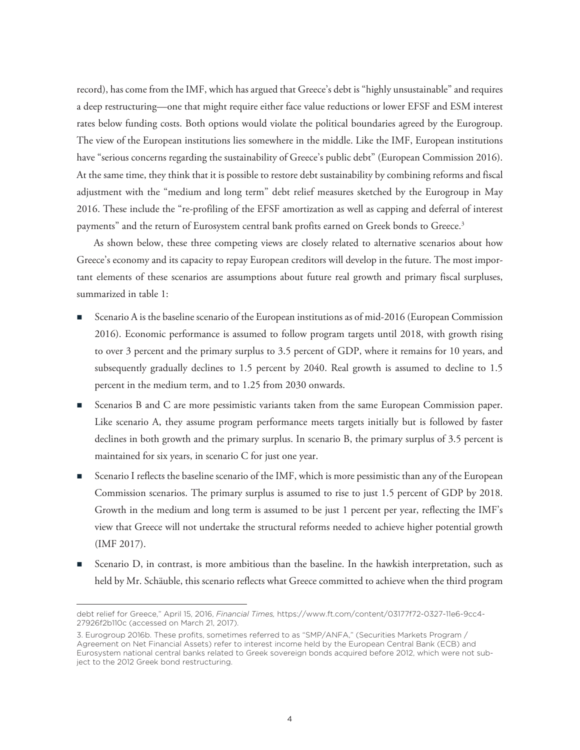record), has come from the IMF, which has argued that Greece's debt is "highly unsustainable" and requires a deep restructuring—one that might require either face value reductions or lower EFSF and ESM interest rates below funding costs. Both options would violate the political boundaries agreed by the Eurogroup. The view of the European institutions lies somewhere in the middle. Like the IMF, European institutions have "serious concerns regarding the sustainability of Greece's public debt" (European Commission 2016). At the same time, they think that it is possible to restore debt sustainability by combining reforms and fiscal adjustment with the "medium and long term" debt relief measures sketched by the Eurogroup in May 2016. These include the "re-profiling of the EFSF amortization as well as capping and deferral of interest payments" and the return of Eurosystem central bank profits earned on Greek bonds to Greece.[3]

As shown below, these three competing views are closely related to alternative scenarios about how Greece's economy and its capacity to repay European creditors will develop in the future. The most important elements of these scenarios are assumptions about future real growth and primary fiscal surpluses, summarized in table 1:

- Scenario A is the baseline scenario of the European institutions as of mid-2016 (European Commission 2016). Economic performance is assumed to follow program targets until 2018, with growth rising to over 3 percent and the primary surplus to 3.5 percent of GDP, where it remains for 10 years, and subsequently gradually declines to 1.5 percent by 2040. Real growth is assumed to decline to 1.5 percent in the medium term, and to 1.25 from 2030 onwards.
- Scenarios B and C are more pessimistic variants taken from the same European Commission paper. Like scenario A, they assume program performance meets targets initially but is followed by faster declines in both growth and the primary surplus. In scenario B, the primary surplus of 3.5 percent is maintained for six years, in scenario C for just one year.
- Scenario I reflects the baseline scenario of the IMF, which is more pessimistic than any of the European Commission scenarios. The primary surplus is assumed to rise to just 1.5 percent of GDP by 2018. Growth in the medium and long term is assumed to be just 1 percent per year, reflecting the IMF's view that Greece will not undertake the structural reforms needed to achieve higher potential growth (IMF 2017).
- Scenario D, in contrast, is more ambitious than the baseline. In the hawkish interpretation, such as held by Mr. Schäuble, this scenario reflects what Greece committed to achieve when the third program

---

debt relief for Greece," April 15, 2016, *Financial Times,* https://www.ft.com/content/03177f72-0327-11e6-9cc4-27926f2b110c (accessed on March 21, 2017).

3. Eurogroup 2016b. These profits, sometimes referred to as "SMP/ANFA," (Securities Markets Program / Agreement on Net Financial Assets) refer to interest income held by the European Central Bank (ECB) and Eurosystem national central banks related to Greek sovereign bonds acquired before 2012, which were not subject to the 2012 Greek bond restructuring.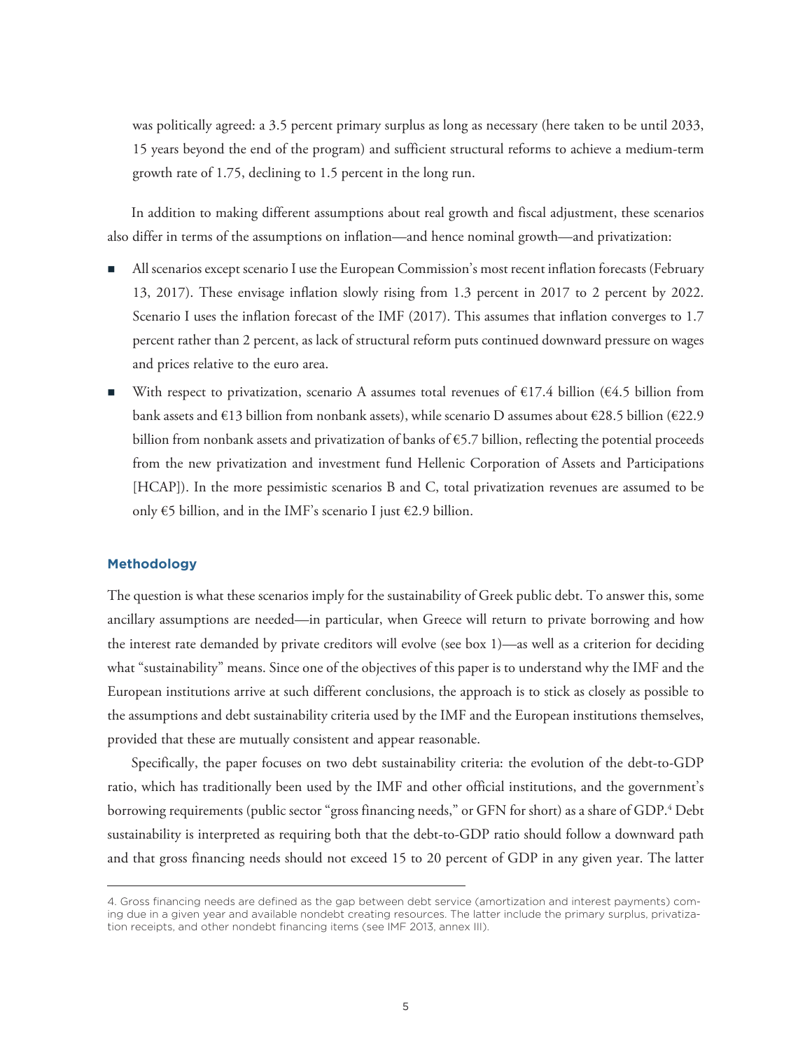was politically agreed: a 3.5 percent primary surplus as long as necessary (here taken to be until 2033, 15 years beyond the end of the program) and sufficient structural reforms to achieve a medium-term growth rate of 1.75, declining to 1.5 percent in the long run.

In addition to making different assumptions about real growth and fiscal adjustment, these scenarios also differ in terms of the assumptions on inflation—and hence nominal growth—and privatization:

- All scenarios except scenario I use the European Commission's most recent inflation forecasts (February 13, 2017). These envisage inflation slowly rising from 1.3 percent in 2017 to 2 percent by 2022. Scenario I uses the inflation forecast of the IMF (2017). This assumes that inflation converges to 1.7 percent rather than 2 percent, as lack of structural reform puts continued downward pressure on wages and prices relative to the euro area.
- With respect to privatization, scenario A assumes total revenues of €17.4 billion (€4.5 billion from bank assets and €13 billion from nonbank assets), while scenario D assumes about €28.5 billion (€22.9 billion from nonbank assets and privatization of banks of €5.7 billion, reflecting the potential proceeds from the new privatization and investment fund Hellenic Corporation of Assets and Participations [HCAP]). In the more pessimistic scenarios B and C, total privatization revenues are assumed to be only €5 billion, and in the IMF's scenario I just €2.9 billion.

### Methodology

The question is what these scenarios imply for the sustainability of Greek public debt. To answer this, some ancillary assumptions are needed—in particular, when Greece will return to private borrowing and how the interest rate demanded by private creditors will evolve (see box 1)—as well as a criterion for deciding what "sustainability" means. Since one of the objectives of this paper is to understand why the IMF and the European institutions arrive at such different conclusions, the approach is to stick as closely as possible to the assumptions and debt sustainability criteria used by the IMF and the European institutions themselves, provided that these are mutually consistent and appear reasonable.

Specifically, the paper focuses on two debt sustainability criteria: the evolution of the debt-to-GDP ratio, which has traditionally been used by the IMF and other official institutions, and the government's borrowing requirements (public sector "gross financing needs," or GFN for short) as a share of GDP.[4] Debt sustainability is interpreted as requiring both that the debt-to-GDP ratio should follow a downward path and that gross financing needs should not exceed 15 to 20 percent of GDP in any given year. The latter

4. Gross financing needs are defined as the gap between debt service (amortization and interest payments) coming due in a given year and available nondebt creating resources. The latter include the primary surplus, privatization receipts, and other nondebt financing items (see IMF 2013, annex III).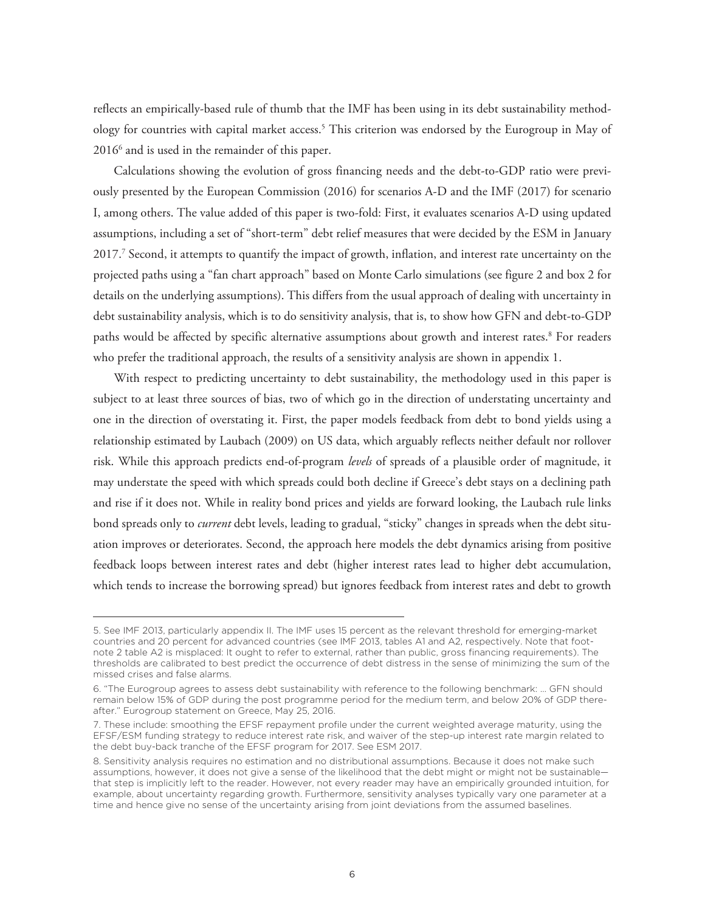reflects an empirically-based rule of thumb that the IMF has been using in its debt sustainability methodology for countries with capital market access.[5] This criterion was endorsed by the Eurogroup in May of 2016[6] and is used in the remainder of this paper.

Calculations showing the evolution of gross financing needs and the debt-to-GDP ratio were previously presented by the European Commission (2016) for scenarios A-D and the IMF (2017) for scenario I, among others. The value added of this paper is two-fold: First, it evaluates scenarios A-D using updated assumptions, including a set of "short-term" debt relief measures that were decided by the ESM in January 2017.[7] Second, it attempts to quantify the impact of growth, inflation, and interest rate uncertainty on the projected paths using a "fan chart approach" based on Monte Carlo simulations (see figure 2 and box 2 for details on the underlying assumptions). This differs from the usual approach of dealing with uncertainty in debt sustainability analysis, which is to do sensitivity analysis, that is, to show how GFN and debt-to-GDP paths would be affected by specific alternative assumptions about growth and interest rates.[8] For readers who prefer the traditional approach, the results of a sensitivity analysis are shown in appendix 1.

With respect to predicting uncertainty to debt sustainability, the methodology used in this paper is subject to at least three sources of bias, two of which go in the direction of understating uncertainty and one in the direction of overstating it. First, the paper models feedback from debt to bond yields using a relationship estimated by Laubach (2009) on US data, which arguably reflects neither default nor rollover risk. While this approach predicts end-of-program *levels* of spreads of a plausible order of magnitude, it may understate the speed with which spreads could both decline if Greece's debt stays on a declining path and rise if it does not. While in reality bond prices and yields are forward looking, the Laubach rule links bond spreads only to *current* debt levels, leading to gradual, "sticky" changes in spreads when the debt situation improves or deteriorates. Second, the approach here models the debt dynamics arising from positive feedback loops between interest rates and debt (higher interest rates lead to higher debt accumulation, which tends to increase the borrowing spread) but ignores feedback from interest rates and debt to growth

---

5. See IMF 2013, particularly appendix II. The IMF uses 15 percent as the relevant threshold for emerging-market countries and 20 percent for advanced countries (see IMF 2013, tables A1 and A2, respectively. Note that footnote 2 table A2 is misplaced: It ought to refer to external, rather than public, gross financing requirements). The thresholds are calibrated to best predict the occurrence of debt distress in the sense of minimizing the sum of the missed crises and false alarms.

6. "The Eurogroup agrees to assess debt sustainability with reference to the following benchmark: ... GFN should remain below 15% of GDP during the post programme period for the medium term, and below 20% of GDP thereafter." Eurogroup statement on Greece, May 25, 2016.

7. These include: smoothing the EFSF repayment profile under the current weighted average maturity, using the EFSF/ESM funding strategy to reduce interest rate risk, and waiver of the step-up interest rate margin related to the debt buy-back tranche of the EFSF program for 2017. See ESM 2017.

8. Sensitivity analysis requires no estimation and no distributional assumptions. Because it does not make such assumptions, however, it does not give a sense of the likelihood that the debt might or might not be sustainable—that step is implicitly left to the reader. However, not every reader may have an empirically grounded intuition, for example, about uncertainty regarding growth. Furthermore, sensitivity analyses typically vary one parameter at a time and hence give no sense of the uncertainty arising from joint deviations from the assumed baselines.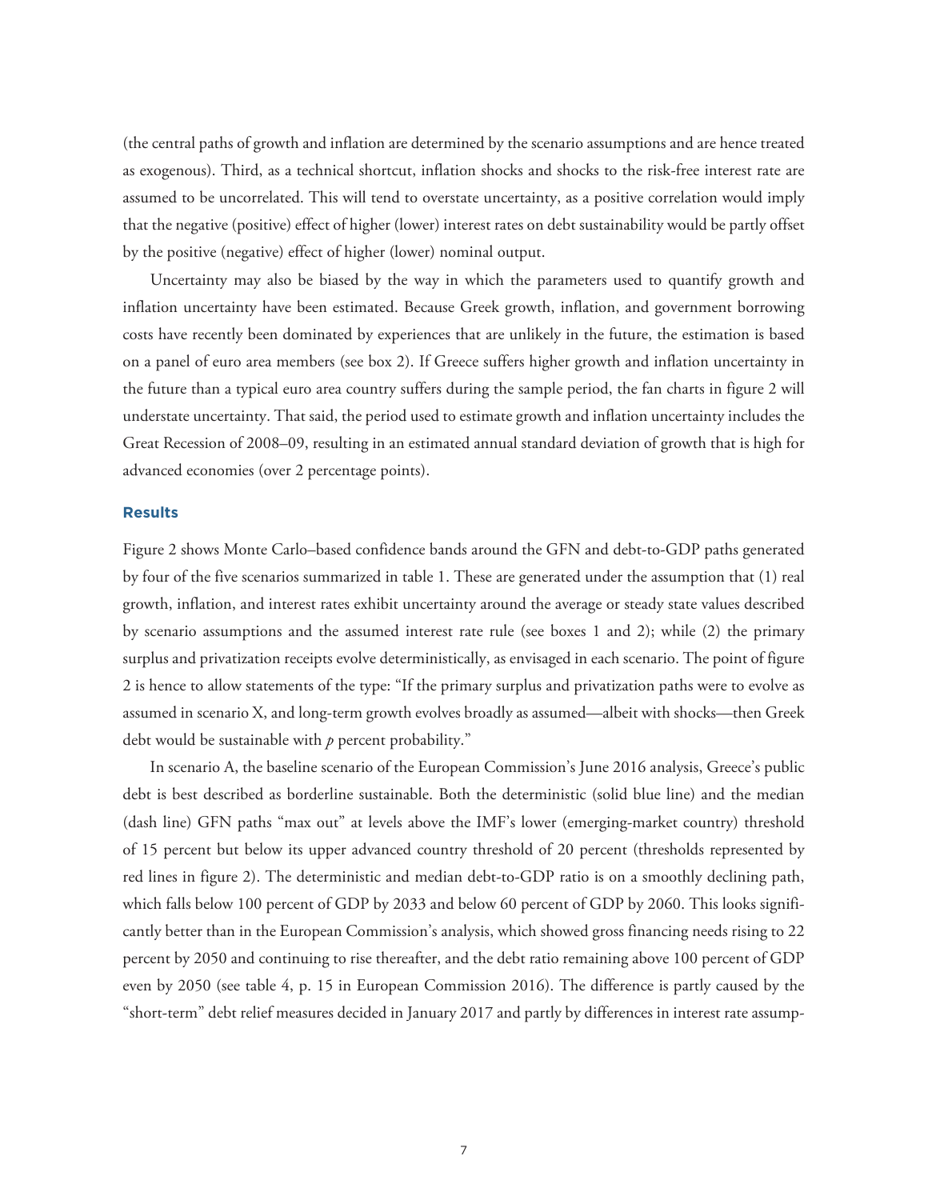(the central paths of growth and inflation are determined by the scenario assumptions and are hence treated as exogenous). Third, as a technical shortcut, inflation shocks and shocks to the risk-free interest rate are assumed to be uncorrelated. This will tend to overstate uncertainty, as a positive correlation would imply that the negative (positive) effect of higher (lower) interest rates on debt sustainability would be partly offset by the positive (negative) effect of higher (lower) nominal output.

Uncertainty may also be biased by the way in which the parameters used to quantify growth and inflation uncertainty have been estimated. Because Greek growth, inflation, and government borrowing costs have recently been dominated by experiences that are unlikely in the future, the estimation is based on a panel of euro area members (see box 2). If Greece suffers higher growth and inflation uncertainty in the future than a typical euro area country suffers during the sample period, the fan charts in figure 2 will understate uncertainty. That said, the period used to estimate growth and inflation uncertainty includes the Great Recession of 2008–09, resulting in an estimated annual standard deviation of growth that is high for advanced economies (over 2 percentage points).

### Results

Figure 2 shows Monte Carlo–based confidence bands around the GFN and debt-to-GDP paths generated by four of the five scenarios summarized in table 1. These are generated under the assumption that (1) real growth, inflation, and interest rates exhibit uncertainty around the average or steady state values described by scenario assumptions and the assumed interest rate rule (see boxes 1 and 2); while (2) the primary surplus and privatization receipts evolve deterministically, as envisaged in each scenario. The point of figure 2 is hence to allow statements of the type: "If the primary surplus and privatization paths were to evolve as assumed in scenario X, and long-term growth evolves broadly as assumed—albeit with shocks—then Greek debt would be sustainable with *p* percent probability."

In scenario A, the baseline scenario of the European Commission's June 2016 analysis, Greece's public debt is best described as borderline sustainable. Both the deterministic (solid blue line) and the median (dash line) GFN paths "max out" at levels above the IMF's lower (emerging-market country) threshold of 15 percent but below its upper advanced country threshold of 20 percent (thresholds represented by red lines in figure 2). The deterministic and median debt-to-GDP ratio is on a smoothly declining path, which falls below 100 percent of GDP by 2033 and below 60 percent of GDP by 2060. This looks significantly better than in the European Commission's analysis, which showed gross financing needs rising to 22 percent by 2050 and continuing to rise thereafter, and the debt ratio remaining above 100 percent of GDP even by 2050 (see table 4, p. 15 in European Commission 2016). The difference is partly caused by the "short-term" debt relief measures decided in January 2017 and partly by differences in interest rate assump-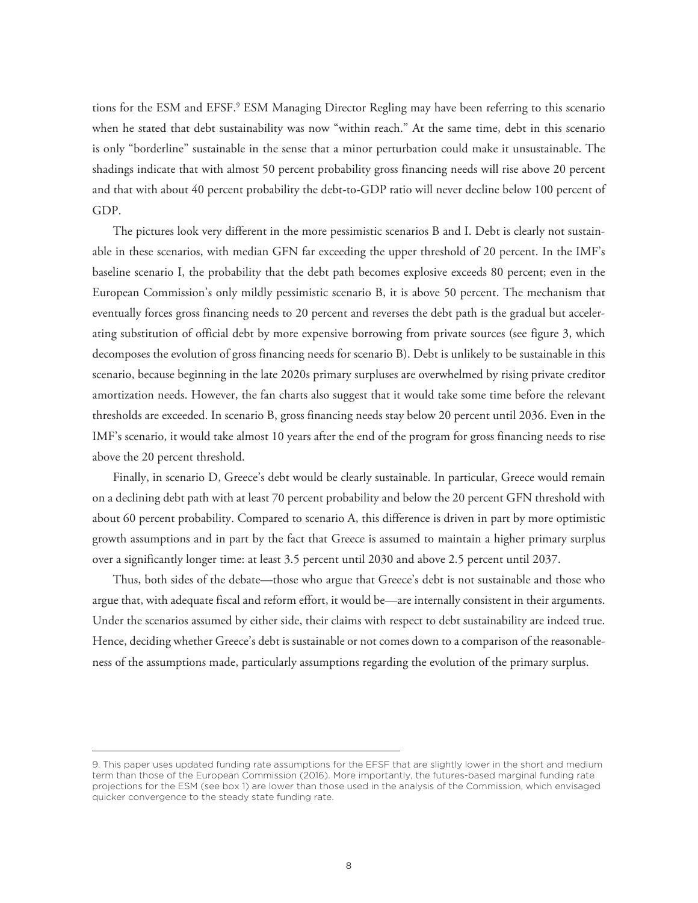tions for the ESM and EFSF.[9] ESM Managing Director Regling may have been referring to this scenario when he stated that debt sustainability was now "within reach." At the same time, debt in this scenario is only "borderline" sustainable in the sense that a minor perturbation could make it unsustainable. The shadings indicate that with almost 50 percent probability gross financing needs will rise above 20 percent and that with about 40 percent probability the debt-to-GDP ratio will never decline below 100 percent of GDP.

The pictures look very different in the more pessimistic scenarios B and I. Debt is clearly not sustainable in these scenarios, with median GFN far exceeding the upper threshold of 20 percent. In the IMF's baseline scenario I, the probability that the debt path becomes explosive exceeds 80 percent; even in the European Commission's only mildly pessimistic scenario B, it is above 50 percent. The mechanism that eventually forces gross financing needs to 20 percent and reverses the debt path is the gradual but accelerating substitution of official debt by more expensive borrowing from private sources (see figure 3, which decomposes the evolution of gross financing needs for scenario B). Debt is unlikely to be sustainable in this scenario, because beginning in the late 2020s primary surpluses are overwhelmed by rising private creditor amortization needs. However, the fan charts also suggest that it would take some time before the relevant thresholds are exceeded. In scenario B, gross financing needs stay below 20 percent until 2036. Even in the IMF's scenario, it would take almost 10 years after the end of the program for gross financing needs to rise above the 20 percent threshold.

Finally, in scenario D, Greece's debt would be clearly sustainable. In particular, Greece would remain on a declining debt path with at least 70 percent probability and below the 20 percent GFN threshold with about 60 percent probability. Compared to scenario A, this difference is driven in part by more optimistic growth assumptions and in part by the fact that Greece is assumed to maintain a higher primary surplus over a significantly longer time: at least 3.5 percent until 2030 and above 2.5 percent until 2037.

Thus, both sides of the debate—those who argue that Greece's debt is not sustainable and those who argue that, with adequate fiscal and reform effort, it would be—are internally consistent in their arguments. Under the scenarios assumed by either side, their claims with respect to debt sustainability are indeed true. Hence, deciding whether Greece's debt is sustainable or not comes down to a comparison of the reasonableness of the assumptions made, particularly assumptions regarding the evolution of the primary surplus.

---

9. This paper uses updated funding rate assumptions for the EFSF that are slightly lower in the short and medium term than those of the European Commission (2016). More importantly, the futures-based marginal funding rate projections for the ESM (see box 1) are lower than those used in the analysis of the Commission, which envisaged quicker convergence to the steady state funding rate.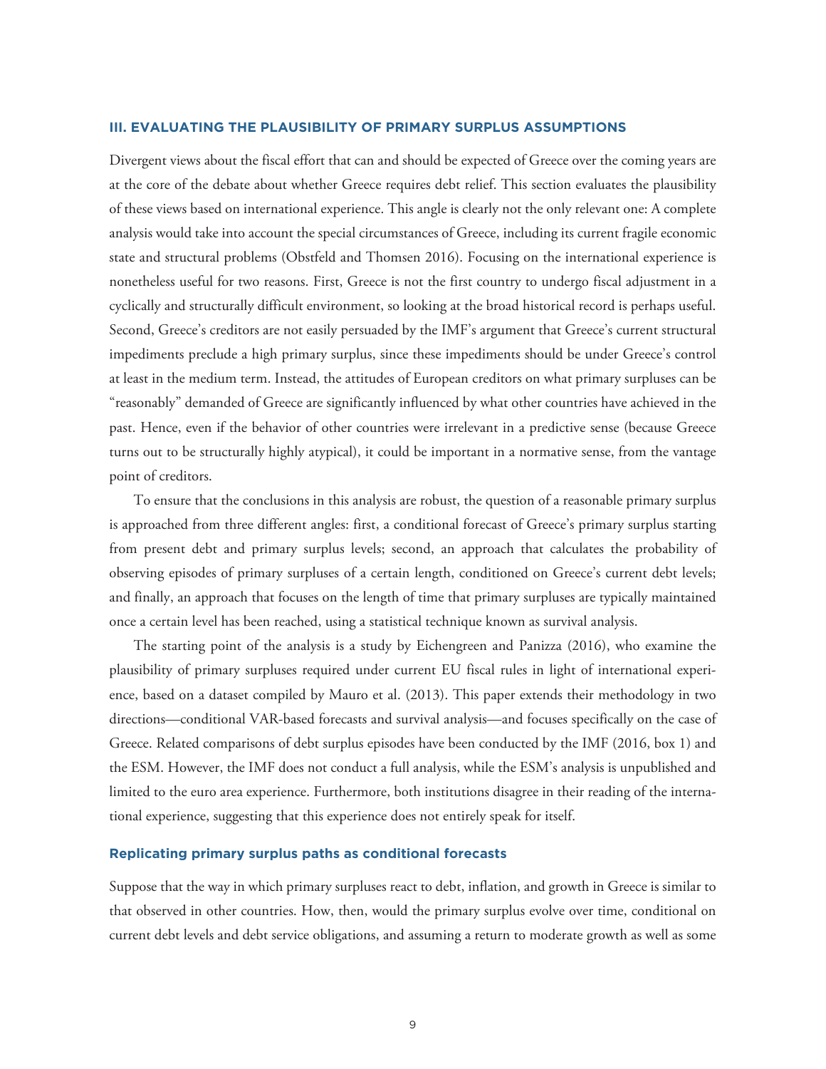## III. EVALUATING THE PLAUSIBILITY OF PRIMARY SURPLUS ASSUMPTIONS

Divergent views about the fiscal effort that can and should be expected of Greece over the coming years are at the core of the debate about whether Greece requires debt relief. This section evaluates the plausibility of these views based on international experience. This angle is clearly not the only relevant one: A complete analysis would take into account the special circumstances of Greece, including its current fragile economic state and structural problems (Obstfeld and Thomsen 2016). Focusing on the international experience is nonetheless useful for two reasons. First, Greece is not the first country to undergo fiscal adjustment in a cyclically and structurally difficult environment, so looking at the broad historical record is perhaps useful. Second, Greece's creditors are not easily persuaded by the IMF's argument that Greece's current structural impediments preclude a high primary surplus, since these impediments should be under Greece's control at least in the medium term. Instead, the attitudes of European creditors on what primary surpluses can be "reasonably" demanded of Greece are significantly influenced by what other countries have achieved in the past. Hence, even if the behavior of other countries were irrelevant in a predictive sense (because Greece turns out to be structurally highly atypical), it could be important in a normative sense, from the vantage point of creditors.

To ensure that the conclusions in this analysis are robust, the question of a reasonable primary surplus is approached from three different angles: first, a conditional forecast of Greece's primary surplus starting from present debt and primary surplus levels; second, an approach that calculates the probability of observing episodes of primary surpluses of a certain length, conditioned on Greece's current debt levels; and finally, an approach that focuses on the length of time that primary surpluses are typically maintained once a certain level has been reached, using a statistical technique known as survival analysis.

The starting point of the analysis is a study by Eichengreen and Panizza (2016), who examine the plausibility of primary surpluses required under current EU fiscal rules in light of international experience, based on a dataset compiled by Mauro et al. (2013). This paper extends their methodology in two directions—conditional VAR-based forecasts and survival analysis—and focuses specifically on the case of Greece. Related comparisons of debt surplus episodes have been conducted by the IMF (2016, box 1) and the ESM. However, the IMF does not conduct a full analysis, while the ESM's analysis is unpublished and limited to the euro area experience. Furthermore, both institutions disagree in their reading of the international experience, suggesting that this experience does not entirely speak for itself.

### Replicating primary surplus paths as conditional forecasts

Suppose that the way in which primary surpluses react to debt, inflation, and growth in Greece is similar to that observed in other countries. How, then, would the primary surplus evolve over time, conditional on current debt levels and debt service obligations, and assuming a return to moderate growth as well as some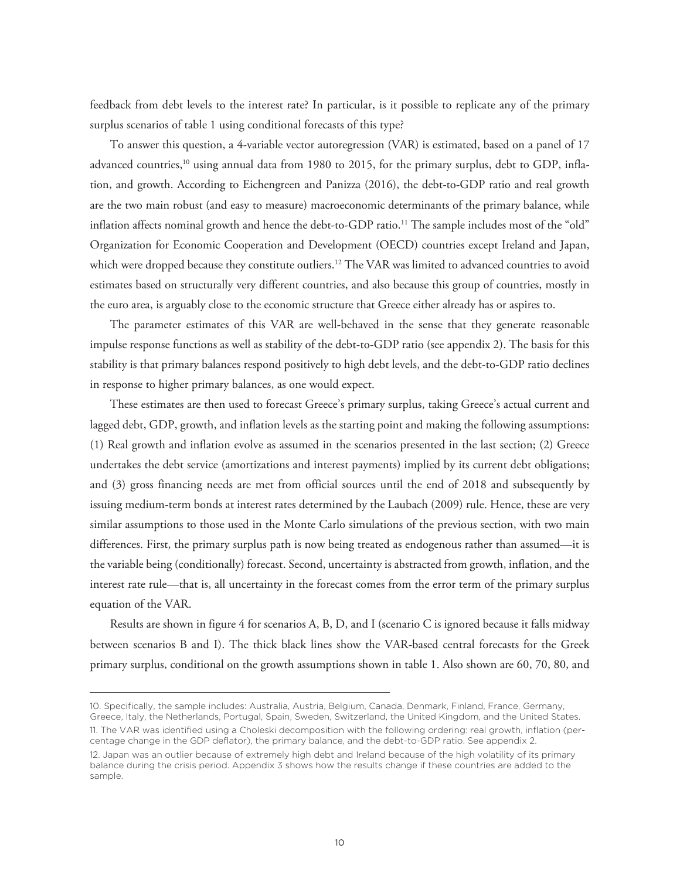feedback from debt levels to the interest rate? In particular, is it possible to replicate any of the primary surplus scenarios of table 1 using conditional forecasts of this type?

To answer this question, a 4-variable vector autoregression (VAR) is estimated, based on a panel of 17 advanced countries,[10] using annual data from 1980 to 2015, for the primary surplus, debt to GDP, inflation, and growth. According to Eichengreen and Panizza (2016), the debt-to-GDP ratio and real growth are the two main robust (and easy to measure) macroeconomic determinants of the primary balance, while inflation affects nominal growth and hence the debt-to-GDP ratio.[11] The sample includes most of the "old" Organization for Economic Cooperation and Development (OECD) countries except Ireland and Japan, which were dropped because they constitute outliers.[12] The VAR was limited to advanced countries to avoid estimates based on structurally very different countries, and also because this group of countries, mostly in the euro area, is arguably close to the economic structure that Greece either already has or aspires to.

The parameter estimates of this VAR are well-behaved in the sense that they generate reasonable impulse response functions as well as stability of the debt-to-GDP ratio (see appendix 2). The basis for this stability is that primary balances respond positively to high debt levels, and the debt-to-GDP ratio declines in response to higher primary balances, as one would expect.

These estimates are then used to forecast Greece's primary surplus, taking Greece's actual current and lagged debt, GDP, growth, and inflation levels as the starting point and making the following assumptions: (1) Real growth and inflation evolve as assumed in the scenarios presented in the last section; (2) Greece undertakes the debt service (amortizations and interest payments) implied by its current debt obligations; and (3) gross financing needs are met from official sources until the end of 2018 and subsequently by issuing medium-term bonds at interest rates determined by the Laubach (2009) rule. Hence, these are very similar assumptions to those used in the Monte Carlo simulations of the previous section, with two main differences. First, the primary surplus path is now being treated as endogenous rather than assumed—it is the variable being (conditionally) forecast. Second, uncertainty is abstracted from growth, inflation, and the interest rate rule—that is, all uncertainty in the forecast comes from the error term of the primary surplus equation of the VAR.

Results are shown in figure 4 for scenarios A, B, D, and I (scenario C is ignored because it falls midway between scenarios B and I). The thick black lines show the VAR-based central forecasts for the Greek primary surplus, conditional on the growth assumptions shown in table 1. Also shown are 60, 70, 80, and

---

10. Specifically, the sample includes: Australia, Austria, Belgium, Canada, Denmark, Finland, France, Germany, Greece, Italy, the Netherlands, Portugal, Spain, Sweden, Switzerland, the United Kingdom, and the United States.

11. The VAR was identified using a Choleski decomposition with the following ordering: real growth, inflation (percentage change in the GDP deflator), the primary balance, and the debt-to-GDP ratio. See appendix 2.

12. Japan was an outlier because of extremely high debt and Ireland because of the high volatility of its primary balance during the crisis period. Appendix 3 shows how the results change if these countries are added to the sample.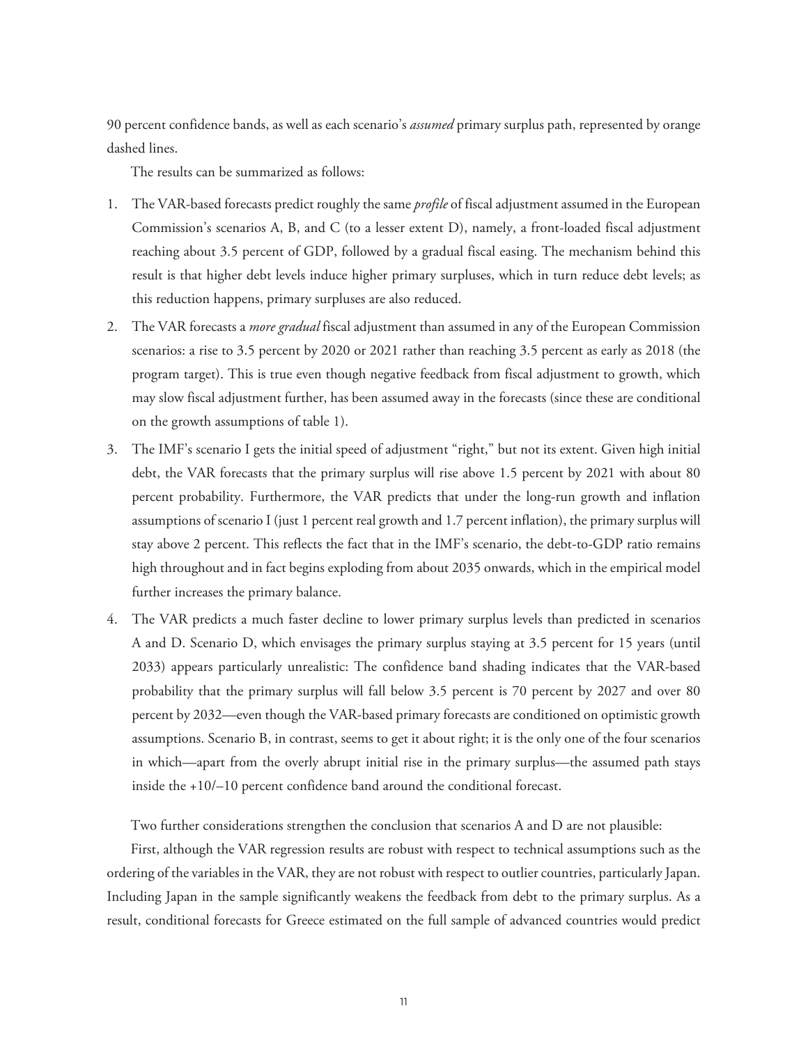90 percent confidence bands, as well as each scenario's *assumed* primary surplus path, represented by orange dashed lines.

The results can be summarized as follows:

1. The VAR-based forecasts predict roughly the same *profile* of fiscal adjustment assumed in the European Commission's scenarios A, B, and C (to a lesser extent D), namely, a front-loaded fiscal adjustment reaching about 3.5 percent of GDP, followed by a gradual fiscal easing. The mechanism behind this result is that higher debt levels induce higher primary surpluses, which in turn reduce debt levels; as this reduction happens, primary surpluses are also reduced.
2. The VAR forecasts a *more gradual* fiscal adjustment than assumed in any of the European Commission scenarios: a rise to 3.5 percent by 2020 or 2021 rather than reaching 3.5 percent as early as 2018 (the program target). This is true even though negative feedback from fiscal adjustment to growth, which may slow fiscal adjustment further, has been assumed away in the forecasts (since these are conditional on the growth assumptions of table 1).
3. The IMF's scenario I gets the initial speed of adjustment "right," but not its extent. Given high initial debt, the VAR forecasts that the primary surplus will rise above 1.5 percent by 2021 with about 80 percent probability. Furthermore, the VAR predicts that under the long-run growth and inflation assumptions of scenario I (just 1 percent real growth and 1.7 percent inflation), the primary surplus will stay above 2 percent. This reflects the fact that in the IMF's scenario, the debt-to-GDP ratio remains high throughout and in fact begins exploding from about 2035 onwards, which in the empirical model further increases the primary balance.
4. The VAR predicts a much faster decline to lower primary surplus levels than predicted in scenarios A and D. Scenario D, which envisages the primary surplus staying at 3.5 percent for 15 years (until 2033) appears particularly unrealistic: The confidence band shading indicates that the VAR-based probability that the primary surplus will fall below 3.5 percent is 70 percent by 2027 and over 80 percent by 2032—even though the VAR-based primary forecasts are conditioned on optimistic growth assumptions. Scenario B, in contrast, seems to get it about right; it is the only one of the four scenarios in which—apart from the overly abrupt initial rise in the primary surplus—the assumed path stays inside the +10/–10 percent confidence band around the conditional forecast.

Two further considerations strengthen the conclusion that scenarios A and D are not plausible:

First, although the VAR regression results are robust with respect to technical assumptions such as the ordering of the variables in the VAR, they are not robust with respect to outlier countries, particularly Japan. Including Japan in the sample significantly weakens the feedback from debt to the primary surplus. As a result, conditional forecasts for Greece estimated on the full sample of advanced countries would predict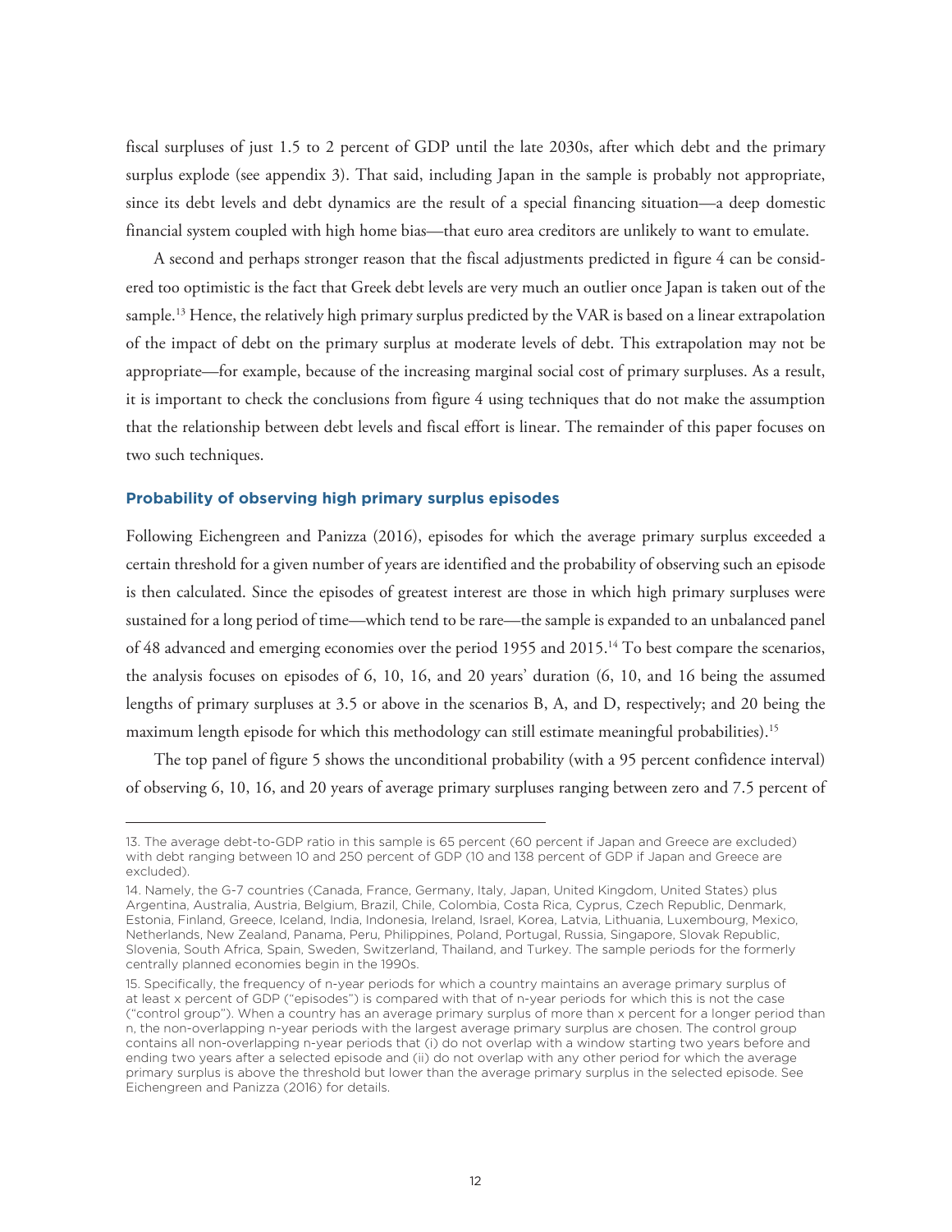fiscal surpluses of just 1.5 to 2 percent of GDP until the late 2030s, after which debt and the primary surplus explode (see appendix 3). That said, including Japan in the sample is probably not appropriate, since its debt levels and debt dynamics are the result of a special financing situation—a deep domestic financial system coupled with high home bias—that euro area creditors are unlikely to want to emulate.

A second and perhaps stronger reason that the fiscal adjustments predicted in figure 4 can be considered too optimistic is the fact that Greek debt levels are very much an outlier once Japan is taken out of the sample.[13] Hence, the relatively high primary surplus predicted by the VAR is based on a linear extrapolation of the impact of debt on the primary surplus at moderate levels of debt. This extrapolation may not be appropriate—for example, because of the increasing marginal social cost of primary surpluses. As a result, it is important to check the conclusions from figure 4 using techniques that do not make the assumption that the relationship between debt levels and fiscal effort is linear. The remainder of this paper focuses on two such techniques.

### Probability of observing high primary surplus episodes

Following Eichengreen and Panizza (2016), episodes for which the average primary surplus exceeded a certain threshold for a given number of years are identified and the probability of observing such an episode is then calculated. Since the episodes of greatest interest are those in which high primary surpluses were sustained for a long period of time—which tend to be rare—the sample is expanded to an unbalanced panel of 48 advanced and emerging economies over the period 1955 and 2015.[14] To best compare the scenarios, the analysis focuses on episodes of 6, 10, 16, and 20 years' duration (6, 10, and 16 being the assumed lengths of primary surpluses at 3.5 or above in the scenarios B, A, and D, respectively; and 20 being the maximum length episode for which this methodology can still estimate meaningful probabilities).[15]

The top panel of figure 5 shows the unconditional probability (with a 95 percent confidence interval) of observing 6, 10, 16, and 20 years of average primary surpluses ranging between zero and 7.5 percent of

---

13. The average debt-to-GDP ratio in this sample is 65 percent (60 percent if Japan and Greece are excluded) with debt ranging between 10 and 250 percent of GDP (10 and 138 percent of GDP if Japan and Greece are excluded).

14. Namely, the G-7 countries (Canada, France, Germany, Italy, Japan, United Kingdom, United States) plus Argentina, Australia, Austria, Belgium, Brazil, Chile, Colombia, Costa Rica, Cyprus, Czech Republic, Denmark, Estonia, Finland, Greece, Iceland, India, Indonesia, Ireland, Israel, Korea, Latvia, Lithuania, Luxembourg, Mexico, Netherlands, New Zealand, Panama, Peru, Philippines, Poland, Portugal, Russia, Singapore, Slovak Republic, Slovenia, South Africa, Spain, Sweden, Switzerland, Thailand, and Turkey. The sample periods for the formerly centrally planned economies begin in the 1990s.

15. Specifically, the frequency of n-year periods for which a country maintains an average primary surplus of at least x percent of GDP ("episodes") is compared with that of n-year periods for which this is not the case ("control group"). When a country has an average primary surplus of more than x percent for a longer period than n, the non-overlapping n-year periods with the largest average primary surplus are chosen. The control group contains all non-overlapping n-year periods that (i) do not overlap with a window starting two years before and ending two years after a selected episode and (ii) do not overlap with any other period for which the average primary surplus is above the threshold but lower than the average primary surplus in the selected episode. See Eichengreen and Panizza (2016) for details.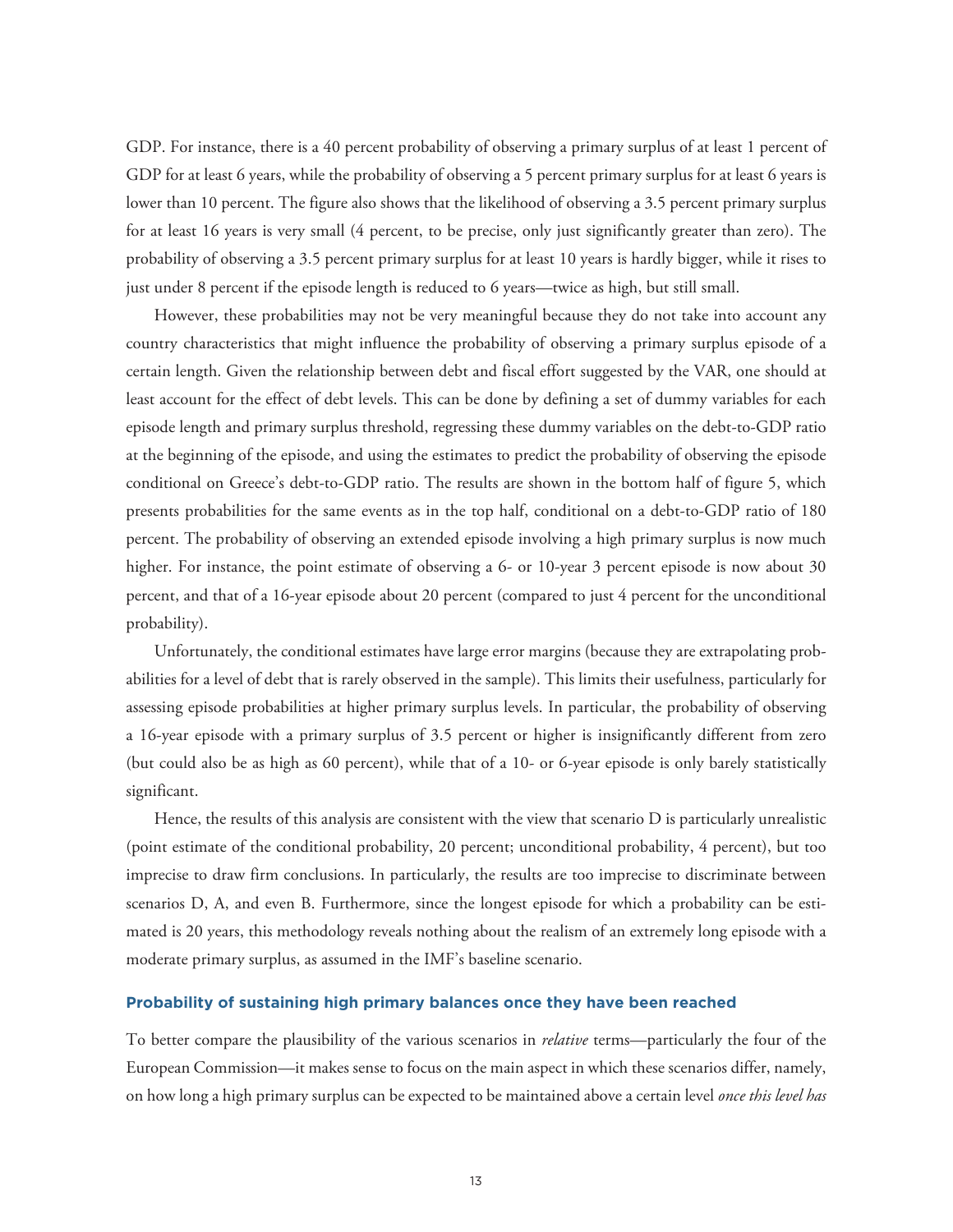GDP. For instance, there is a 40 percent probability of observing a primary surplus of at least 1 percent of GDP for at least 6 years, while the probability of observing a 5 percent primary surplus for at least 6 years is lower than 10 percent. The figure also shows that the likelihood of observing a 3.5 percent primary surplus for at least 16 years is very small (4 percent, to be precise, only just significantly greater than zero). The probability of observing a 3.5 percent primary surplus for at least 10 years is hardly bigger, while it rises to just under 8 percent if the episode length is reduced to 6 years—twice as high, but still small.

However, these probabilities may not be very meaningful because they do not take into account any country characteristics that might influence the probability of observing a primary surplus episode of a certain length. Given the relationship between debt and fiscal effort suggested by the VAR, one should at least account for the effect of debt levels. This can be done by defining a set of dummy variables for each episode length and primary surplus threshold, regressing these dummy variables on the debt-to-GDP ratio at the beginning of the episode, and using the estimates to predict the probability of observing the episode conditional on Greece's debt-to-GDP ratio. The results are shown in the bottom half of figure 5, which presents probabilities for the same events as in the top half, conditional on a debt-to-GDP ratio of 180 percent. The probability of observing an extended episode involving a high primary surplus is now much higher. For instance, the point estimate of observing a 6- or 10-year 3 percent episode is now about 30 percent, and that of a 16-year episode about 20 percent (compared to just 4 percent for the unconditional probability).

Unfortunately, the conditional estimates have large error margins (because they are extrapolating probabilities for a level of debt that is rarely observed in the sample). This limits their usefulness, particularly for assessing episode probabilities at higher primary surplus levels. In particular, the probability of observing a 16-year episode with a primary surplus of 3.5 percent or higher is insignificantly different from zero (but could also be as high as 60 percent), while that of a 10- or 6-year episode is only barely statistically significant.

Hence, the results of this analysis are consistent with the view that scenario D is particularly unrealistic (point estimate of the conditional probability, 20 percent; unconditional probability, 4 percent), but too imprecise to draw firm conclusions. In particularly, the results are too imprecise to discriminate between scenarios D, A, and even B. Furthermore, since the longest episode for which a probability can be estimated is 20 years, this methodology reveals nothing about the realism of an extremely long episode with a moderate primary surplus, as assumed in the IMF's baseline scenario.

### Probability of sustaining high primary balances once they have been reached

To better compare the plausibility of the various scenarios in *relative* terms—particularly the four of the European Commission—it makes sense to focus on the main aspect in which these scenarios differ, namely, on how long a high primary surplus can be expected to be maintained above a certain level *once this level has*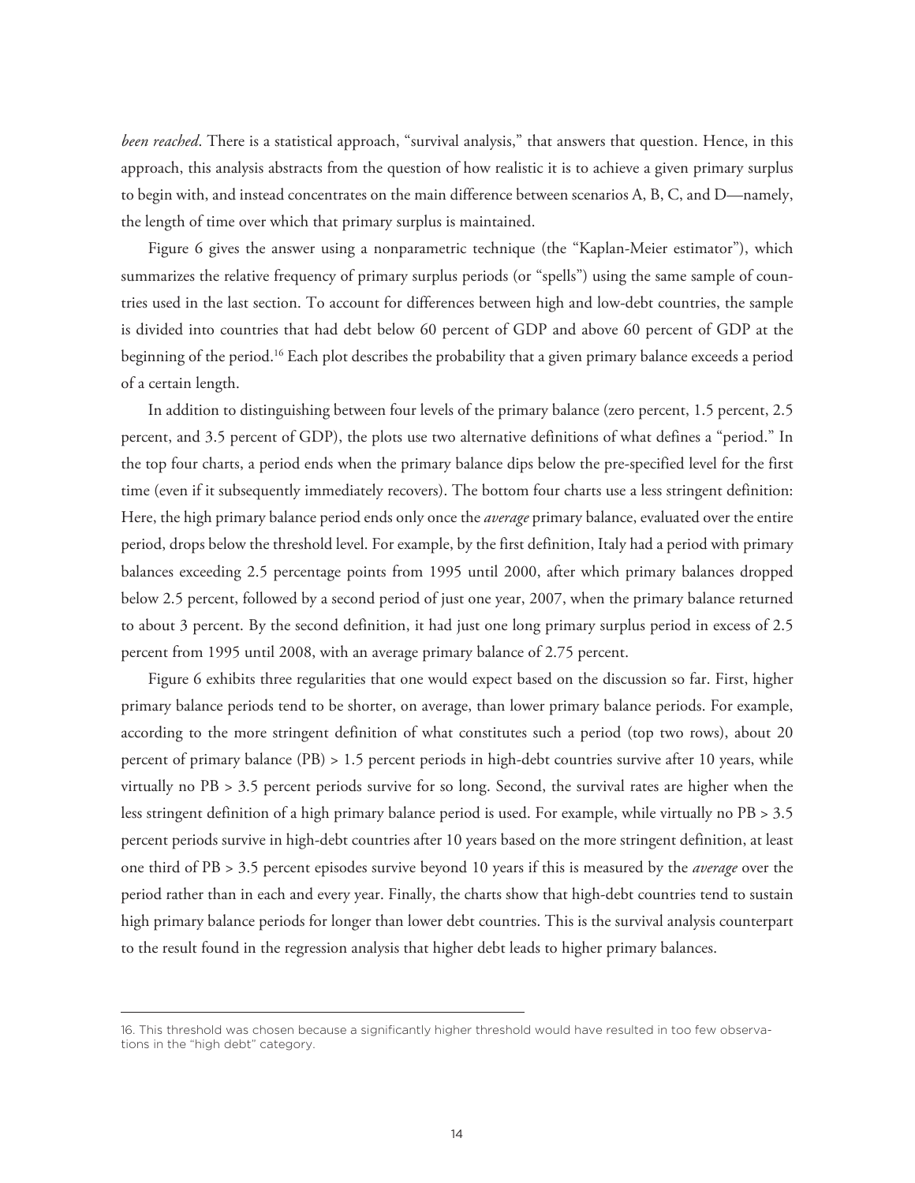*been reached*. There is a statistical approach, "survival analysis," that answers that question. Hence, in this approach, this analysis abstracts from the question of how realistic it is to achieve a given primary surplus to begin with, and instead concentrates on the main difference between scenarios A, B, C, and D—namely, the length of time over which that primary surplus is maintained.

Figure 6 gives the answer using a nonparametric technique (the "Kaplan-Meier estimator"), which summarizes the relative frequency of primary surplus periods (or "spells") using the same sample of countries used in the last section. To account for differences between high and low-debt countries, the sample is divided into countries that had debt below 60 percent of GDP and above 60 percent of GDP at the beginning of the period.[16] Each plot describes the probability that a given primary balance exceeds a period of a certain length.

In addition to distinguishing between four levels of the primary balance (zero percent, 1.5 percent, 2.5 percent, and 3.5 percent of GDP), the plots use two alternative definitions of what defines a "period." In the top four charts, a period ends when the primary balance dips below the pre-specified level for the first time (even if it subsequently immediately recovers). The bottom four charts use a less stringent definition: Here, the high primary balance period ends only once the *average* primary balance, evaluated over the entire period, drops below the threshold level. For example, by the first definition, Italy had a period with primary balances exceeding 2.5 percentage points from 1995 until 2000, after which primary balances dropped below 2.5 percent, followed by a second period of just one year, 2007, when the primary balance returned to about 3 percent. By the second definition, it had just one long primary surplus period in excess of 2.5 percent from 1995 until 2008, with an average primary balance of 2.75 percent.

Figure 6 exhibits three regularities that one would expect based on the discussion so far. First, higher primary balance periods tend to be shorter, on average, than lower primary balance periods. For example, according to the more stringent definition of what constitutes such a period (top two rows), about 20 percent of primary balance (PB) > 1.5 percent periods in high-debt countries survive after 10 years, while virtually no PB > 3.5 percent periods survive for so long. Second, the survival rates are higher when the less stringent definition of a high primary balance period is used. For example, while virtually no PB > 3.5 percent periods survive in high-debt countries after 10 years based on the more stringent definition, at least one third of PB > 3.5 percent episodes survive beyond 10 years if this is measured by the *average* over the period rather than in each and every year. Finally, the charts show that high-debt countries tend to sustain high primary balance periods for longer than lower debt countries. This is the survival analysis counterpart to the result found in the regression analysis that higher debt leads to higher primary balances.

---

16. This threshold was chosen because a significantly higher threshold would have resulted in too few observations in the "high debt" category.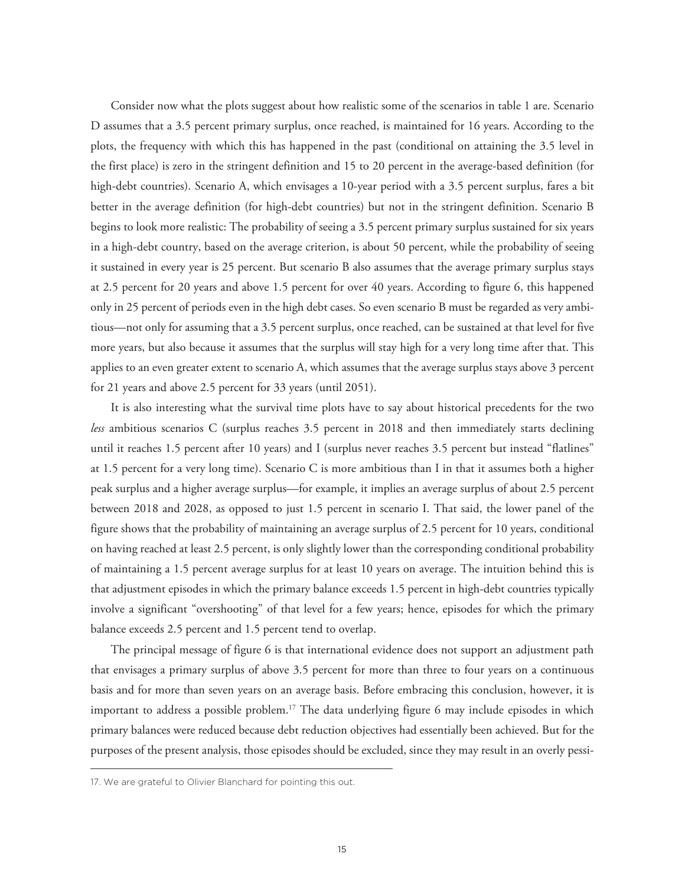Consider now what the plots suggest about how realistic some of the scenarios in table 1 are. Scenario D assumes that a 3.5 percent primary surplus, once reached, is maintained for 16 years. According to the plots, the frequency with which this has happened in the past (conditional on attaining the 3.5 level in the first place) is zero in the stringent definition and 15 to 20 percent in the average-based definition (for high-debt countries). Scenario A, which envisages a 10-year period with a 3.5 percent surplus, fares a bit better in the average definition (for high-debt countries) but not in the stringent definition. Scenario B begins to look more realistic: The probability of seeing a 3.5 percent primary surplus sustained for six years in a high-debt country, based on the average criterion, is about 50 percent, while the probability of seeing it sustained in every year is 25 percent. But scenario B also assumes that the average primary surplus stays at 2.5 percent for 20 years and above 1.5 percent for over 40 years. According to figure 6, this happened only in 25 percent of periods even in the high debt cases. So even scenario B must be regarded as very ambitious—not only for assuming that a 3.5 percent surplus, once reached, can be sustained at that level for five more years, but also because it assumes that the surplus will stay high for a very long time after that. This applies to an even greater extent to scenario A, which assumes that the average surplus stays above 3 percent for 21 years and above 2.5 percent for 33 years (until 2051).

It is also interesting what the survival time plots have to say about historical precedents for the two *less* ambitious scenarios C (surplus reaches 3.5 percent in 2018 and then immediately starts declining until it reaches 1.5 percent after 10 years) and I (surplus never reaches 3.5 percent but instead "flatlines" at 1.5 percent for a very long time). Scenario C is more ambitious than I in that it assumes both a higher peak surplus and a higher average surplus—for example, it implies an average surplus of about 2.5 percent between 2018 and 2028, as opposed to just 1.5 percent in scenario I. That said, the lower panel of the figure shows that the probability of maintaining an average surplus of 2.5 percent for 10 years, conditional on having reached at least 2.5 percent, is only slightly lower than the corresponding conditional probability of maintaining a 1.5 percent average surplus for at least 10 years on average. The intuition behind this is that adjustment episodes in which the primary balance exceeds 1.5 percent in high-debt countries typically involve a significant "overshooting" of that level for a few years; hence, episodes for which the primary balance exceeds 2.5 percent and 1.5 percent tend to overlap.

The principal message of figure 6 is that international evidence does not support an adjustment path that envisages a primary surplus of above 3.5 percent for more than three to four years on a continuous basis and for more than seven years on an average basis. Before embracing this conclusion, however, it is important to address a possible problem.[17] The data underlying figure 6 may include episodes in which primary balances were reduced because debt reduction objectives had essentially been achieved. But for the purposes of the present analysis, those episodes should be excluded, since they may result in an overly pessi-

17. We are grateful to Olivier Blanchard for pointing this out.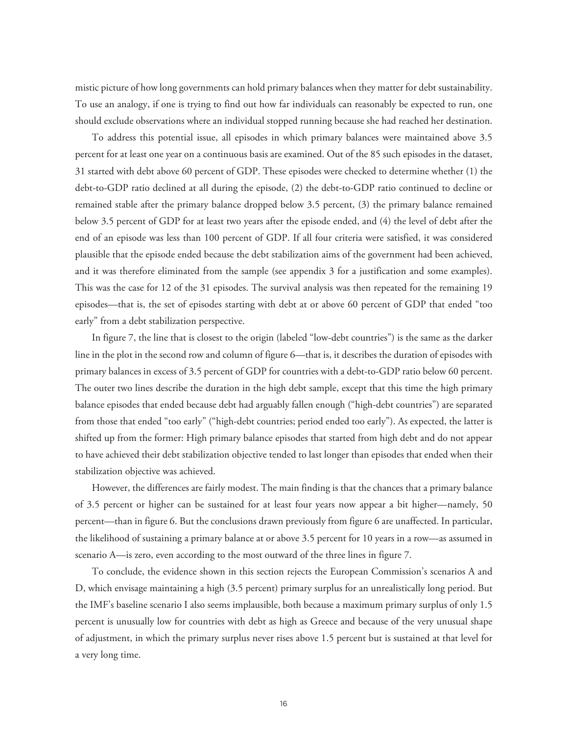mistic picture of how long governments can hold primary balances when they matter for debt sustainability. To use an analogy, if one is trying to find out how far individuals can reasonably be expected to run, one should exclude observations where an individual stopped running because she had reached her destination.

To address this potential issue, all episodes in which primary balances were maintained above 3.5 percent for at least one year on a continuous basis are examined. Out of the 85 such episodes in the dataset, 31 started with debt above 60 percent of GDP. These episodes were checked to determine whether (1) the debt-to-GDP ratio declined at all during the episode, (2) the debt-to-GDP ratio continued to decline or remained stable after the primary balance dropped below 3.5 percent, (3) the primary balance remained below 3.5 percent of GDP for at least two years after the episode ended, and (4) the level of debt after the end of an episode was less than 100 percent of GDP. If all four criteria were satisfied, it was considered plausible that the episode ended because the debt stabilization aims of the government had been achieved, and it was therefore eliminated from the sample (see appendix 3 for a justification and some examples). This was the case for 12 of the 31 episodes. The survival analysis was then repeated for the remaining 19 episodes—that is, the set of episodes starting with debt at or above 60 percent of GDP that ended "too early" from a debt stabilization perspective.

In figure 7, the line that is closest to the origin (labeled "low-debt countries") is the same as the darker line in the plot in the second row and column of figure 6—that is, it describes the duration of episodes with primary balances in excess of 3.5 percent of GDP for countries with a debt-to-GDP ratio below 60 percent. The outer two lines describe the duration in the high debt sample, except that this time the high primary balance episodes that ended because debt had arguably fallen enough ("high-debt countries") are separated from those that ended "too early" ("high-debt countries; period ended too early"). As expected, the latter is shifted up from the former: High primary balance episodes that started from high debt and do not appear to have achieved their debt stabilization objective tended to last longer than episodes that ended when their stabilization objective was achieved.

However, the differences are fairly modest. The main finding is that the chances that a primary balance of 3.5 percent or higher can be sustained for at least four years now appear a bit higher—namely, 50 percent—than in figure 6. But the conclusions drawn previously from figure 6 are unaffected. In particular, the likelihood of sustaining a primary balance at or above 3.5 percent for 10 years in a row—as assumed in scenario A—is zero, even according to the most outward of the three lines in figure 7.

To conclude, the evidence shown in this section rejects the European Commission's scenarios A and D, which envisage maintaining a high (3.5 percent) primary surplus for an unrealistically long period. But the IMF's baseline scenario I also seems implausible, both because a maximum primary surplus of only 1.5 percent is unusually low for countries with debt as high as Greece and because of the very unusual shape of adjustment, in which the primary surplus never rises above 1.5 percent but is sustained at that level for a very long time.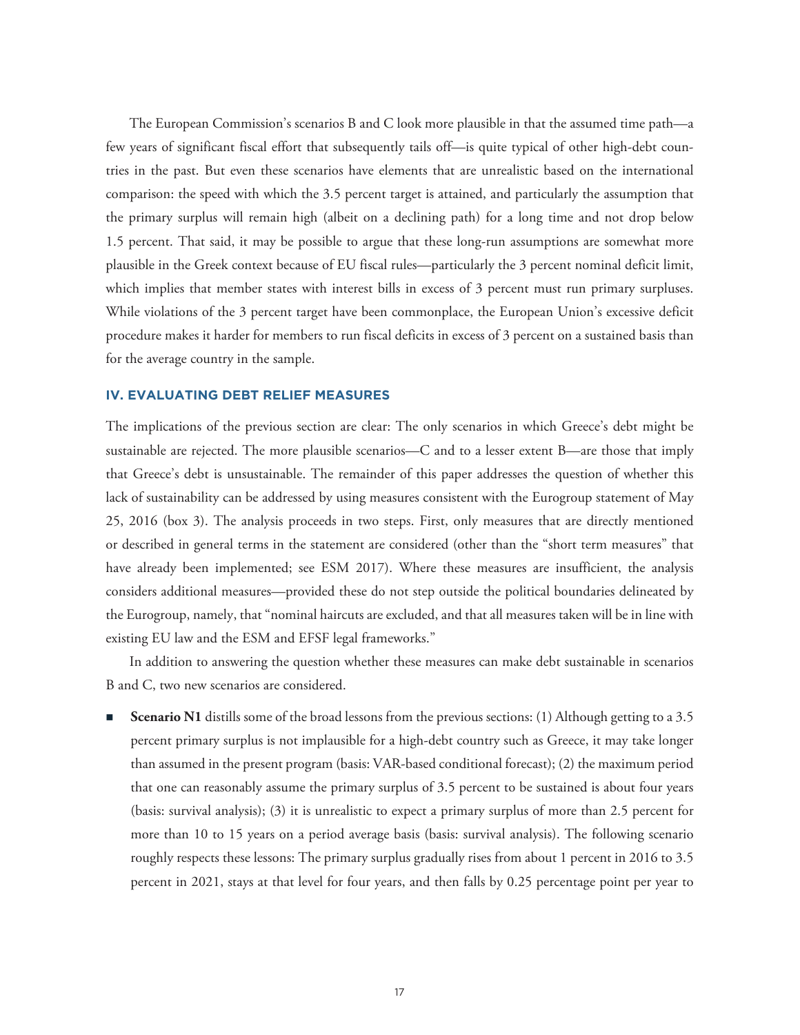The European Commission's scenarios B and C look more plausible in that the assumed time path—a few years of significant fiscal effort that subsequently tails off—is quite typical of other high-debt countries in the past. But even these scenarios have elements that are unrealistic based on the international comparison: the speed with which the 3.5 percent target is attained, and particularly the assumption that the primary surplus will remain high (albeit on a declining path) for a long time and not drop below 1.5 percent. That said, it may be possible to argue that these long-run assumptions are somewhat more plausible in the Greek context because of EU fiscal rules—particularly the 3 percent nominal deficit limit, which implies that member states with interest bills in excess of 3 percent must run primary surpluses. While violations of the 3 percent target have been commonplace, the European Union's excessive deficit procedure makes it harder for members to run fiscal deficits in excess of 3 percent on a sustained basis than for the average country in the sample.

## IV. EVALUATING DEBT RELIEF MEASURES

The implications of the previous section are clear: The only scenarios in which Greece's debt might be sustainable are rejected. The more plausible scenarios—C and to a lesser extent B—are those that imply that Greece's debt is unsustainable. The remainder of this paper addresses the question of whether this lack of sustainability can be addressed by using measures consistent with the Eurogroup statement of May 25, 2016 (box 3). The analysis proceeds in two steps. First, only measures that are directly mentioned or described in general terms in the statement are considered (other than the "short term measures" that have already been implemented; see ESM 2017). Where these measures are insufficient, the analysis considers additional measures—provided these do not step outside the political boundaries delineated by the Eurogroup, namely, that "nominal haircuts are excluded, and that all measures taken will be in line with existing EU law and the ESM and EFSF legal frameworks."

In addition to answering the question whether these measures can make debt sustainable in scenarios B and C, two new scenarios are considered.

- **Scenario N1** distills some of the broad lessons from the previous sections: (1) Although getting to a 3.5 percent primary surplus is not implausible for a high-debt country such as Greece, it may take longer than assumed in the present program (basis: VAR-based conditional forecast); (2) the maximum period that one can reasonably assume the primary surplus of 3.5 percent to be sustained is about four years (basis: survival analysis); (3) it is unrealistic to expect a primary surplus of more than 2.5 percent for more than 10 to 15 years on a period average basis (basis: survival analysis). The following scenario roughly respects these lessons: The primary surplus gradually rises from about 1 percent in 2016 to 3.5 percent in 2021, stays at that level for four years, and then falls by 0.25 percentage point per year to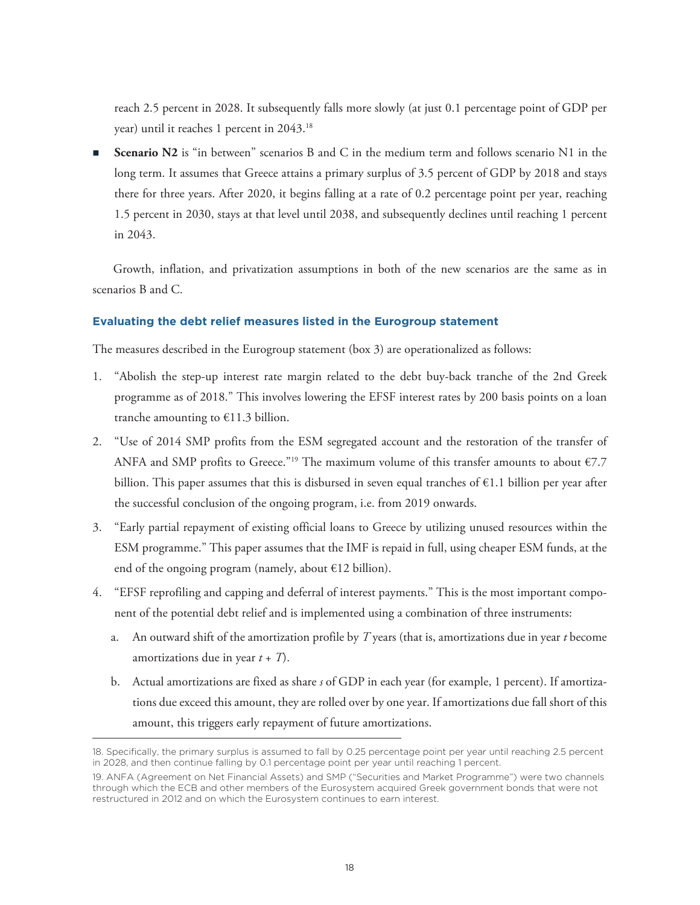reach 2.5 percent in 2028. It subsequently falls more slowly (at just 0.1 percentage point of GDP per year) until it reaches 1 percent in 2043.[18]

- **Scenario N2** is "in between" scenarios B and C in the medium term and follows scenario N1 in the long term. It assumes that Greece attains a primary surplus of 3.5 percent of GDP by 2018 and stays there for three years. After 2020, it begins falling at a rate of 0.2 percentage point per year, reaching 1.5 percent in 2030, stays at that level until 2038, and subsequently declines until reaching 1 percent in 2043.

Growth, inflation, and privatization assumptions in both of the new scenarios are the same as in scenarios B and C.

### Evaluating the debt relief measures listed in the Eurogroup statement

The measures described in the Eurogroup statement (box 3) are operationalized as follows:

1. "Abolish the step-up interest rate margin related to the debt buy-back tranche of the 2nd Greek programme as of 2018." This involves lowering the EFSF interest rates by 200 basis points on a loan tranche amounting to €11.3 billion.
2. "Use of 2014 SMP profits from the ESM segregated account and the restoration of the transfer of ANFA and SMP profits to Greece."[19] The maximum volume of this transfer amounts to about €7.7 billion. This paper assumes that this is disbursed in seven equal tranches of €1.1 billion per year after the successful conclusion of the ongoing program, i.e. from 2019 onwards.
3. "Early partial repayment of existing official loans to Greece by utilizing unused resources within the ESM programme." This paper assumes that the IMF is repaid in full, using cheaper ESM funds, at the end of the ongoing program (namely, about €12 billion).
4. "EFSF reprofiling and capping and deferral of interest payments." This is the most important component of the potential debt relief and is implemented using a combination of three instruments:
    a. An outward shift of the amortization profile by $T$ years (that is, amortizations due in year $t$ become amortizations due in year $t + T$).
    b. Actual amortizations are fixed as share $s$ of GDP in each year (for example, 1 percent). If amortizations due exceed this amount, they are rolled over by one year. If amortizations due fall short of this amount, this triggers early repayment of future amortizations.

18. Specifically, the primary surplus is assumed to fall by 0.25 percentage point per year until reaching 2.5 percent in 2028, and then continue falling by 0.1 percentage point per year until reaching 1 percent.

19. ANFA (Agreement on Net Financial Assets) and SMP ("Securities and Market Programme") were two channels through which the ECB and other members of the Eurosystem acquired Greek government bonds that were not restructured in 2012 and on which the Eurosystem continues to earn interest.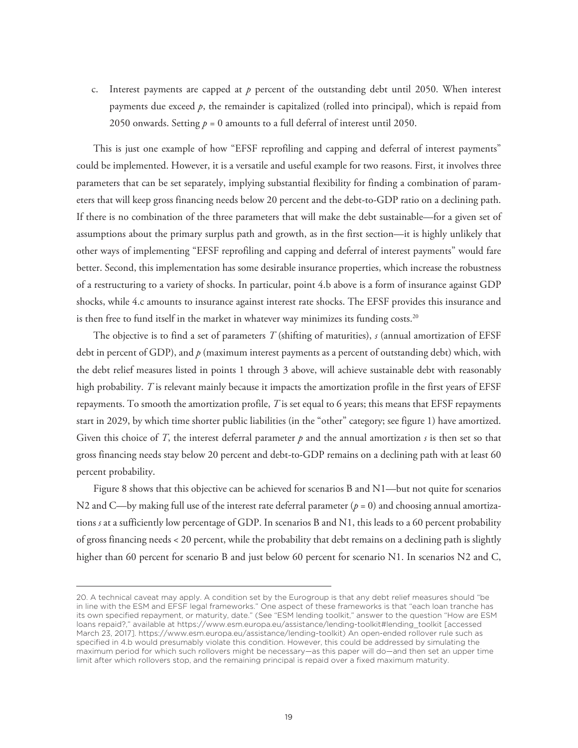c. Interest payments are capped at $p$ percent of the outstanding debt until 2050. When interest payments due exceed $p$, the remainder is capitalized (rolled into principal), which is repaid from 2050 onwards. Setting $p = 0$ amounts to a full deferral of interest until 2050.

This is just one example of how "EFSF reprofiling and capping and deferral of interest payments" could be implemented. However, it is a versatile and useful example for two reasons. First, it involves three parameters that can be set separately, implying substantial flexibility for finding a combination of parameters that will keep gross financing needs below 20 percent and the debt-to-GDP ratio on a declining path. If there is no combination of the three parameters that will make the debt sustainable—for a given set of assumptions about the primary surplus path and growth, as in the first section—it is highly unlikely that other ways of implementing "EFSF reprofiling and capping and deferral of interest payments" would fare better. Second, this implementation has some desirable insurance properties, which increase the robustness of a restructuring to a variety of shocks. In particular, point 4.b above is a form of insurance against GDP shocks, while 4.c amounts to insurance against interest rate shocks. The EFSF provides this insurance and is then free to fund itself in the market in whatever way minimizes its funding costs.[20]

The objective is to find a set of parameters $T$ (shifting of maturities), $s$ (annual amortization of EFSF debt in percent of GDP), and $p$ (maximum interest payments as a percent of outstanding debt) which, with the debt relief measures listed in points 1 through 3 above, will achieve sustainable debt with reasonably high probability. $T$ is relevant mainly because it impacts the amortization profile in the first years of EFSF repayments. To smooth the amortization profile, $T$ is set equal to 6 years; this means that EFSF repayments start in 2029, by which time shorter public liabilities (in the "other" category; see figure 1) have amortized. Given this choice of $T$, the interest deferral parameter $p$ and the annual amortization $s$ is then set so that gross financing needs stay below 20 percent and debt-to-GDP remains on a declining path with at least 60 percent probability.

Figure 8 shows that this objective can be achieved for scenarios B and N1—but not quite for scenarios N2 and C—by making full use of the interest rate deferral parameter ($p = 0$) and choosing annual amortizations $s$ at a sufficiently low percentage of GDP. In scenarios B and N1, this leads to a 60 percent probability of gross financing needs < 20 percent, while the probability that debt remains on a declining path is slightly higher than 60 percent for scenario B and just below 60 percent for scenario N1. In scenarios N2 and C,

20. A technical caveat may apply. A condition set by the Eurogroup is that any debt relief measures should "be in line with the ESM and EFSF legal frameworks." One aspect of these frameworks is that "each loan tranche has its own specified repayment, or maturity, date." (See "ESM lending toolkit," answer to the question "How are ESM loans repaid?," available at https://www.esm.europa.eu/assistance/lending-toolkit#lending_toolkit [accessed March 23, 2017]. https://www.esm.europa.eu/assistance/lending-toolkit) An open-ended rollover rule such as specified in 4.b would presumably violate this condition. However, this could be addressed by simulating the maximum period for which such rollovers might be necessary—as this paper will do—and then set an upper time limit after which rollovers stop, and the remaining principal is repaid over a fixed maximum maturity.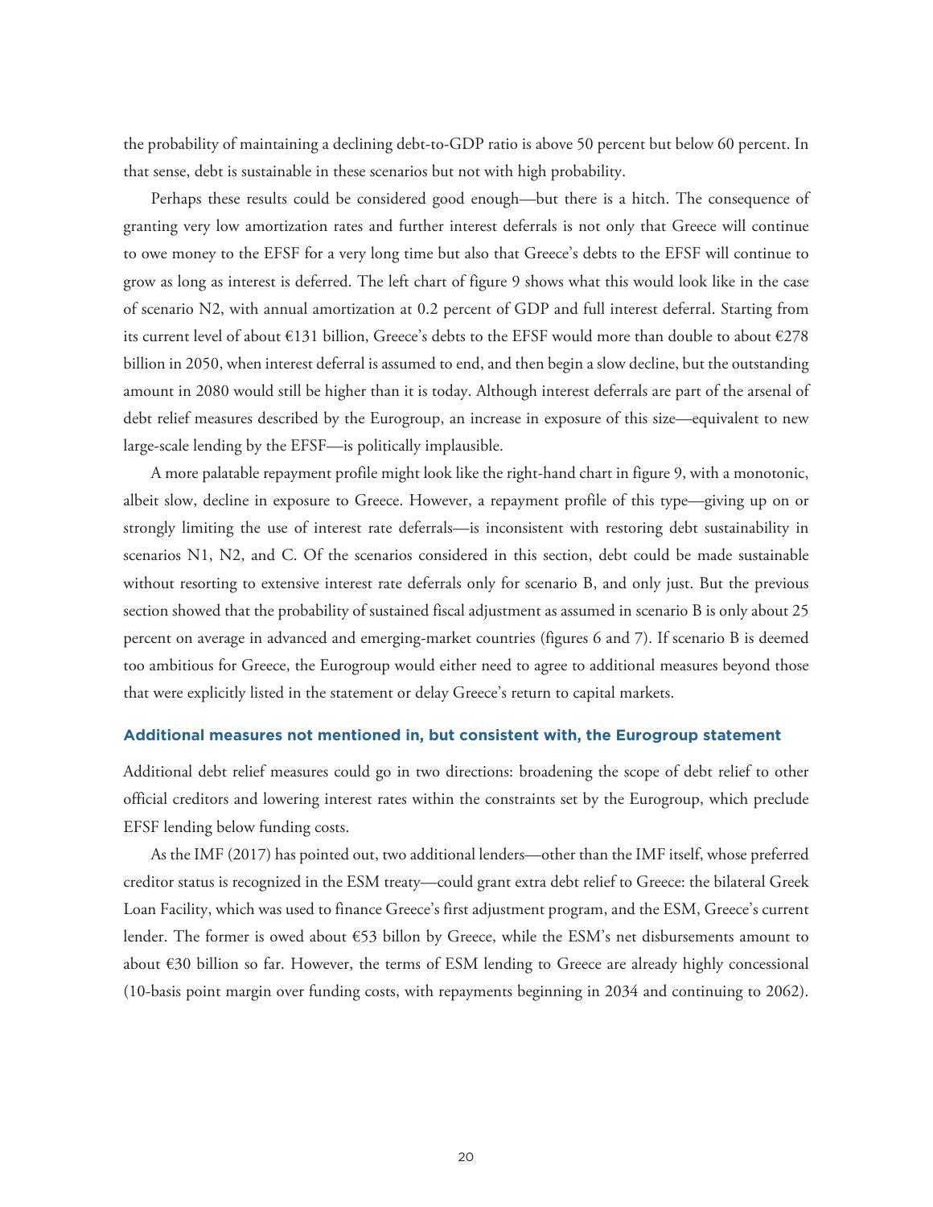the probability of maintaining a declining debt-to-GDP ratio is above 50 percent but below 60 percent. In that sense, debt is sustainable in these scenarios but not with high probability.

Perhaps these results could be considered good enough—but there is a hitch. The consequence of granting very low amortization rates and further interest deferrals is not only that Greece will continue to owe money to the EFSF for a very long time but also that Greece's debts to the EFSF will continue to grow as long as interest is deferred. The left chart of figure 9 shows what this would look like in the case of scenario N2, with annual amortization at 0.2 percent of GDP and full interest deferral. Starting from its current level of about €131 billion, Greece's debts to the EFSF would more than double to about €278 billion in 2050, when interest deferral is assumed to end, and then begin a slow decline, but the outstanding amount in 2080 would still be higher than it is today. Although interest deferrals are part of the arsenal of debt relief measures described by the Eurogroup, an increase in exposure of this size—equivalent to new large-scale lending by the EFSF—is politically implausible.

A more palatable repayment profile might look like the right-hand chart in figure 9, with a monotonic, albeit slow, decline in exposure to Greece. However, a repayment profile of this type—giving up on or strongly limiting the use of interest rate deferrals—is inconsistent with restoring debt sustainability in scenarios N1, N2, and C. Of the scenarios considered in this section, debt could be made sustainable without resorting to extensive interest rate deferrals only for scenario B, and only just. But the previous section showed that the probability of sustained fiscal adjustment as assumed in scenario B is only about 25 percent on average in advanced and emerging-market countries (figures 6 and 7). If scenario B is deemed too ambitious for Greece, the Eurogroup would either need to agree to additional measures beyond those that were explicitly listed in the statement or delay Greece's return to capital markets.

### Additional measures not mentioned in, but consistent with, the Eurogroup statement

Additional debt relief measures could go in two directions: broadening the scope of debt relief to other official creditors and lowering interest rates within the constraints set by the Eurogroup, which preclude EFSF lending below funding costs.

As the IMF (2017) has pointed out, two additional lenders—other than the IMF itself, whose preferred creditor status is recognized in the ESM treaty—could grant extra debt relief to Greece: the bilateral Greek Loan Facility, which was used to finance Greece's first adjustment program, and the ESM, Greece's current lender. The former is owed about €53 billon by Greece, while the ESM's net disbursements amount to about €30 billion so far. However, the terms of ESM lending to Greece are already highly concessional (10-basis point margin over funding costs, with repayments beginning in 2034 and continuing to 2062).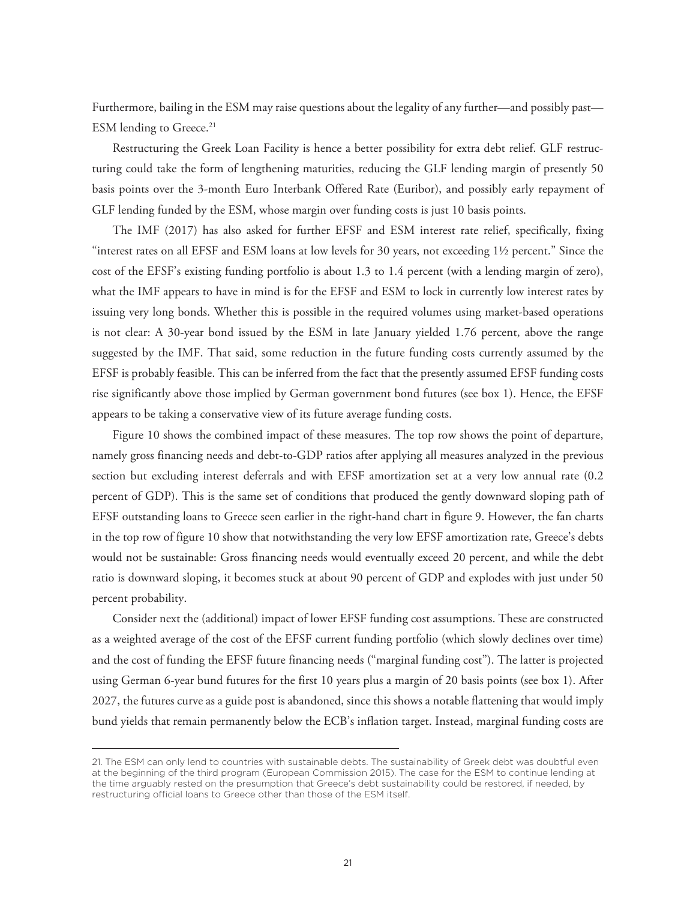Furthermore, bailing in the ESM may raise questions about the legality of any further—and possibly past—ESM lending to Greece.[21]

Restructuring the Greek Loan Facility is hence a better possibility for extra debt relief. GLF restructuring could take the form of lengthening maturities, reducing the GLF lending margin of presently 50 basis points over the 3-month Euro Interbank Offered Rate (Euribor), and possibly early repayment of GLF lending funded by the ESM, whose margin over funding costs is just 10 basis points.

The IMF (2017) has also asked for further EFSF and ESM interest rate relief, specifically, fixing "interest rates on all EFSF and ESM loans at low levels for 30 years, not exceeding 1½ percent." Since the cost of the EFSF's existing funding portfolio is about 1.3 to 1.4 percent (with a lending margin of zero), what the IMF appears to have in mind is for the EFSF and ESM to lock in currently low interest rates by issuing very long bonds. Whether this is possible in the required volumes using market-based operations is not clear: A 30-year bond issued by the ESM in late January yielded 1.76 percent, above the range suggested by the IMF. That said, some reduction in the future funding costs currently assumed by the EFSF is probably feasible. This can be inferred from the fact that the presently assumed EFSF funding costs rise significantly above those implied by German government bond futures (see box 1). Hence, the EFSF appears to be taking a conservative view of its future average funding costs.

Figure 10 shows the combined impact of these measures. The top row shows the point of departure, namely gross financing needs and debt-to-GDP ratios after applying all measures analyzed in the previous section but excluding interest deferrals and with EFSF amortization set at a very low annual rate (0.2 percent of GDP). This is the same set of conditions that produced the gently downward sloping path of EFSF outstanding loans to Greece seen earlier in the right-hand chart in figure 9. However, the fan charts in the top row of figure 10 show that notwithstanding the very low EFSF amortization rate, Greece's debts would not be sustainable: Gross financing needs would eventually exceed 20 percent, and while the debt ratio is downward sloping, it becomes stuck at about 90 percent of GDP and explodes with just under 50 percent probability.

Consider next the (additional) impact of lower EFSF funding cost assumptions. These are constructed as a weighted average of the cost of the EFSF current funding portfolio (which slowly declines over time) and the cost of funding the EFSF future financing needs ("marginal funding cost"). The latter is projected using German 6-year bund futures for the first 10 years plus a margin of 20 basis points (see box 1). After 2027, the futures curve as a guide post is abandoned, since this shows a notable flattening that would imply bund yields that remain permanently below the ECB's inflation target. Instead, marginal funding costs are

---

21. The ESM can only lend to countries with sustainable debts. The sustainability of Greek debt was doubtful even at the beginning of the third program (European Commission 2015). The case for the ESM to continue lending at the time arguably rested on the presumption that Greece's debt sustainability could be restored, if needed, by restructuring official loans to Greece other than those of the ESM itself.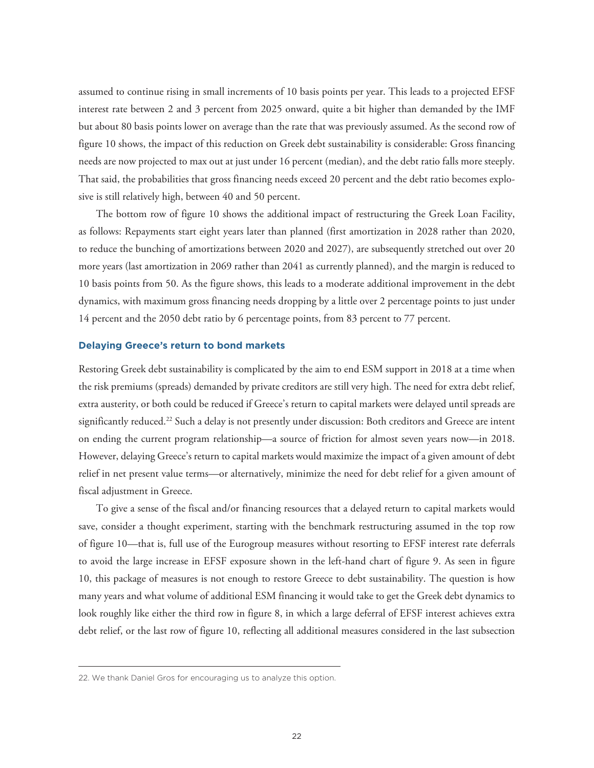assumed to continue rising in small increments of 10 basis points per year. This leads to a projected EFSF interest rate between 2 and 3 percent from 2025 onward, quite a bit higher than demanded by the IMF but about 80 basis points lower on average than the rate that was previously assumed. As the second row of figure 10 shows, the impact of this reduction on Greek debt sustainability is considerable: Gross financing needs are now projected to max out at just under 16 percent (median), and the debt ratio falls more steeply. That said, the probabilities that gross financing needs exceed 20 percent and the debt ratio becomes explosive is still relatively high, between 40 and 50 percent.

The bottom row of figure 10 shows the additional impact of restructuring the Greek Loan Facility, as follows: Repayments start eight years later than planned (first amortization in 2028 rather than 2020, to reduce the bunching of amortizations between 2020 and 2027), are subsequently stretched out over 20 more years (last amortization in 2069 rather than 2041 as currently planned), and the margin is reduced to 10 basis points from 50. As the figure shows, this leads to a moderate additional improvement in the debt dynamics, with maximum gross financing needs dropping by a little over 2 percentage points to just under 14 percent and the 2050 debt ratio by 6 percentage points, from 83 percent to 77 percent.

### Delaying Greece's return to bond markets

Restoring Greek debt sustainability is complicated by the aim to end ESM support in 2018 at a time when the risk premiums (spreads) demanded by private creditors are still very high. The need for extra debt relief, extra austerity, or both could be reduced if Greece's return to capital markets were delayed until spreads are significantly reduced.[22] Such a delay is not presently under discussion: Both creditors and Greece are intent on ending the current program relationship—a source of friction for almost seven years now—in 2018. However, delaying Greece's return to capital markets would maximize the impact of a given amount of debt relief in net present value terms—or alternatively, minimize the need for debt relief for a given amount of fiscal adjustment in Greece.

To give a sense of the fiscal and/or financing resources that a delayed return to capital markets would save, consider a thought experiment, starting with the benchmark restructuring assumed in the top row of figure 10—that is, full use of the Eurogroup measures without resorting to EFSF interest rate deferrals to avoid the large increase in EFSF exposure shown in the left-hand chart of figure 9. As seen in figure 10, this package of measures is not enough to restore Greece to debt sustainability. The question is how many years and what volume of additional ESM financing it would take to get the Greek debt dynamics to look roughly like either the third row in figure 8, in which a large deferral of EFSF interest achieves extra debt relief, or the last row of figure 10, reflecting all additional measures considered in the last subsection

22. We thank Daniel Gros for encouraging us to analyze this option.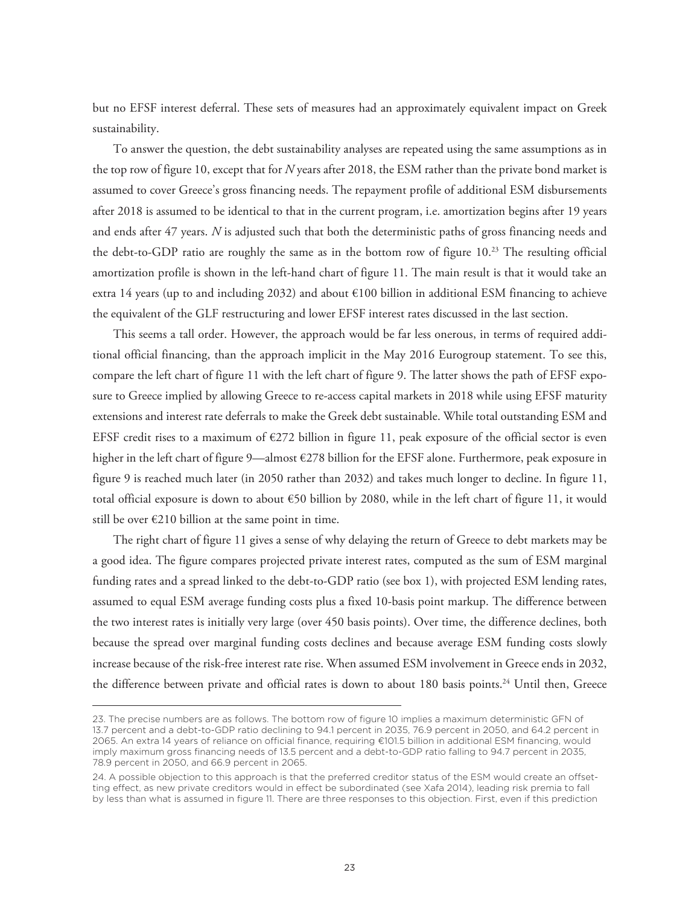but no EFSF interest deferral. These sets of measures had an approximately equivalent impact on Greek sustainability.

To answer the question, the debt sustainability analyses are repeated using the same assumptions as in the top row of figure 10, except that for *N* years after 2018, the ESM rather than the private bond market is assumed to cover Greece's gross financing needs. The repayment profile of additional ESM disbursements after 2018 is assumed to be identical to that in the current program, i.e. amortization begins after 19 years and ends after 47 years. *N* is adjusted such that both the deterministic paths of gross financing needs and the debt-to-GDP ratio are roughly the same as in the bottom row of figure 10.[23] The resulting official amortization profile is shown in the left-hand chart of figure 11. The main result is that it would take an extra 14 years (up to and including 2032) and about €100 billion in additional ESM financing to achieve the equivalent of the GLF restructuring and lower EFSF interest rates discussed in the last section.

This seems a tall order. However, the approach would be far less onerous, in terms of required additional official financing, than the approach implicit in the May 2016 Eurogroup statement. To see this, compare the left chart of figure 11 with the left chart of figure 9. The latter shows the path of EFSF exposure to Greece implied by allowing Greece to re-access capital markets in 2018 while using EFSF maturity extensions and interest rate deferrals to make the Greek debt sustainable. While total outstanding ESM and EFSF credit rises to a maximum of €272 billion in figure 11, peak exposure of the official sector is even higher in the left chart of figure 9—almost €278 billion for the EFSF alone. Furthermore, peak exposure in figure 9 is reached much later (in 2050 rather than 2032) and takes much longer to decline. In figure 11, total official exposure is down to about €50 billion by 2080, while in the left chart of figure 11, it would still be over €210 billion at the same point in time.

The right chart of figure 11 gives a sense of why delaying the return of Greece to debt markets may be a good idea. The figure compares projected private interest rates, computed as the sum of ESM marginal funding rates and a spread linked to the debt-to-GDP ratio (see box 1), with projected ESM lending rates, assumed to equal ESM average funding costs plus a fixed 10-basis point markup. The difference between the two interest rates is initially very large (over 450 basis points). Over time, the difference declines, both because the spread over marginal funding costs declines and because average ESM funding costs slowly increase because of the risk-free interest rate rise. When assumed ESM involvement in Greece ends in 2032, the difference between private and official rates is down to about 180 basis points.[24] Until then, Greece

---

23. The precise numbers are as follows. The bottom row of figure 10 implies a maximum deterministic GFN of 13.7 percent and a debt-to-GDP ratio declining to 94.1 percent in 2035, 76.9 percent in 2050, and 64.2 percent in 2065. An extra 14 years of reliance on official finance, requiring €101.5 billion in additional ESM financing, would imply maximum gross financing needs of 13.5 percent and a debt-to-GDP ratio falling to 94.7 percent in 2035, 78.9 percent in 2050, and 66.9 percent in 2065.

24. A possible objection to this approach is that the preferred creditor status of the ESM would create an offsetting effect, as new private creditors would in effect be subordinated (see Xafa 2014), leading risk premia to fall by less than what is assumed in figure 11. There are three responses to this objection. First, even if this prediction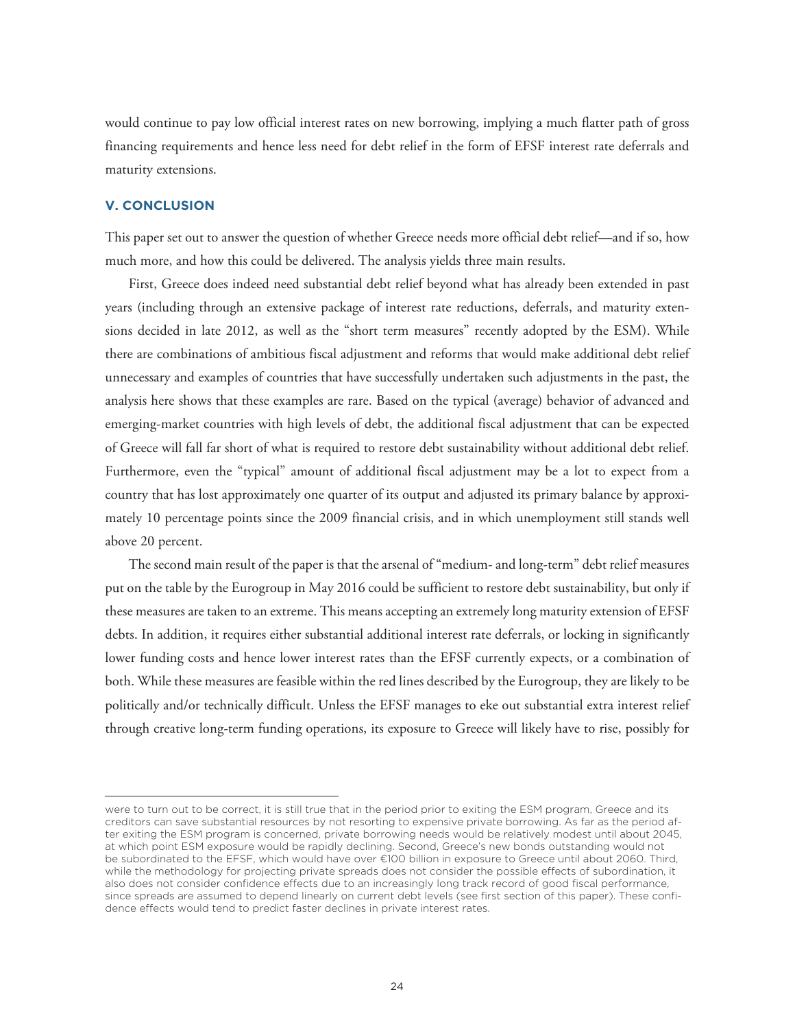would continue to pay low official interest rates on new borrowing, implying a much flatter path of gross financing requirements and hence less need for debt relief in the form of EFSF interest rate deferrals and maturity extensions.

## V. CONCLUSION

This paper set out to answer the question of whether Greece needs more official debt relief—and if so, how much more, and how this could be delivered. The analysis yields three main results.

First, Greece does indeed need substantial debt relief beyond what has already been extended in past years (including through an extensive package of interest rate reductions, deferrals, and maturity extensions decided in late 2012, as well as the "short term measures" recently adopted by the ESM). While there are combinations of ambitious fiscal adjustment and reforms that would make additional debt relief unnecessary and examples of countries that have successfully undertaken such adjustments in the past, the analysis here shows that these examples are rare. Based on the typical (average) behavior of advanced and emerging-market countries with high levels of debt, the additional fiscal adjustment that can be expected of Greece will fall far short of what is required to restore debt sustainability without additional debt relief. Furthermore, even the "typical" amount of additional fiscal adjustment may be a lot to expect from a country that has lost approximately one quarter of its output and adjusted its primary balance by approximately 10 percentage points since the 2009 financial crisis, and in which unemployment still stands well above 20 percent.

The second main result of the paper is that the arsenal of "medium- and long-term" debt relief measures put on the table by the Eurogroup in May 2016 could be sufficient to restore debt sustainability, but only if these measures are taken to an extreme. This means accepting an extremely long maturity extension of EFSF debts. In addition, it requires either substantial additional interest rate deferrals, or locking in significantly lower funding costs and hence lower interest rates than the EFSF currently expects, or a combination of both. While these measures are feasible within the red lines described by the Eurogroup, they are likely to be politically and/or technically difficult. Unless the EFSF manages to eke out substantial extra interest relief through creative long-term funding operations, its exposure to Greece will likely have to rise, possibly for

were to turn out to be correct, it is still true that in the period prior to exiting the ESM program, Greece and its creditors can save substantial resources by not resorting to expensive private borrowing. As far as the period after exiting the ESM program is concerned, private borrowing needs would be relatively modest until about 2045, at which point ESM exposure would be rapidly declining. Second, Greece's new bonds outstanding would not be subordinated to the EFSF, which would have over €100 billion in exposure to Greece until about 2060. Third, while the methodology for projecting private spreads does not consider the possible effects of subordination, it also does not consider confidence effects due to an increasingly long track record of good fiscal performance, since spreads are assumed to depend linearly on current debt levels (see first section of this paper). These confidence effects would tend to predict faster declines in private interest rates.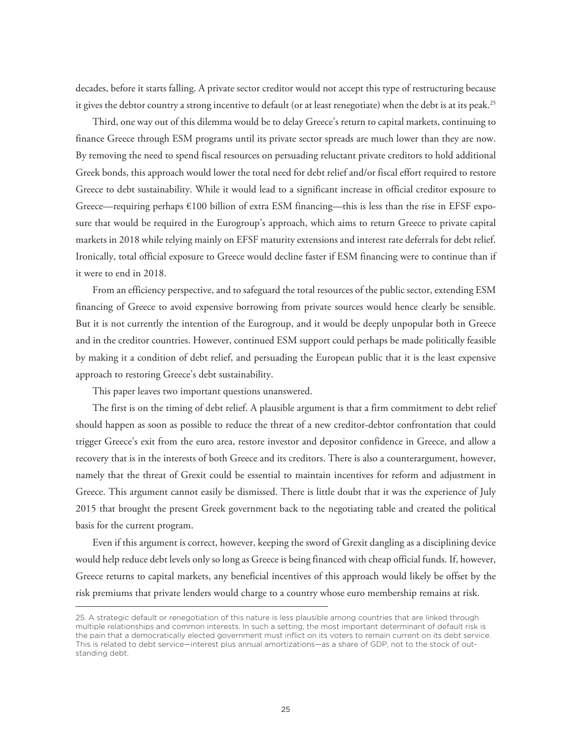decades, before it starts falling. A private sector creditor would not accept this type of restructuring because it gives the debtor country a strong incentive to default (or at least renegotiate) when the debt is at its peak.[25]

Third, one way out of this dilemma would be to delay Greece's return to capital markets, continuing to finance Greece through ESM programs until its private sector spreads are much lower than they are now. By removing the need to spend fiscal resources on persuading reluctant private creditors to hold additional Greek bonds, this approach would lower the total need for debt relief and/or fiscal effort required to restore Greece to debt sustainability. While it would lead to a significant increase in official creditor exposure to Greece—requiring perhaps €100 billion of extra ESM financing—this is less than the rise in EFSF exposure that would be required in the Eurogroup's approach, which aims to return Greece to private capital markets in 2018 while relying mainly on EFSF maturity extensions and interest rate deferrals for debt relief. Ironically, total official exposure to Greece would decline faster if ESM financing were to continue than if it were to end in 2018.

From an efficiency perspective, and to safeguard the total resources of the public sector, extending ESM financing of Greece to avoid expensive borrowing from private sources would hence clearly be sensible. But it is not currently the intention of the Eurogroup, and it would be deeply unpopular both in Greece and in the creditor countries. However, continued ESM support could perhaps be made politically feasible by making it a condition of debt relief, and persuading the European public that it is the least expensive approach to restoring Greece's debt sustainability.

This paper leaves two important questions unanswered.

The first is on the timing of debt relief. A plausible argument is that a firm commitment to debt relief should happen as soon as possible to reduce the threat of a new creditor-debtor confrontation that could trigger Greece's exit from the euro area, restore investor and depositor confidence in Greece, and allow a recovery that is in the interests of both Greece and its creditors. There is also a counterargument, however, namely that the threat of Grexit could be essential to maintain incentives for reform and adjustment in Greece. This argument cannot easily be dismissed. There is little doubt that it was the experience of July 2015 that brought the present Greek government back to the negotiating table and created the political basis for the current program.

Even if this argument is correct, however, keeping the sword of Grexit dangling as a disciplining device would help reduce debt levels only so long as Greece is being financed with cheap official funds. If, however, Greece returns to capital markets, any beneficial incentives of this approach would likely be offset by the risk premiums that private lenders would charge to a country whose euro membership remains at risk.

---

25. A strategic default or renegotiation of this nature is less plausible among countries that are linked through multiple relationships and common interests. In such a setting, the most important determinant of default risk is the pain that a democratically elected government must inflict on its voters to remain current on its debt service. This is related to debt service—interest plus annual amortizations—as a share of GDP, not to the stock of outstanding debt.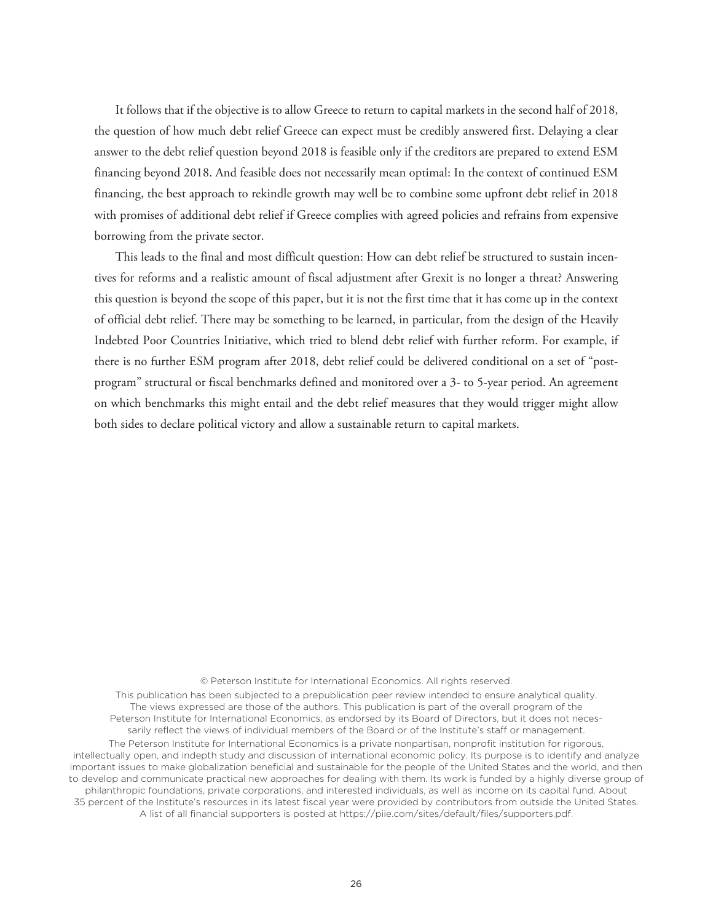It follows that if the objective is to allow Greece to return to capital markets in the second half of 2018, the question of how much debt relief Greece can expect must be credibly answered first. Delaying a clear answer to the debt relief question beyond 2018 is feasible only if the creditors are prepared to extend ESM financing beyond 2018. And feasible does not necessarily mean optimal: In the context of continued ESM financing, the best approach to rekindle growth may well be to combine some upfront debt relief in 2018 with promises of additional debt relief if Greece complies with agreed policies and refrains from expensive borrowing from the private sector.

This leads to the final and most difficult question: How can debt relief be structured to sustain incentives for reforms and a realistic amount of fiscal adjustment after Grexit is no longer a threat? Answering this question is beyond the scope of this paper, but it is not the first time that it has come up in the context of official debt relief. There may be something to be learned, in particular, from the design of the Heavily Indebted Poor Countries Initiative, which tried to blend debt relief with further reform. For example, if there is no further ESM program after 2018, debt relief could be delivered conditional on a set of "post-program" structural or fiscal benchmarks defined and monitored over a 3- to 5-year period. An agreement on which benchmarks this might entail and the debt relief measures that they would trigger might allow both sides to declare political victory and allow a sustainable return to capital markets.

© Peterson Institute for International Economics. All rights reserved.

This publication has been subjected to a prepublication peer review intended to ensure analytical quality. The views expressed are those of the authors. This publication is part of the overall program of the Peterson Institute for International Economics, as endorsed by its Board of Directors, but it does not necessarily reflect the views of individual members of the Board or of the Institute's staff or management.

The Peterson Institute for International Economics is a private nonpartisan, nonprofit institution for rigorous, intellectually open, and indepth study and discussion of international economic policy. Its purpose is to identify and analyze important issues to make globalization beneficial and sustainable for the people of the United States and the world, and then to develop and communicate practical new approaches for dealing with them. Its work is funded by a highly diverse group of philanthropic foundations, private corporations, and interested individuals, as well as income on its capital fund. About 35 percent of the Institute's resources in its latest fiscal year were provided by contributors from outside the United States. A list of all financial supporters is posted at https://piie.com/sites/default/files/supporters.pdf.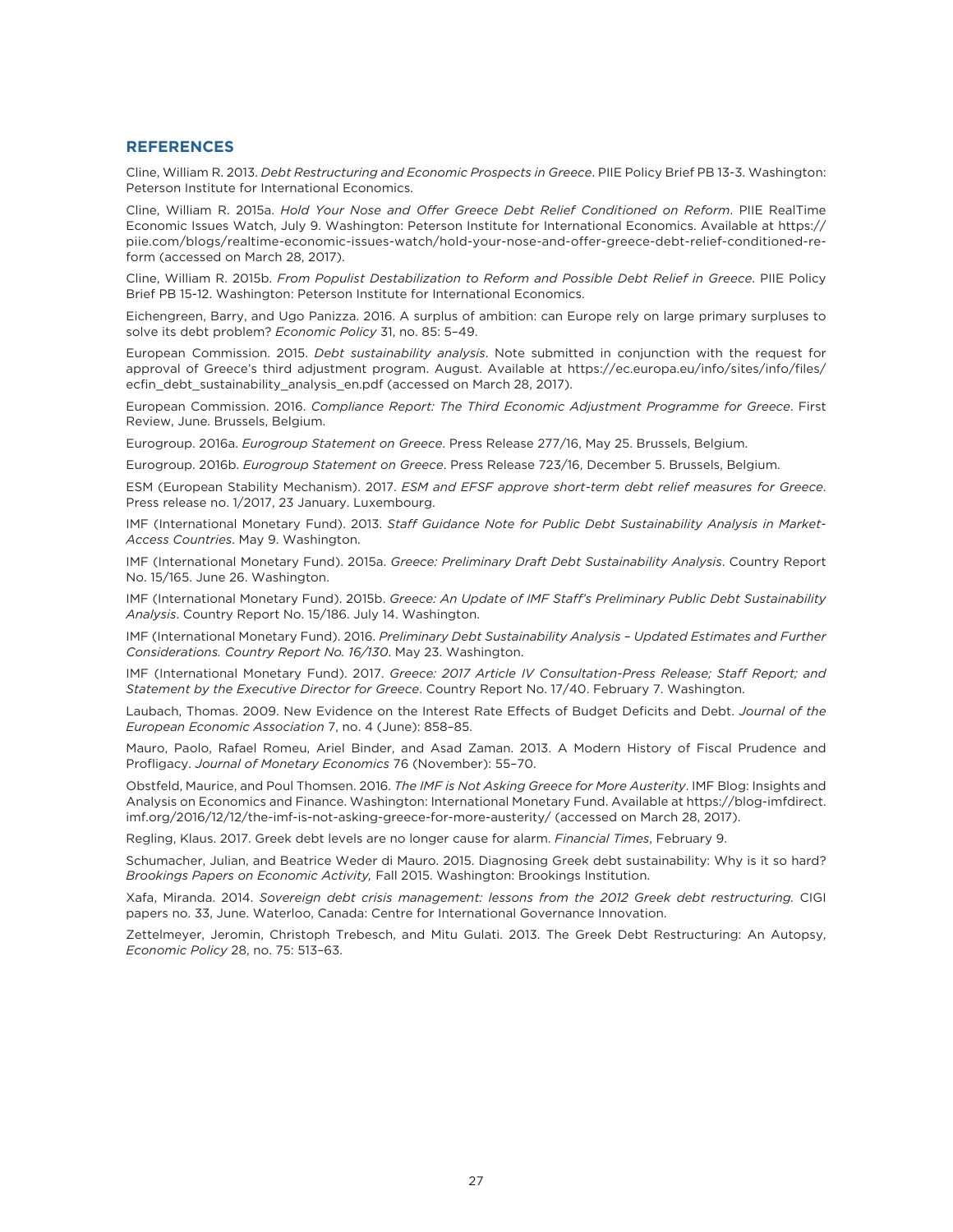## REFERENCES

Cline, William R. 2013. *Debt Restructuring and Economic Prospects in Greece*. PIIE Policy Brief PB 13-3. Washington: Peterson Institute for International Economics.

Cline, William R. 2015a. *Hold Your Nose and Offer Greece Debt Relief Conditioned on Reform*. PIIE RealTime Economic Issues Watch, July 9. Washington: Peterson Institute for International Economics. Available at https://piie.com/blogs/realtime-economic-issues-watch/hold-your-nose-and-offer-greece-debt-relief-conditioned-reform (accessed on March 28, 2017).

Cline, William R. 2015b. *From Populist Destabilization to Reform and Possible Debt Relief in Greece*. PIIE Policy Brief PB 15-12. Washington: Peterson Institute for International Economics.

Eichengreen, Barry, and Ugo Panizza. 2016. A surplus of ambition: can Europe rely on large primary surpluses to solve its debt problem? *Economic Policy* 31, no. 85: 5–49.

European Commission. 2015. *Debt sustainability analysis*. Note submitted in conjunction with the request for approval of Greece's third adjustment program. August. Available at https://ec.europa.eu/info/sites/info/files/ecfin_debt_sustainability_analysis_en.pdf (accessed on March 28, 2017).

European Commission. 2016. *Compliance Report: The Third Economic Adjustment Programme for Greece*. First Review, June. Brussels, Belgium.

Eurogroup. 2016a. *Eurogroup Statement on Greece*. Press Release 277/16, May 25. Brussels, Belgium.

Eurogroup. 2016b. *Eurogroup Statement on Greece*. Press Release 723/16, December 5. Brussels, Belgium.

ESM (European Stability Mechanism). 2017. *ESM and EFSF approve short-term debt relief measures for Greece*. Press release no. 1/2017, 23 January. Luxembourg.

IMF (International Monetary Fund). 2013. *Staff Guidance Note for Public Debt Sustainability Analysis in Market-Access Countries*. May 9. Washington.

IMF (International Monetary Fund). 2015a. *Greece: Preliminary Draft Debt Sustainability Analysis*. Country Report No. 15/165. June 26. Washington.

IMF (International Monetary Fund). 2015b. *Greece: An Update of IMF Staff's Preliminary Public Debt Sustainability Analysis*. Country Report No. 15/186. July 14. Washington.

IMF (International Monetary Fund). 2016. *Preliminary Debt Sustainability Analysis – Updated Estimates and Further Considerations. Country Report No. 16/130*. May 23. Washington.

IMF (International Monetary Fund). 2017. *Greece: 2017 Article IV Consultation-Press Release; Staff Report; and Statement by the Executive Director for Greece*. Country Report No. 17/40. February 7. Washington.

Laubach, Thomas. 2009. New Evidence on the Interest Rate Effects of Budget Deficits and Debt. *Journal of the European Economic Association* 7, no. 4 (June): 858–85.

Mauro, Paolo, Rafael Romeu, Ariel Binder, and Asad Zaman. 2013. A Modern History of Fiscal Prudence and Profligacy. *Journal of Monetary Economics* 76 (November): 55–70.

Obstfeld, Maurice, and Poul Thomsen. 2016. *The IMF is Not Asking Greece for More Austerity*. IMF Blog: Insights and Analysis on Economics and Finance. Washington: International Monetary Fund. Available at https://blog-imfdirect.imf.org/2016/12/12/the-imf-is-not-asking-greece-for-more-austerity/ (accessed on March 28, 2017).

Regling, Klaus. 2017. Greek debt levels are no longer cause for alarm. *Financial Times*, February 9.

Schumacher, Julian, and Beatrice Weder di Mauro. 2015. Diagnosing Greek debt sustainability: Why is it so hard? *Brookings Papers on Economic Activity,* Fall 2015. Washington: Brookings Institution.

Xafa, Miranda. 2014. *Sovereign debt crisis management: lessons from the 2012 Greek debt restructuring.* CIGI papers no. 33, June. Waterloo, Canada: Centre for International Governance Innovation.

Zettelmeyer, Jeromin, Christoph Trebesch, and Mitu Gulati. 2013. The Greek Debt Restructuring: An Autopsy, *Economic Policy* 28, no. 75: 513–63.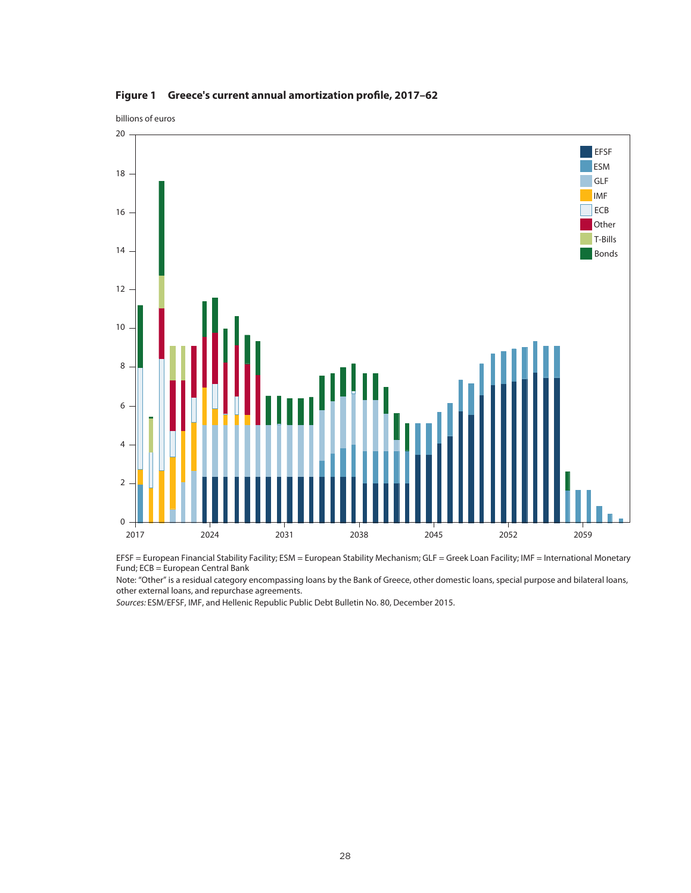**Figure 1 Greece's current annual amortization profile, 2017–62**

billions of euros

EFSF = European Financial Stability Facility; ESM = European Stability Mechanism; GLF = Greek Loan Facility; IMF = International Monetary Fund; ECB = European Central Bank

Note: "Other" is a residual category encompassing loans by the Bank of Greece, other domestic loans, special purpose and bilateral loans, other external loans, and repurchase agreements.

*Sources:* ESM/EFSF, IMF, and Hellenic Republic Public Debt Bulletin No. 80, December 2015.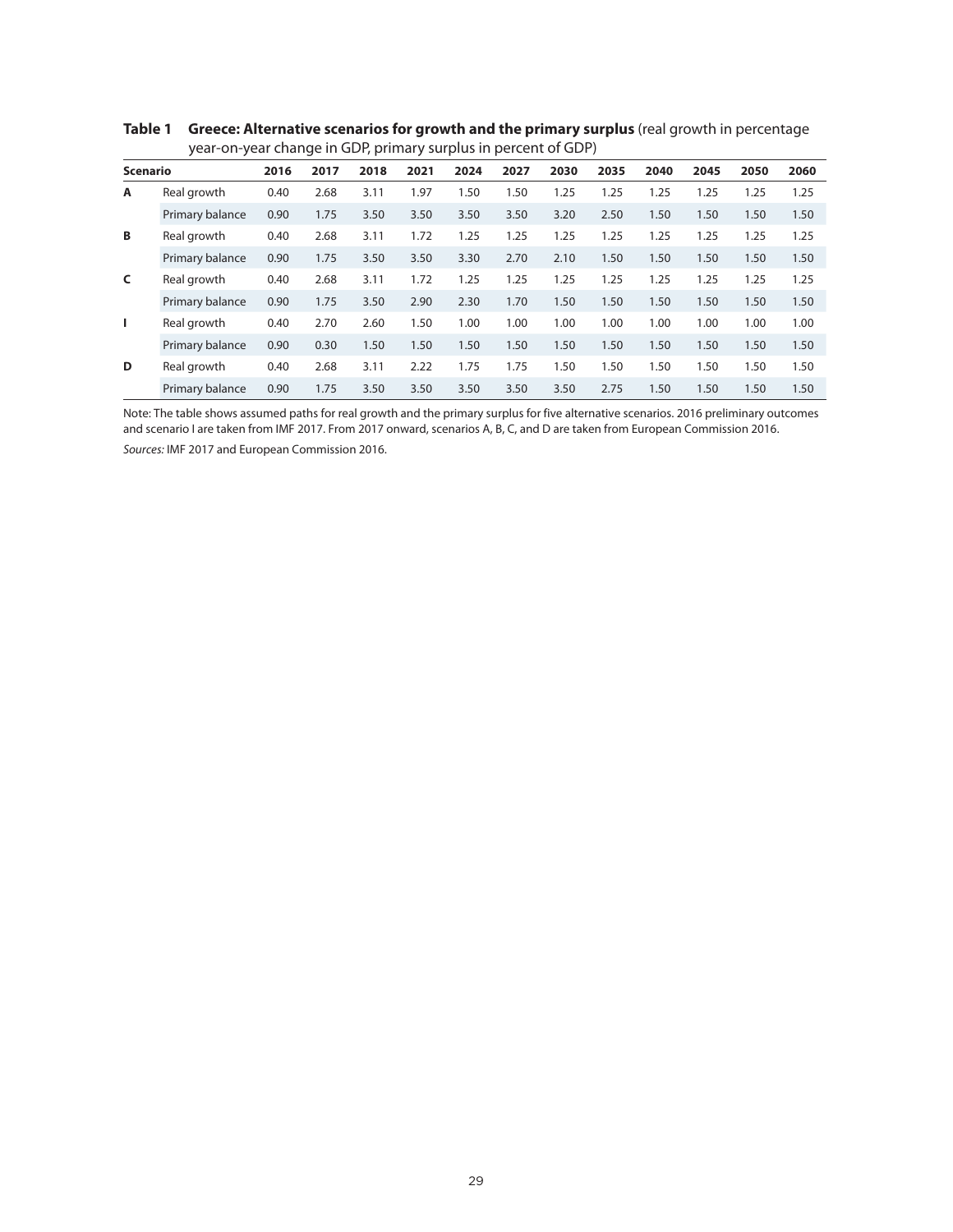**Table 1 Greece: Alternative scenarios for growth and the primary surplus** (real growth in percentage year-on-year change in GDP, primary surplus in percent of GDP)

| Scenario | | 2016 | 2017 | 2018 | 2021 | 2024 | 2027 | 2030 | 2035 | 2040 | 2045 | 2050 | 2060 |
|---|---|---|---|---|---|---|---|---|---|---|---|---|---|
| **A** | Real growth | 0.40 | 2.68 | 3.11 | 1.97 | 1.50 | 1.50 | 1.25 | 1.25 | 1.25 | 1.25 | 1.25 | 1.25 |
| | Primary balance | 0.90 | 1.75 | 3.50 | 3.50 | 3.50 | 3.50 | 3.20 | 2.50 | 1.50 | 1.50 | 1.50 | 1.50 |
| **B** | Real growth | 0.40 | 2.68 | 3.11 | 1.72 | 1.25 | 1.25 | 1.25 | 1.25 | 1.25 | 1.25 | 1.25 | 1.25 |
| | Primary balance | 0.90 | 1.75 | 3.50 | 3.50 | 3.30 | 2.70 | 2.10 | 1.50 | 1.50 | 1.50 | 1.50 | 1.50 |
| **C** | Real growth | 0.40 | 2.68 | 3.11 | 1.72 | 1.25 | 1.25 | 1.25 | 1.25 | 1.25 | 1.25 | 1.25 | 1.25 |
| | Primary balance | 0.90 | 1.75 | 3.50 | 2.90 | 2.30 | 1.70 | 1.50 | 1.50 | 1.50 | 1.50 | 1.50 | 1.50 |
| **I** | Real growth | 0.40 | 2.70 | 2.60 | 1.50 | 1.00 | 1.00 | 1.00 | 1.00 | 1.00 | 1.00 | 1.00 | 1.00 |
| | Primary balance | 0.90 | 0.30 | 1.50 | 1.50 | 1.50 | 1.50 | 1.50 | 1.50 | 1.50 | 1.50 | 1.50 | 1.50 |
| **D** | Real growth | 0.40 | 2.68 | 3.11 | 2.22 | 1.75 | 1.75 | 1.50 | 1.50 | 1.50 | 1.50 | 1.50 | 1.50 |
| | Primary balance | 0.90 | 1.75 | 3.50 | 3.50 | 3.50 | 3.50 | 3.50 | 2.75 | 1.50 | 1.50 | 1.50 | 1.50 |

Note: The table shows assumed paths for real growth and the primary surplus for five alternative scenarios. 2016 preliminary outcomes and scenario I are taken from IMF 2017. From 2017 onward, scenarios A, B, C, and D are taken from European Commission 2016.

*Sources:* IMF 2017 and European Commission 2016.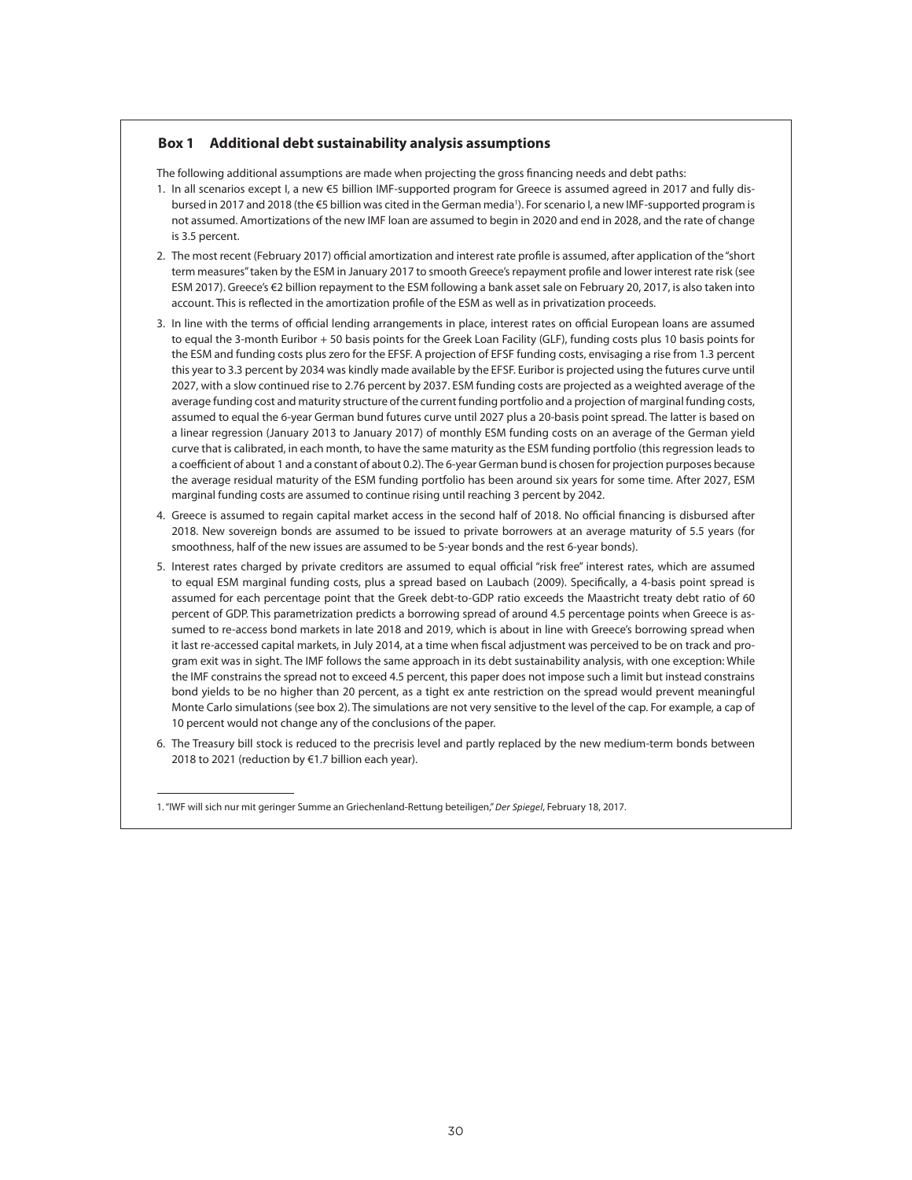### Box 1 Additional debt sustainability analysis assumptions

The following additional assumptions are made when projecting the gross financing needs and debt paths:

1. In all scenarios except I, a new €5 billion IMF-supported program for Greece is assumed agreed in 2017 and fully disbursed in 2017 and 2018 (the €5 billion was cited in the German media[1]). For scenario I, a new IMF-supported program is not assumed. Amortizations of the new IMF loan are assumed to begin in 2020 and end in 2028, and the rate of change is 3.5 percent.

2. The most recent (February 2017) official amortization and interest rate profile is assumed, after application of the "short term measures" taken by the ESM in January 2017 to smooth Greece's repayment profile and lower interest rate risk (see ESM 2017). Greece's €2 billion repayment to the ESM following a bank asset sale on February 20, 2017, is also taken into account. This is reflected in the amortization profile of the ESM as well as in privatization proceeds.

3. In line with the terms of official lending arrangements in place, interest rates on official European loans are assumed to equal the 3-month Euribor + 50 basis points for the Greek Loan Facility (GLF), funding costs plus 10 basis points for the ESM and funding costs plus zero for the EFSF. A projection of EFSF funding costs, envisaging a rise from 1.3 percent this year to 3.3 percent by 2034 was kindly made available by the EFSF. Euribor is projected using the futures curve until 2027, with a slow continued rise to 2.76 percent by 2037. ESM funding costs are projected as a weighted average of the average funding cost and maturity structure of the current funding portfolio and a projection of marginal funding costs, assumed to equal the 6-year German bund futures curve until 2027 plus a 20-basis point spread. The latter is based on a linear regression (January 2013 to January 2017) of monthly ESM funding costs on an average of the German yield curve that is calibrated, in each month, to have the same maturity as the ESM funding portfolio (this regression leads to a coefficient of about 1 and a constant of about 0.2). The 6-year German bund is chosen for projection purposes because the average residual maturity of the ESM funding portfolio has been around six years for some time. After 2027, ESM marginal funding costs are assumed to continue rising until reaching 3 percent by 2042.

4. Greece is assumed to regain capital market access in the second half of 2018. No official financing is disbursed after 2018. New sovereign bonds are assumed to be issued to private borrowers at an average maturity of 5.5 years (for smoothness, half of the new issues are assumed to be 5-year bonds and the rest 6-year bonds).

5. Interest rates charged by private creditors are assumed to equal official "risk free" interest rates, which are assumed to equal ESM marginal funding costs, plus a spread based on Laubach (2009). Specifically, a 4-basis point spread is assumed for each percentage point that the Greek debt-to-GDP ratio exceeds the Maastricht treaty debt ratio of 60 percent of GDP. This parametrization predicts a borrowing spread of around 4.5 percentage points when Greece is assumed to re-access bond markets in late 2018 and 2019, which is about in line with Greece's borrowing spread when it last re-accessed capital markets, in July 2014, at a time when fiscal adjustment was perceived to be on track and program exit was in sight. The IMF follows the same approach in its debt sustainability analysis, with one exception: While the IMF constrains the spread not to exceed 4.5 percent, this paper does not impose such a limit but instead constrains bond yields to be no higher than 20 percent, as a tight ex ante restriction on the spread would prevent meaningful Monte Carlo simulations (see box 2). The simulations are not very sensitive to the level of the cap. For example, a cap of 10 percent would not change any of the conclusions of the paper.

6. The Treasury bill stock is reduced to the precrisis level and partly replaced by the new medium-term bonds between 2018 to 2021 (reduction by €1.7 billion each year).

1. "IWF will sich nur mit geringer Summe an Griechenland-Rettung beteiligen," *Der Spiegel*, February 18, 2017.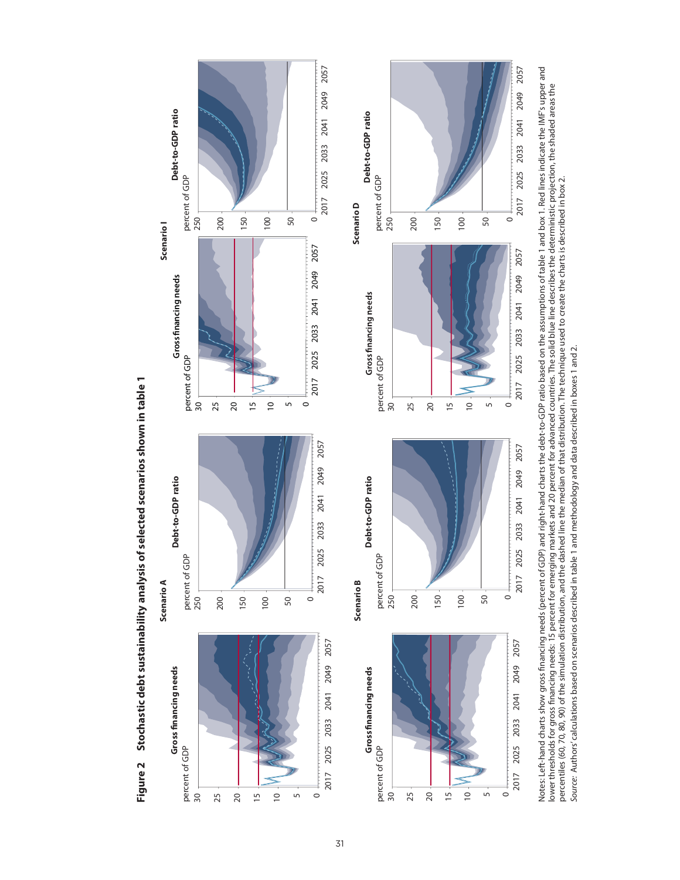**Figure 2 Stochastic debt sustainability analysis of selected scenarios shown in table 1**

Notes: Left-hand charts show gross financing needs (percent of GDP) and right-hand charts the debt-to-GDP ratio based on the assumptions of table 1 and box 1. Red lines indicate the IMF's upper and lower thresholds for gross financing needs: 15 percent for emerging markets and 20 percent for advanced countries. The solid blue line describes the deterministic projection, the shaded areas the percentiles (60, 70, 80, 90) of the simulation distribution, and the dashed line the median of that distribution. The technique used to create the charts is described in box 2.

*Source:* Authors' calculations based on scenarios described in table 1 and methodology and data described in boxes 1 and 2.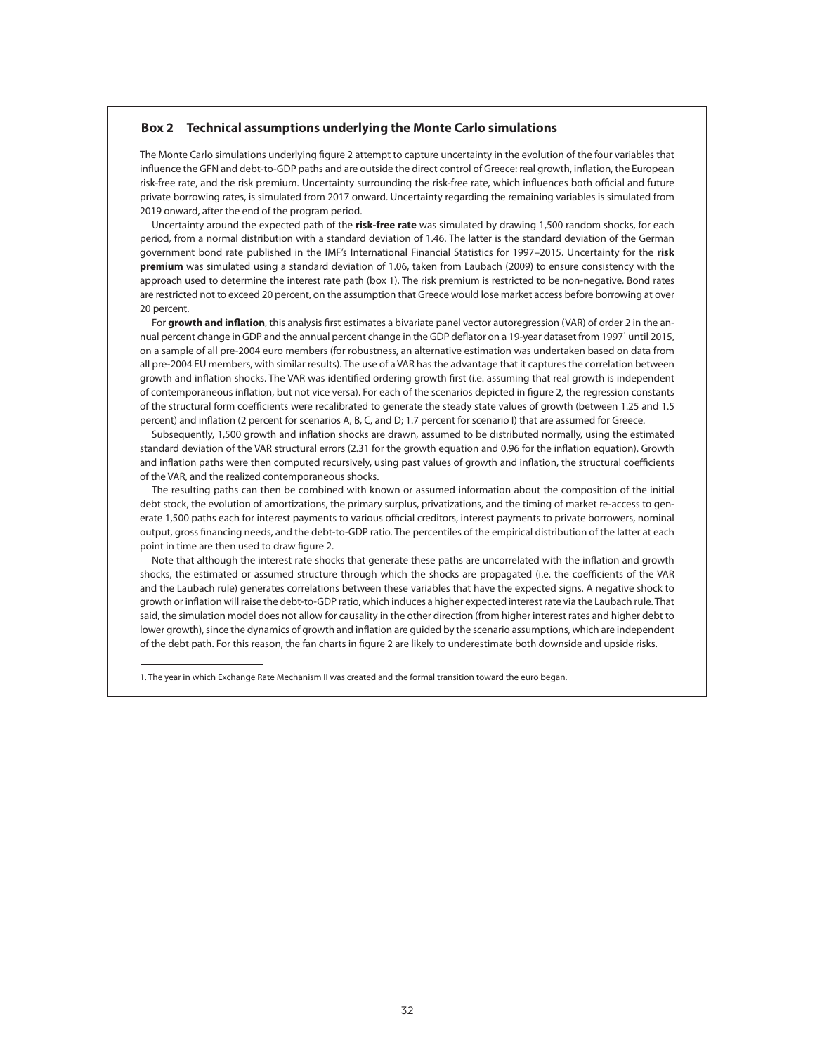## Box 2 Technical assumptions underlying the Monte Carlo simulations

The Monte Carlo simulations underlying figure 2 attempt to capture uncertainty in the evolution of the four variables that influence the GFN and debt-to-GDP paths and are outside the direct control of Greece: real growth, inflation, the European risk-free rate, and the risk premium. Uncertainty surrounding the risk-free rate, which influences both official and future private borrowing rates, is simulated from 2017 onward. Uncertainty regarding the remaining variables is simulated from 2019 onward, after the end of the program period.

Uncertainty around the expected path of the **risk-free rate** was simulated by drawing 1,500 random shocks, for each period, from a normal distribution with a standard deviation of 1.46. The latter is the standard deviation of the German government bond rate published in the IMF's International Financial Statistics for 1997–2015. Uncertainty for the **risk premium** was simulated using a standard deviation of 1.06, taken from Laubach (2009) to ensure consistency with the approach used to determine the interest rate path (box 1). The risk premium is restricted to be non-negative. Bond rates are restricted not to exceed 20 percent, on the assumption that Greece would lose market access before borrowing at over 20 percent.

For **growth and inflation**, this analysis first estimates a bivariate panel vector autoregression (VAR) of order 2 in the annual percent change in GDP and the annual percent change in the GDP deflator on a 19-year dataset from 1997[1] until 2015, on a sample of all pre-2004 euro members (for robustness, an alternative estimation was undertaken based on data from all pre-2004 EU members, with similar results). The use of a VAR has the advantage that it captures the correlation between growth and inflation shocks. The VAR was identified ordering growth first (i.e. assuming that real growth is independent of contemporaneous inflation, but not vice versa). For each of the scenarios depicted in figure 2, the regression constants of the structural form coefficients were recalibrated to generate the steady state values of growth (between 1.25 and 1.5 percent) and inflation (2 percent for scenarios A, B, C, and D; 1.7 percent for scenario I) that are assumed for Greece.

Subsequently, 1,500 growth and inflation shocks are drawn, assumed to be distributed normally, using the estimated standard deviation of the VAR structural errors (2.31 for the growth equation and 0.96 for the inflation equation). Growth and inflation paths were then computed recursively, using past values of growth and inflation, the structural coefficients of the VAR, and the realized contemporaneous shocks.

The resulting paths can then be combined with known or assumed information about the composition of the initial debt stock, the evolution of amortizations, the primary surplus, privatizations, and the timing of market re-access to generate 1,500 paths each for interest payments to various official creditors, interest payments to private borrowers, nominal output, gross financing needs, and the debt-to-GDP ratio. The percentiles of the empirical distribution of the latter at each point in time are then used to draw figure 2.

Note that although the interest rate shocks that generate these paths are uncorrelated with the inflation and growth shocks, the estimated or assumed structure through which the shocks are propagated (i.e. the coefficients of the VAR and the Laubach rule) generates correlations between these variables that have the expected signs. A negative shock to growth or inflation will raise the debt-to-GDP ratio, which induces a higher expected interest rate via the Laubach rule. That said, the simulation model does not allow for causality in the other direction (from higher interest rates and higher debt to lower growth), since the dynamics of growth and inflation are guided by the scenario assumptions, which are independent of the debt path. For this reason, the fan charts in figure 2 are likely to underestimate both downside and upside risks.

---

1. The year in which Exchange Rate Mechanism II was created and the formal transition toward the euro began.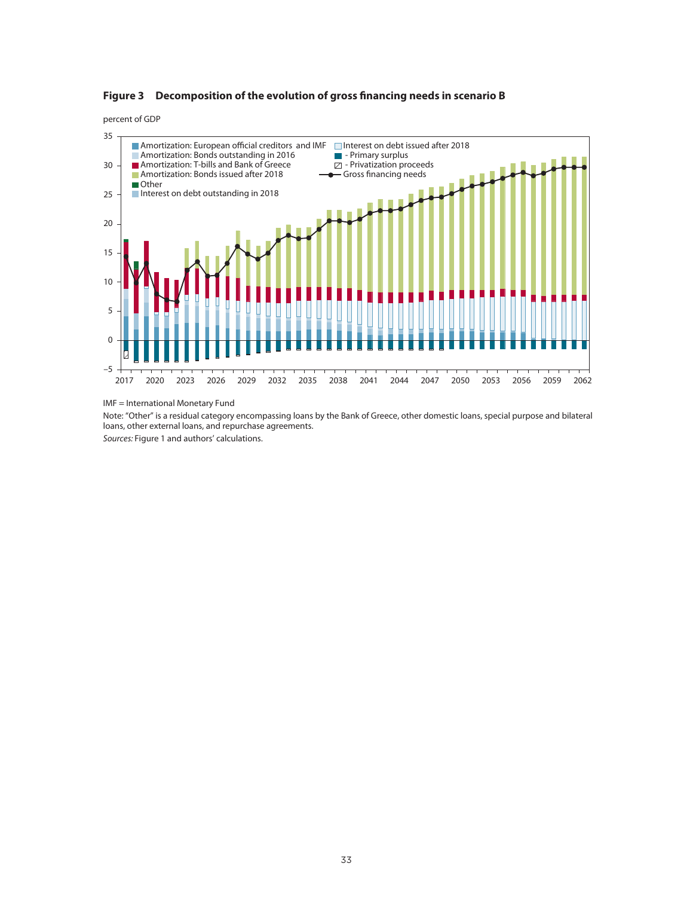**Figure 3 Decomposition of the evolution of gross financing needs in scenario B**

percent of GDP

IMF = International Monetary Fund

Note: "Other" is a residual category encompassing loans by the Bank of Greece, other domestic loans, special purpose and bilateral loans, other external loans, and repurchase agreements.

*Sources:* Figure 1 and authors' calculations.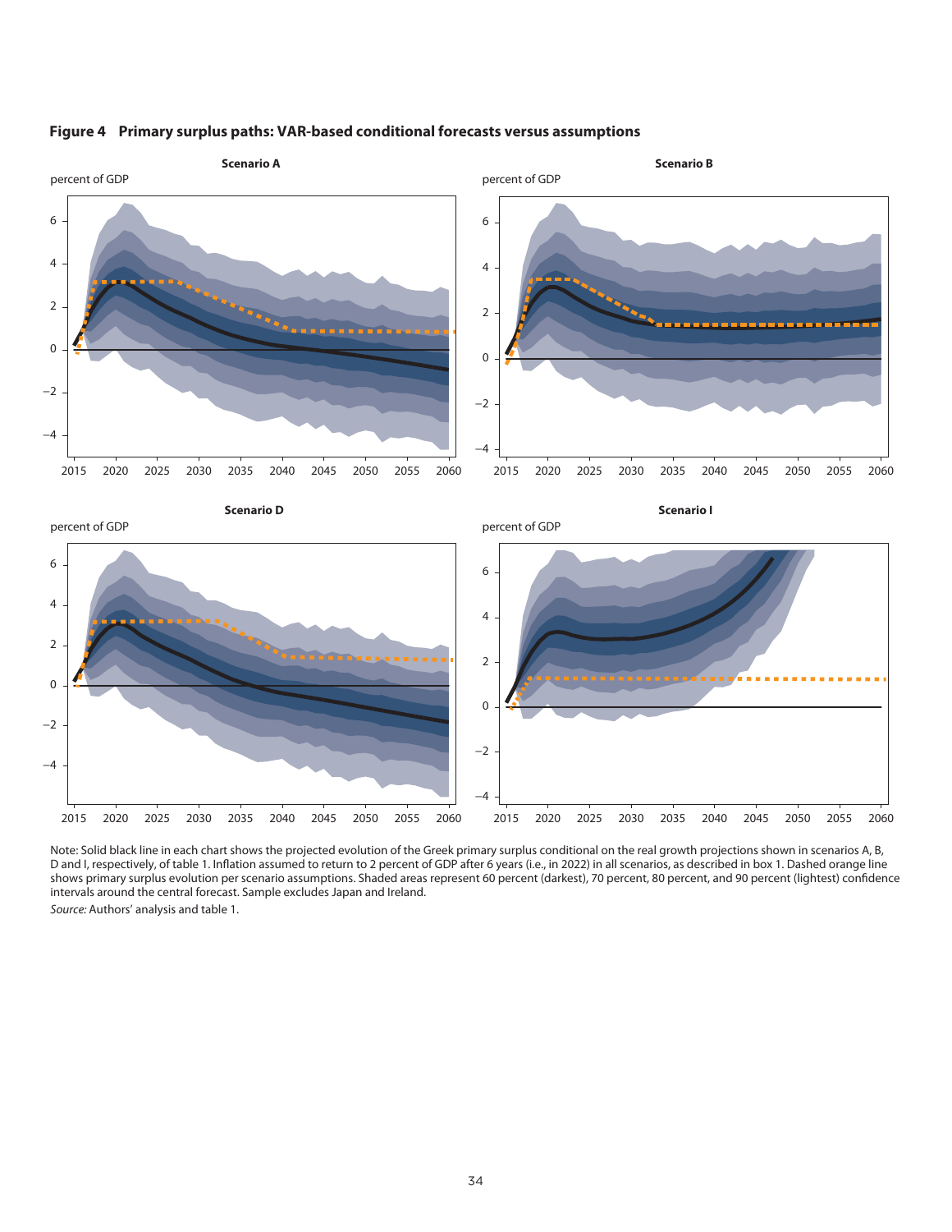**Figure 4 Primary surplus paths: VAR-based conditional forecasts versus assumptions**

Note: Solid black line in each chart shows the projected evolution of the Greek primary surplus conditional on the real growth projections shown in scenarios A, B, D and I, respectively, of table 1. Inflation assumed to return to 2 percent of GDP after 6 years (i.e., in 2022) in all scenarios, as described in box 1. Dashed orange line shows primary surplus evolution per scenario assumptions. Shaded areas represent 60 percent (darkest), 70 percent, 80 percent, and 90 percent (lightest) confidence intervals around the central forecast. Sample excludes Japan and Ireland.

*Source:* Authors' analysis and table 1.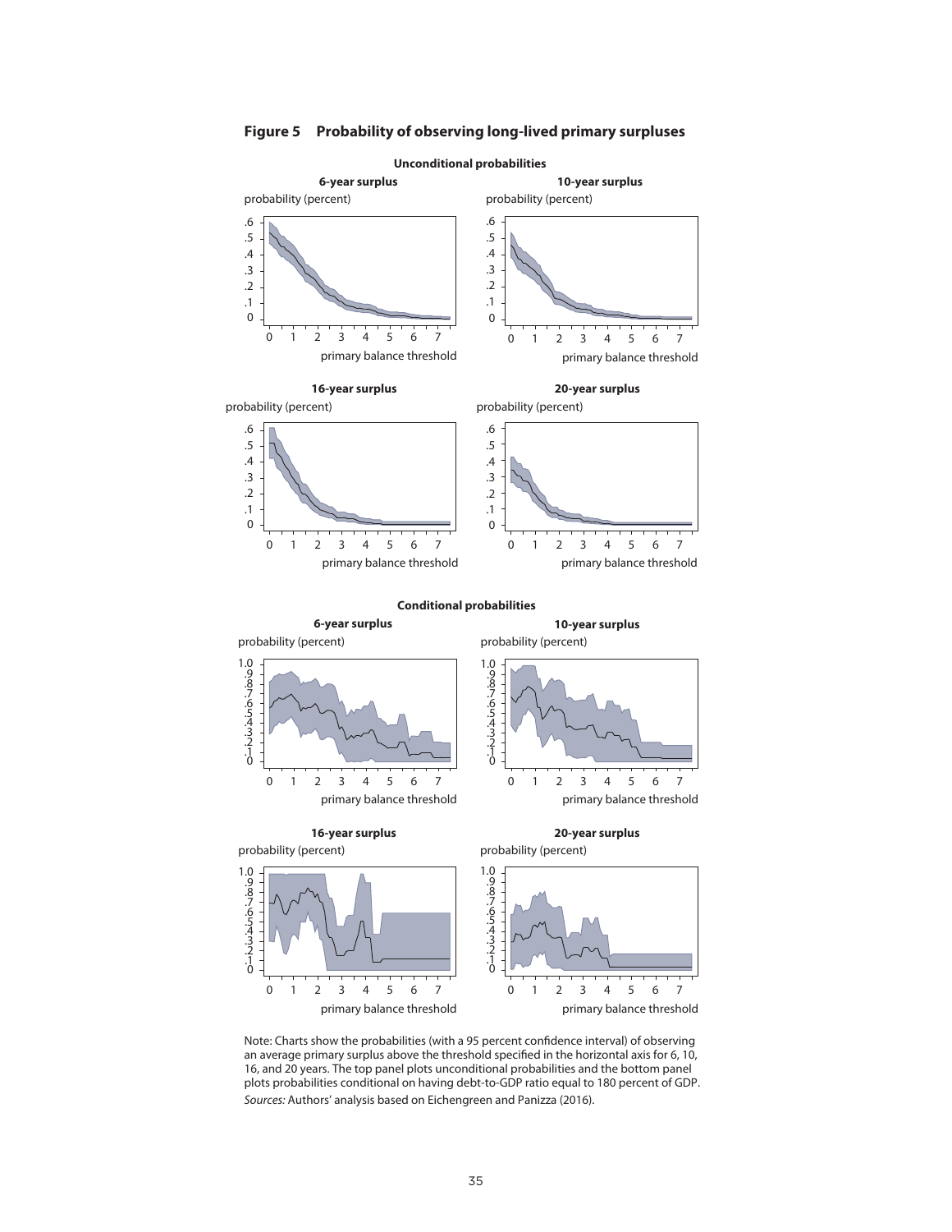**Figure 5 Probability of observing long-lived primary surpluses**

Unconditional probabilities

6-year surplus

probability (percent)

primary balance threshold

10-year surplus

probability (percent)

primary balance threshold

16-year surplus

probability (percent)

primary balance threshold

20-year surplus

probability (percent)

primary balance threshold

Conditional probabilities

6-year surplus

probability (percent)

primary balance threshold

10-year surplus

probability (percent)

primary balance threshold

16-year surplus

probability (percent)

primary balance threshold

20-year surplus

probability (percent)

primary balance threshold

Note: Charts show the probabilities (with a 95 percent confidence interval) of observing an average primary surplus above the threshold specified in the horizontal axis for 6, 10, 16, and 20 years. The top panel plots unconditional probabilities and the bottom panel plots probabilities conditional on having debt-to-GDP ratio equal to 180 percent of GDP.

*Sources:* Authors' analysis based on Eichengreen and Panizza (2016).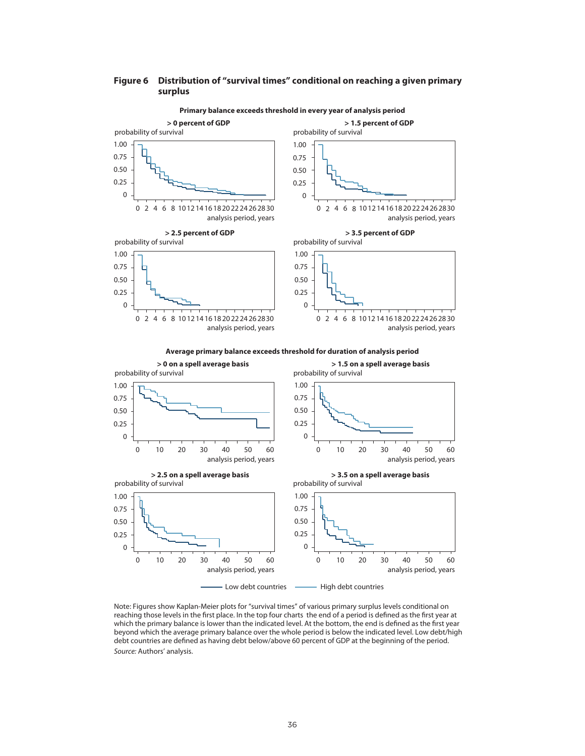**Figure 6 Distribution of "survival times" conditional on reaching a given primary surplus**

Primary balance exceeds threshold in every year of analysis period

> 0 percent of GDP

probability of survival

analysis period, years

> 1.5 percent of GDP

probability of survival

analysis period, years

> 2.5 percent of GDP

probability of survival

analysis period, years

> 3.5 percent of GDP

probability of survival

analysis period, years

Average primary balance exceeds threshold for duration of analysis period

> 0 on a spell average basis

probability of survival

analysis period, years

> 1.5 on a spell average basis

probability of survival

analysis period, years

> 2.5 on a spell average basis

probability of survival

analysis period, years

> 3.5 on a spell average basis

probability of survival

analysis period, years

Low debt countries — High debt countries

Note: Figures show Kaplan-Meier plots for "survival times" of various primary surplus levels conditional on reaching those levels in the first place. In the top four charts the end of a period is defined as the first year at which the primary balance is lower than the indicated level. At the bottom, the end is defined as the first year beyond which the average primary balance over the whole period is below the indicated level. Low debt/high debt countries are defined as having debt below/above 60 percent of GDP at the beginning of the period.

*Source:* Authors' analysis.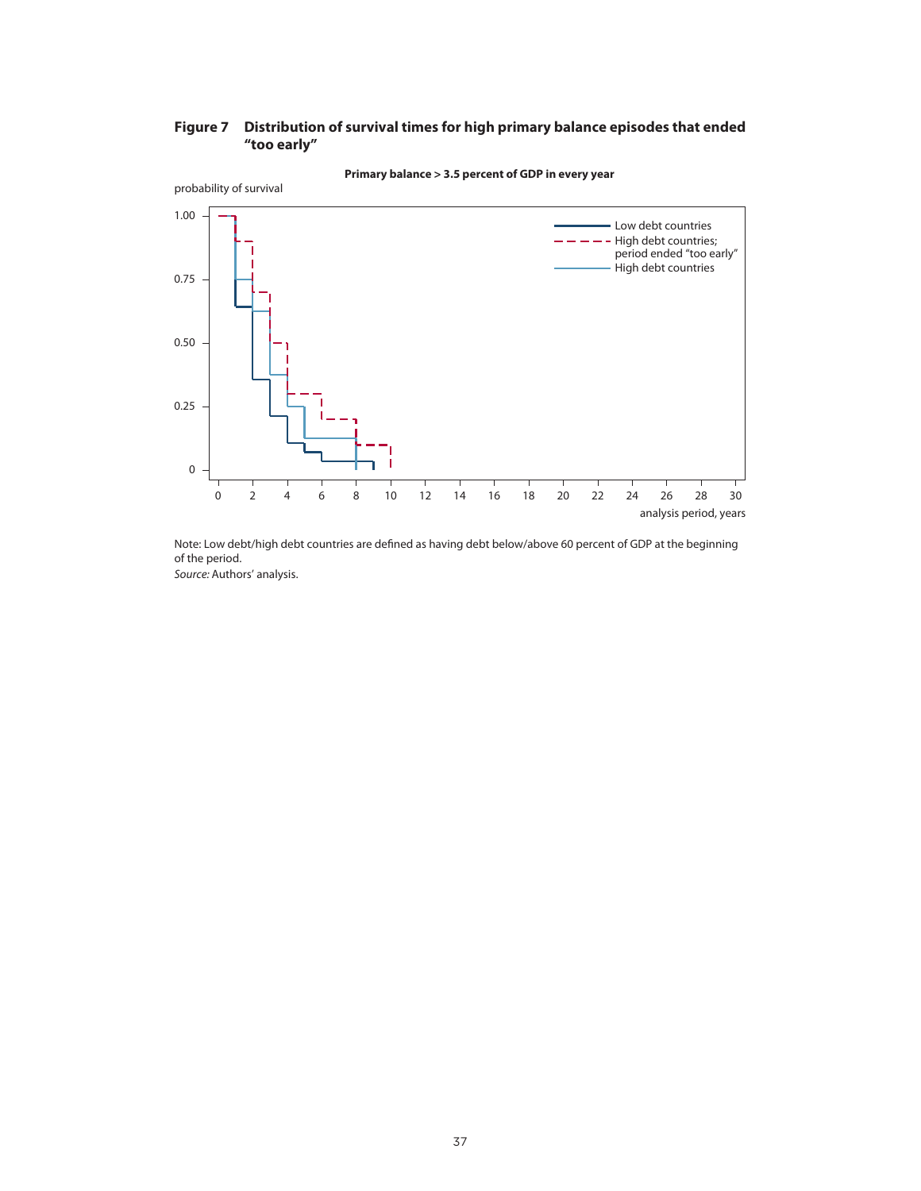**Figure 7 Distribution of survival times for high primary balance episodes that ended "too early"**

**Primary balance > 3.5 percent of GDP in every year**

probability of survival

analysis period, years

- Low debt countries
- High debt countries; period ended "too early"
- High debt countries

Note: Low debt/high debt countries are defined as having debt below/above 60 percent of GDP at the beginning of the period.
*Source:* Authors' analysis.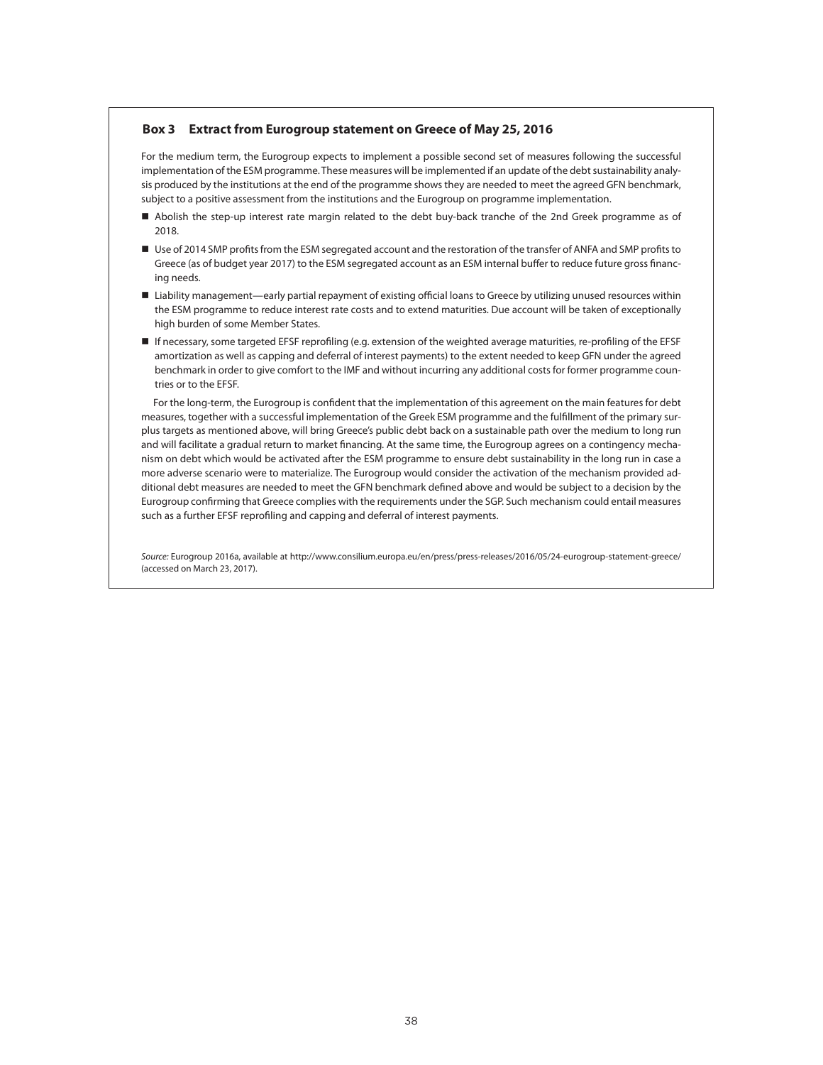### Box 3 Extract from Eurogroup statement on Greece of May 25, 2016

For the medium term, the Eurogroup expects to implement a possible second set of measures following the successful implementation of the ESM programme. These measures will be implemented if an update of the debt sustainability analysis produced by the institutions at the end of the programme shows they are needed to meet the agreed GFN benchmark, subject to a positive assessment from the institutions and the Eurogroup on programme implementation.

- Abolish the step-up interest rate margin related to the debt buy-back tranche of the 2nd Greek programme as of 2018.
- Use of 2014 SMP profits from the ESM segregated account and the restoration of the transfer of ANFA and SMP profits to Greece (as of budget year 2017) to the ESM segregated account as an ESM internal buffer to reduce future gross financing needs.
- Liability management—early partial repayment of existing official loans to Greece by utilizing unused resources within the ESM programme to reduce interest rate costs and to extend maturities. Due account will be taken of exceptionally high burden of some Member States.
- If necessary, some targeted EFSF reprofiling (e.g. extension of the weighted average maturities, re-profiling of the EFSF amortization as well as capping and deferral of interest payments) to the extent needed to keep GFN under the agreed benchmark in order to give comfort to the IMF and without incurring any additional costs for former programme countries or to the EFSF.

For the long-term, the Eurogroup is confident that the implementation of this agreement on the main features for debt measures, together with a successful implementation of the Greek ESM programme and the fulfillment of the primary surplus targets as mentioned above, will bring Greece's public debt back on a sustainable path over the medium to long run and will facilitate a gradual return to market financing. At the same time, the Eurogroup agrees on a contingency mechanism on debt which would be activated after the ESM programme to ensure debt sustainability in the long run in case a more adverse scenario were to materialize. The Eurogroup would consider the activation of the mechanism provided additional debt measures are needed to meet the GFN benchmark defined above and would be subject to a decision by the Eurogroup confirming that Greece complies with the requirements under the SGP. Such mechanism could entail measures such as a further EFSF reprofiling and capping and deferral of interest payments.

*Source:* Eurogroup 2016a, available at http://www.consilium.europa.eu/en/press/press-releases/2016/05/24-eurogroup-statement-greece/ (accessed on March 23, 2017).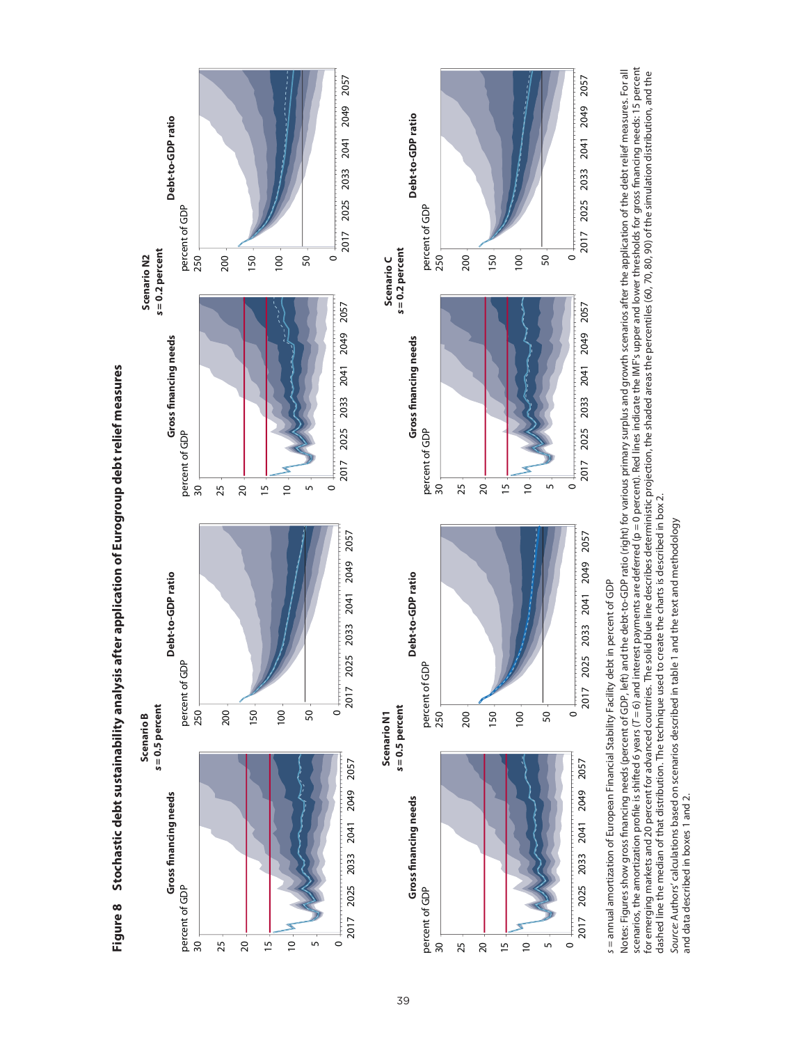**Figure 8 Stochastic debt sustainability analysis after application of Eurogroup debt relief measures**

Scenario B
$s$ = 0.5 percent

Gross financing needs
percent of GDP

Debt-to-GDP ratio
percent of GDP

Scenario N2
$s$ = 0.2 percent

Gross financing needs
percent of GDP

Debt-to-GDP ratio
percent of GDP

Scenario N1
$s$ = 0.5 percent

Gross financing needs
percent of GDP

Debt-to-GDP ratio
percent of GDP

Scenario C
$s$ = 0.2 percent

Gross financing needs
percent of GDP

Debt-to-GDP ratio
percent of GDP

$s$ = annual amortization of European Financial Stability Facility debt in percent of GDP

Notes: Figures show gross financing needs (percent of GDP, left) and the debt-to-GDP ratio (right) for various primary surplus and growth scenarios after the application of the debt relief measures. For all scenarios, the amortization profile is shifted 6 years ($T$ = 6) and interest payments are deferred ($p$ = 0 percent). Red lines indicate the IMF's upper and lower thresholds for gross financing needs: 15 percent for emerging markets and 20 percent for advanced countries. The solid blue line describes deterministic projection, the shaded areas the percentiles (60, 70, 80, 90) of the simulation distribution, and the dashed line the median of that distribution. The technique used to create the charts is described in box 2.

*Source:* Authors' calculations based on scenarios described in table 1 and the text and methodology and data described in boxes 1 and 2.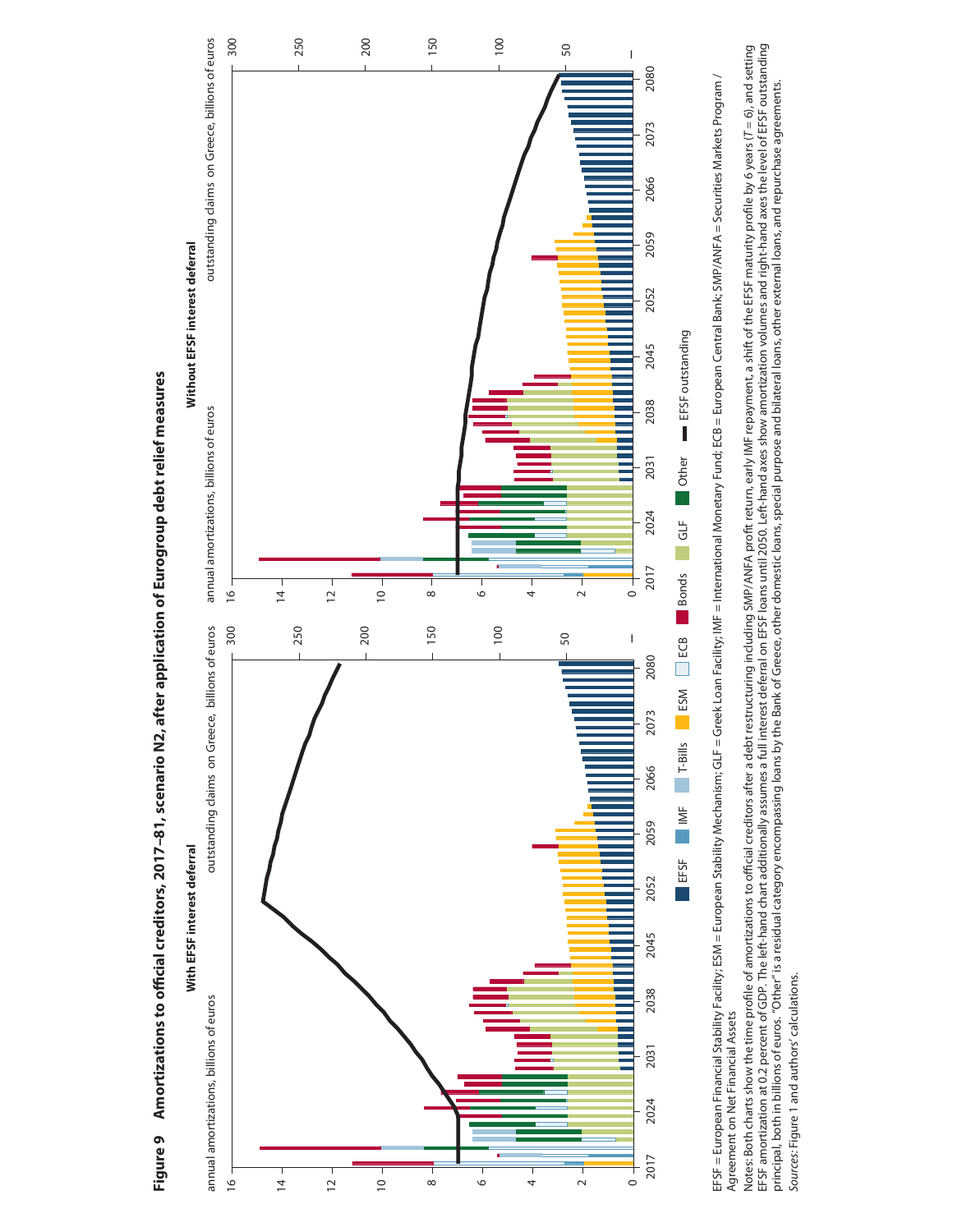**Figure 9 Amortizations to official creditors, 2017–81, scenario N2, after application of Eurogroup debt relief measures**

With EFSF interest deferral

annual amortizations, billions of euros — outstanding claims on Greece, billions of euros

Without EFSF interest deferral

annual amortizations, billions of euros — outstanding claims on Greece, billions of euros

EFSF | IMF | T-Bills | ESM | ECB | Bonds | GLF | Other | EFSF outstanding

EFSF = European Financial Stability Facility; ESM = European Stability Mechanism; GLF = Greek Loan Facility; IMF = International Monetary Fund; ECB = European Central Bank; SMP/ANFA = Securities Markets Program / Agreement on Net Financial Assets

Notes: Both charts show the time profile of amortizations to official creditors after a debt restructuring including SMP/ANFA profit return, early IMF repayment, a shift of the EFSF maturity profile by 6 years ($T = 6$), and setting EFSF amortization at 0.2 percent of GDP. The left-hand chart additionally assumes a full interest deferral on EFSF loans until 2050. Left-hand axes show amortization volumes and right-hand axes the level of EFSF outstanding principal, both in billions of euros. "Other" is a residual category encompassing loans by the Bank of Greece, other domestic loans, special purpose and bilateral loans, other external loans, and repurchase agreements.

*Sources:* Figure 1 and authors' calculations.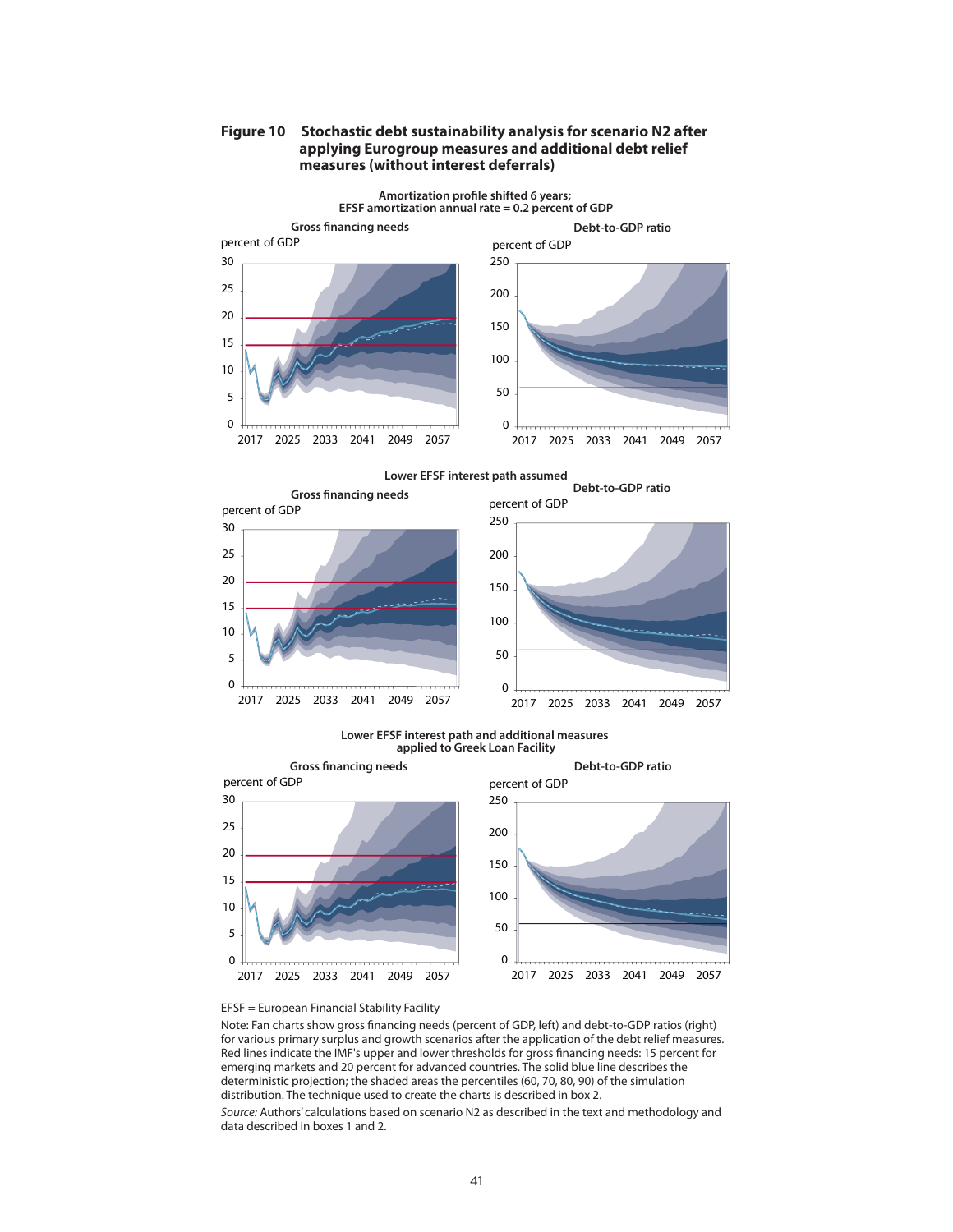**Figure 10 Stochastic debt sustainability analysis for scenario N2 after applying Eurogroup measures and additional debt relief measures (without interest deferrals)**

**Amortization profile shifted 6 years; EFSF amortization annual rate = 0.2 percent of GDP**

**Gross financing needs**

percent of GDP

**Debt-to-GDP ratio**

percent of GDP

**Lower EFSF interest path assumed**

**Gross financing needs**

percent of GDP

**Debt-to-GDP ratio**

percent of GDP

**Lower EFSF interest path and additional measures applied to Greek Loan Facility**

**Gross financing needs**

percent of GDP

**Debt-to-GDP ratio**

percent of GDP

EFSF = European Financial Stability Facility

Note: Fan charts show gross financing needs (percent of GDP, left) and debt-to-GDP ratios (right) for various primary surplus and growth scenarios after the application of the debt relief measures. Red lines indicate the IMF's upper and lower thresholds for gross financing needs: 15 percent for emerging markets and 20 percent for advanced countries. The solid blue line describes the deterministic projection; the shaded areas the percentiles (60, 70, 80, 90) of the simulation distribution. The technique used to create the charts is described in box 2.

*Source:* Authors' calculations based on scenario N2 as described in the text and methodology and data described in boxes 1 and 2.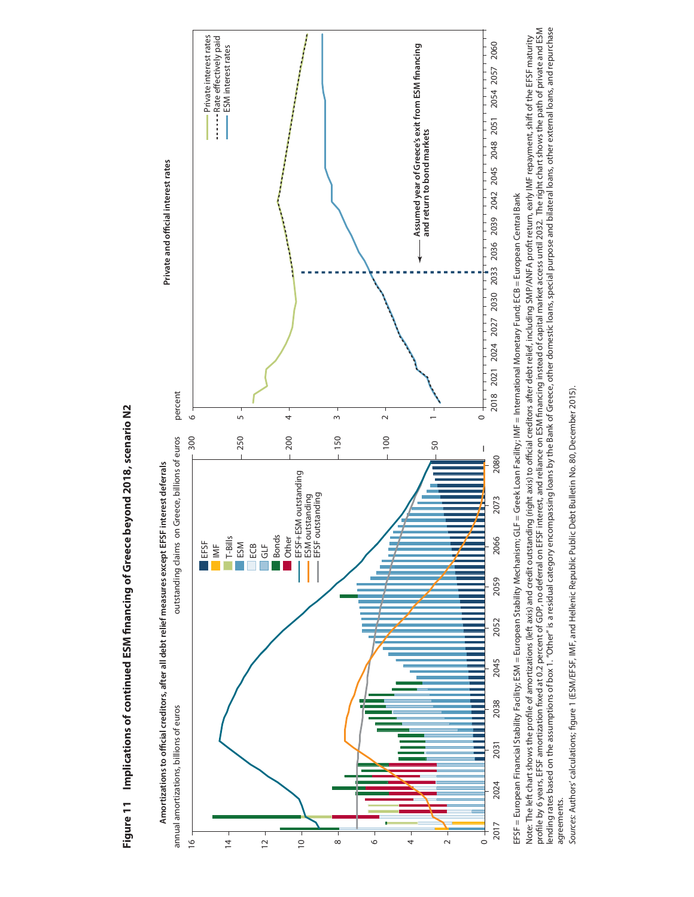**Figure 11 Implications of continued ESM financing of Greece beyond 2018, scenario N2**

Amortizations to official creditors, after all debt relief measures except EFSF interest deferrals

annual amortizations, billions of euros

outstanding claims on Greece, billions of euros

EFSF, IMF, T-Bills, ESM, ECB, GLF, Bonds, Other, EFSF+ESM outstanding, ESM outstanding, EFSF outstanding

Private and official interest rates

percent

Private interest rates, Rate effectively paid, ESM interest rates

Assumed year of Greece's exit from ESM financing and return to bond markets

EFSF = European Financial Stability Facility; ESM = European Stability Mechanism; GLF = Greek Loan Facility; IMF = International Monetary Fund; ECB = European Central Bank

Note: The left chart shows the profile of amortizations (left axis) and credit outstanding (right axis) to official creditors after debt relief, including SMP/ANFA profit return, early IMF repayment, shift of the EFSF maturity profile by 6 years, EFSF amortization fixed at 0.2 percent of GDP, no deferral on EFSF interest, and reliance on ESM financing instead of capital market access until 2032. The right chart shows the path of private and ESM lending rates based on the assumptions of box 1. "Other" is a residual category encompassing loans by the Bank of Greece, other domestic loans, special purpose and bilateral loans, other external loans, and repurchase agreements.

*Sources:* Authors' calculations; figure 1 (ESM/EFSF, IMF, and Hellenic Republic Public Debt Bulletin No. 80, December 2015).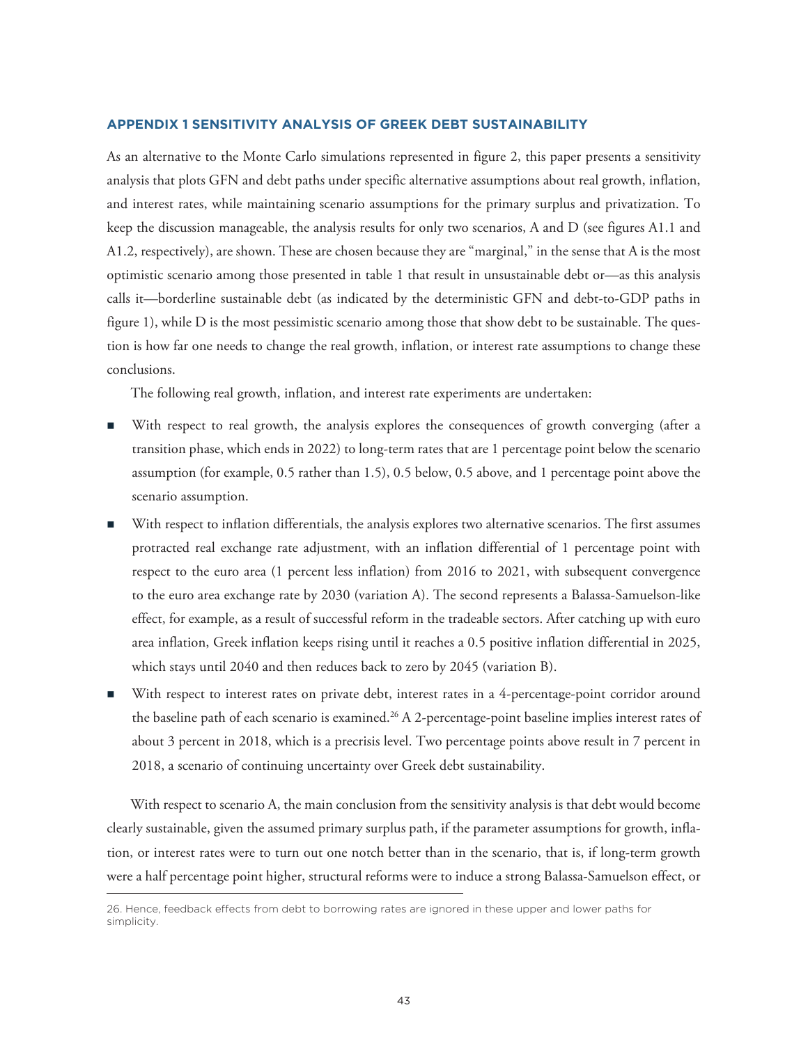## APPENDIX 1 SENSITIVITY ANALYSIS OF GREEK DEBT SUSTAINABILITY

As an alternative to the Monte Carlo simulations represented in figure 2, this paper presents a sensitivity analysis that plots GFN and debt paths under specific alternative assumptions about real growth, inflation, and interest rates, while maintaining scenario assumptions for the primary surplus and privatization. To keep the discussion manageable, the analysis results for only two scenarios, A and D (see figures A1.1 and A1.2, respectively), are shown. These are chosen because they are "marginal," in the sense that A is the most optimistic scenario among those presented in table 1 that result in unsustainable debt or—as this analysis calls it—borderline sustainable debt (as indicated by the deterministic GFN and debt-to-GDP paths in figure 1), while D is the most pessimistic scenario among those that show debt to be sustainable. The question is how far one needs to change the real growth, inflation, or interest rate assumptions to change these conclusions.

The following real growth, inflation, and interest rate experiments are undertaken:

- With respect to real growth, the analysis explores the consequences of growth converging (after a transition phase, which ends in 2022) to long-term rates that are 1 percentage point below the scenario assumption (for example, 0.5 rather than 1.5), 0.5 below, 0.5 above, and 1 percentage point above the scenario assumption.
- With respect to inflation differentials, the analysis explores two alternative scenarios. The first assumes protracted real exchange rate adjustment, with an inflation differential of 1 percentage point with respect to the euro area (1 percent less inflation) from 2016 to 2021, with subsequent convergence to the euro area exchange rate by 2030 (variation A). The second represents a Balassa-Samuelson-like effect, for example, as a result of successful reform in the tradeable sectors. After catching up with euro area inflation, Greek inflation keeps rising until it reaches a 0.5 positive inflation differential in 2025, which stays until 2040 and then reduces back to zero by 2045 (variation B).
- With respect to interest rates on private debt, interest rates in a 4-percentage-point corridor around the baseline path of each scenario is examined.[26] A 2-percentage-point baseline implies interest rates of about 3 percent in 2018, which is a precrisis level. Two percentage points above result in 7 percent in 2018, a scenario of continuing uncertainty over Greek debt sustainability.

With respect to scenario A, the main conclusion from the sensitivity analysis is that debt would become clearly sustainable, given the assumed primary surplus path, if the parameter assumptions for growth, inflation, or interest rates were to turn out one notch better than in the scenario, that is, if long-term growth were a half percentage point higher, structural reforms were to induce a strong Balassa-Samuelson effect, or

26. Hence, feedback effects from debt to borrowing rates are ignored in these upper and lower paths for simplicity.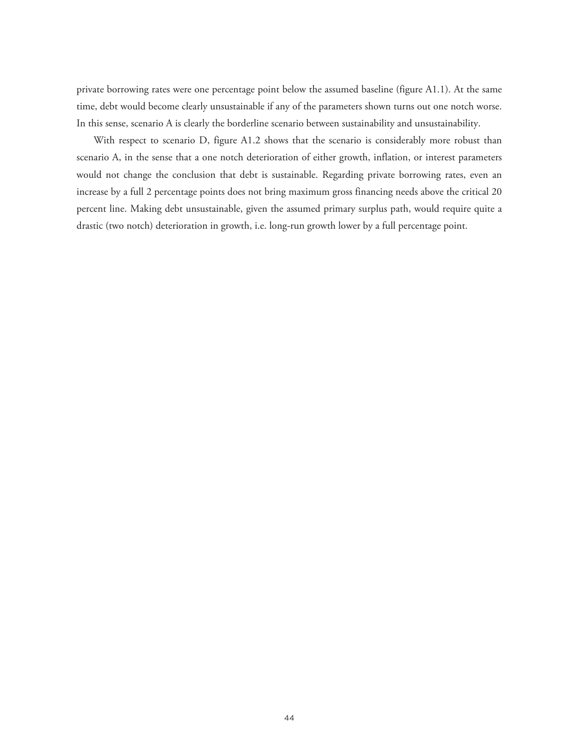private borrowing rates were one percentage point below the assumed baseline (figure A1.1). At the same time, debt would become clearly unsustainable if any of the parameters shown turns out one notch worse. In this sense, scenario A is clearly the borderline scenario between sustainability and unsustainability.

With respect to scenario D, figure A1.2 shows that the scenario is considerably more robust than scenario A, in the sense that a one notch deterioration of either growth, inflation, or interest parameters would not change the conclusion that debt is sustainable. Regarding private borrowing rates, even an increase by a full 2 percentage points does not bring maximum gross financing needs above the critical 20 percent line. Making debt unsustainable, given the assumed primary surplus path, would require quite a drastic (two notch) deterioration in growth, i.e. long-run growth lower by a full percentage point.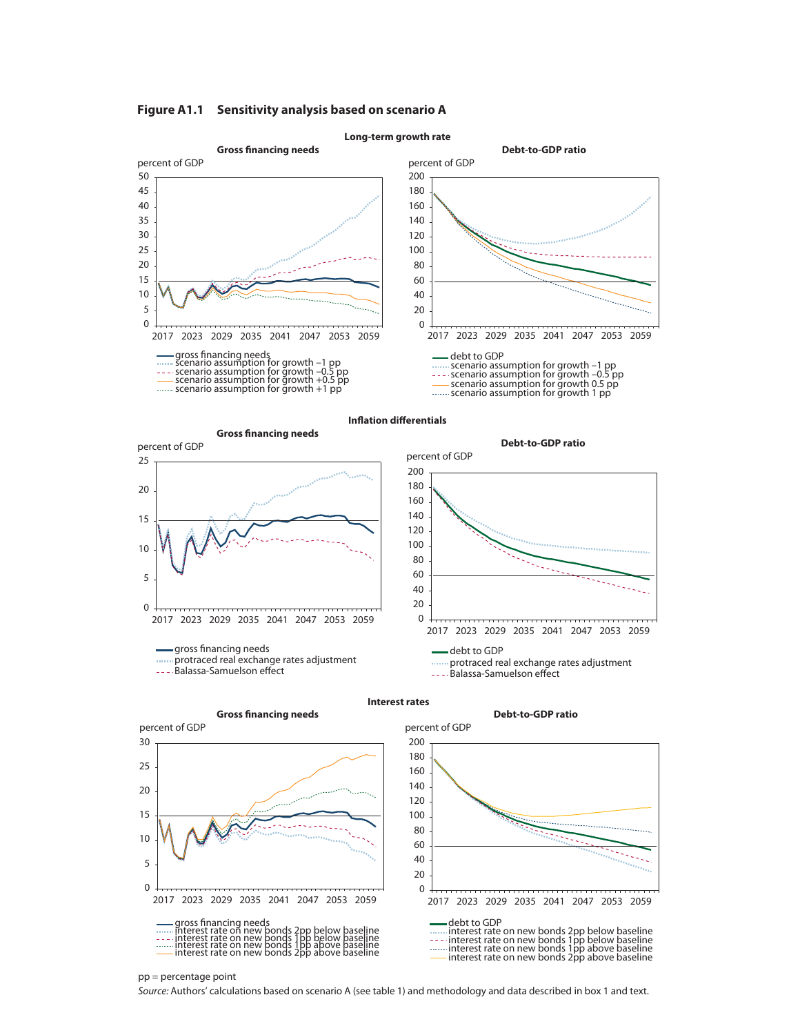**Figure A1.1 Sensitivity analysis based on scenario A**

**Long-term growth rate**

**Gross financing needs**

percent of GDP

50, 45, 40, 35, 30, 25, 20, 15, 10, 5, 0

2017 2023 2029 2035 2041 2047 2053 2059

- gross financing needs
- scenario assumption for growth −1 pp
- scenario assumption for growth −0.5 pp
- scenario assumption for growth +0.5 pp
- scenario assumption for growth +1 pp

**Debt-to-GDP ratio**

percent of GDP

200, 180, 160, 140, 120, 100, 80, 60, 40, 20, 0

2017 2023 2029 2035 2041 2047 2053 2059

- debt to GDP
- scenario assumption for growth −1 pp
- scenario assumption for growth −0.5 pp
- scenario assumption for growth 0.5 pp
- scenario assumption for growth 1 pp

**Inflation differentials**

**Gross financing needs**

percent of GDP

25, 20, 15, 10, 5, 0

2017 2023 2029 2035 2041 2047 2053 2059

- gross financing needs
- protracted real exchange rates adjustment
- Balassa-Samuelson effect

**Debt-to-GDP ratio**

percent of GDP

200, 180, 160, 140, 120, 100, 80, 60, 40, 20, 0

2017 2023 2029 2035 2041 2047 2053 2059

- debt to GDP
- protracted real exchange rates adjustment
- Balassa-Samuelson effect

**Interest rates**

**Gross financing needs**

percent of GDP

30, 25, 20, 15, 10, 5, 0

2017 2023 2029 2035 2041 2047 2053 2059

- gross financing needs
- interest rate on new bonds 2pp below baseline
- interest rate on new bonds 1pp below baseline
- interest rate on new bonds 1pp above baseline
- interest rate on new bonds 2pp above baseline

**Debt-to-GDP ratio**

percent of GDP

200, 180, 160, 140, 120, 100, 80, 60, 40, 20, 0

2017 2023 2029 2035 2041 2047 2053 2059

- debt to GDP
- interest rate on new bonds 2pp below baseline
- interest rate on new bonds 1pp below baseline
- interest rate on new bonds 1pp above baseline
- interest rate on new bonds 2pp above baseline

pp = percentage point

*Source:* Authors' calculations based on scenario A (see table 1) and methodology and data described in box 1 and text.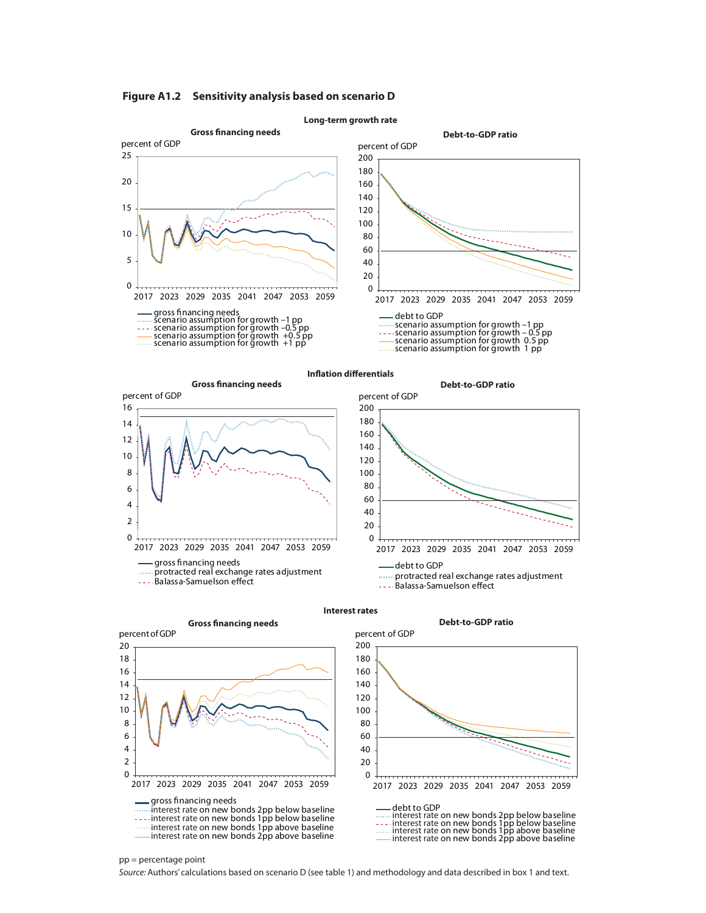**Figure A1.2 Sensitivity analysis based on scenario D**

**Long-term growth rate**

**Gross financing needs**

percent of GDP

25, 20, 15, 10, 5, 0

2017 2023 2029 2035 2041 2047 2053 2059

- gross financing needs
- scenario assumption for growth –1 pp
- scenario assumption for growth –0.5 pp
- scenario assumption for growth +0.5 pp
- scenario assumption for growth +1 pp

**Debt-to-GDP ratio**

percent of GDP

200, 180, 160, 140, 120, 100, 80, 60, 40, 20, 0

2017 2023 2029 2035 2041 2047 2053 2059

- debt to GDP
- scenario assumption for growth –1 pp
- scenario assumption for growth – 0.5 pp
- scenario assumption for growth 0.5 pp
- scenario assumption for growth 1 pp

**Inflation differentials**

**Gross financing needs**

percent of GDP

16, 14, 12, 10, 8, 6, 4, 2, 0

2017 2023 2029 2035 2041 2047 2053 2059

- gross financing needs
- protracted real exchange rates adjustment
- Balassa-Samuelson effect

**Debt-to-GDP ratio**

percent of GDP

200, 180, 160, 140, 120, 100, 80, 60, 40, 20, 0

2017 2023 2029 2035 2041 2047 2053 2059

- debt to GDP
- protracted real exchange rates adjustment
- Balassa-Samuelson effect

**Interest rates**

**Gross financing needs**

percent of GDP

20, 18, 16, 14, 12, 10, 8, 6, 4, 2, 0

2017 2023 2029 2035 2041 2047 2053 2059

- gross financing needs
- interest rate on new bonds 2pp below baseline
- interest rate on new bonds 1pp below baseline
- interest rate on new bonds 1pp above baseline
- interest rate on new bonds 2pp above baseline

**Debt-to-GDP ratio**

percent of GDP

200, 180, 160, 140, 120, 100, 80, 60, 40, 20, 0

2017 2023 2029 2035 2041 2047 2053 2059

- debt to GDP
- interest rate on new bonds 2pp below baseline
- interest rate on new bonds 1pp below baseline
- interest rate on new bonds 1pp above baseline
- interest rate on new bonds 2pp above baseline

pp = percentage point

*Source:* Authors' calculations based on scenario D (see table 1) and methodology and data described in box 1 and text.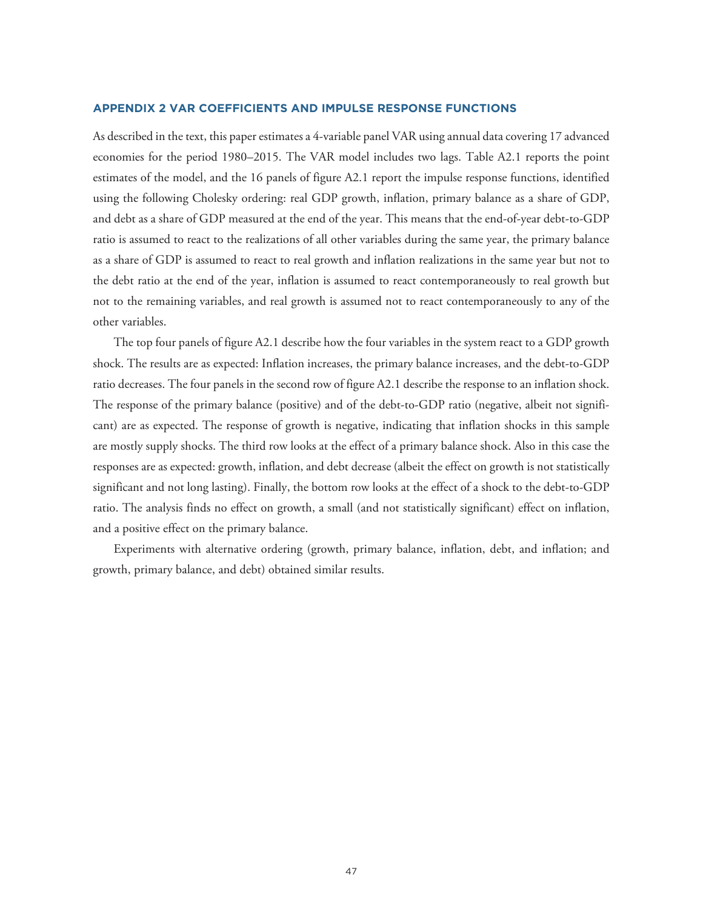## APPENDIX 2 VAR COEFFICIENTS AND IMPULSE RESPONSE FUNCTIONS

As described in the text, this paper estimates a 4-variable panel VAR using annual data covering 17 advanced economies for the period 1980–2015. The VAR model includes two lags. Table A2.1 reports the point estimates of the model, and the 16 panels of figure A2.1 report the impulse response functions, identified using the following Cholesky ordering: real GDP growth, inflation, primary balance as a share of GDP, and debt as a share of GDP measured at the end of the year. This means that the end-of-year debt-to-GDP ratio is assumed to react to the realizations of all other variables during the same year, the primary balance as a share of GDP is assumed to react to real growth and inflation realizations in the same year but not to the debt ratio at the end of the year, inflation is assumed to react contemporaneously to real growth but not to the remaining variables, and real growth is assumed not to react contemporaneously to any of the other variables.

The top four panels of figure A2.1 describe how the four variables in the system react to a GDP growth shock. The results are as expected: Inflation increases, the primary balance increases, and the debt-to-GDP ratio decreases. The four panels in the second row of figure A2.1 describe the response to an inflation shock. The response of the primary balance (positive) and of the debt-to-GDP ratio (negative, albeit not significant) are as expected. The response of growth is negative, indicating that inflation shocks in this sample are mostly supply shocks. The third row looks at the effect of a primary balance shock. Also in this case the responses are as expected: growth, inflation, and debt decrease (albeit the effect on growth is not statistically significant and not long lasting). Finally, the bottom row looks at the effect of a shock to the debt-to-GDP ratio. The analysis finds no effect on growth, a small (and not statistically significant) effect on inflation, and a positive effect on the primary balance.

Experiments with alternative ordering (growth, primary balance, inflation, debt, and inflation; and growth, primary balance, and debt) obtained similar results.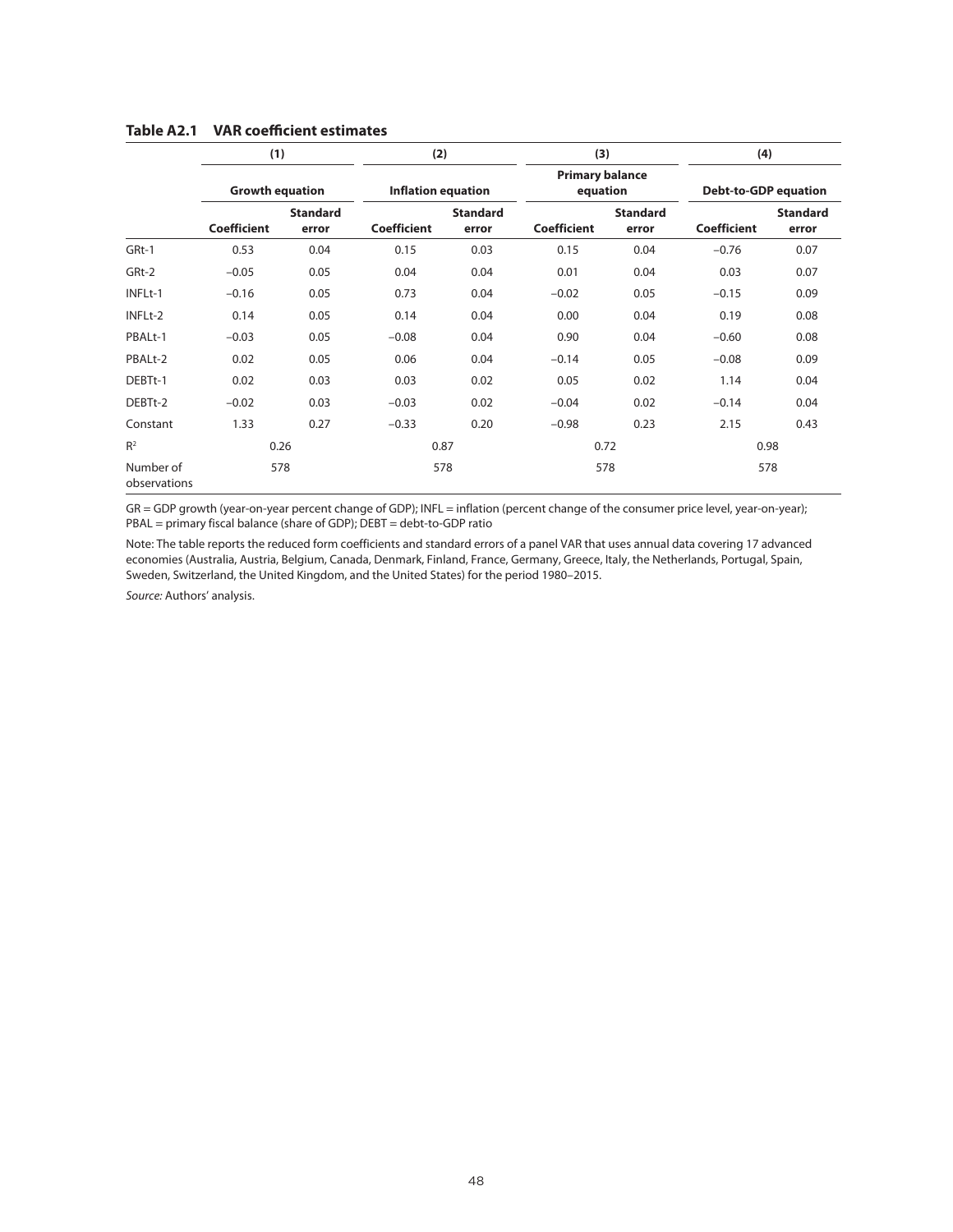**Table A2.1 VAR coefficient estimates**

| | (1) | | (2) | | (3) | | (4) | |
|---|---|---|---|---|---|---|---|---|
| | Growth equation | | Inflation equation | | Primary balance equation | | Debt-to-GDP equation | |
| | **Coefficient** | **Standard error** | **Coefficient** | **Standard error** | **Coefficient** | **Standard error** | **Coefficient** | **Standard error** |
| GRt-1 | 0.53 | 0.04 | 0.15 | 0.03 | 0.15 | 0.04 | −0.76 | 0.07 |
| GRt-2 | −0.05 | 0.05 | 0.04 | 0.04 | 0.01 | 0.04 | 0.03 | 0.07 |
| INFLt-1 | −0.16 | 0.05 | 0.73 | 0.04 | −0.02 | 0.05 | −0.15 | 0.09 |
| INFLt-2 | 0.14 | 0.05 | 0.14 | 0.04 | 0.00 | 0.04 | 0.19 | 0.08 |
| PBALt-1 | −0.03 | 0.05 | −0.08 | 0.04 | 0.90 | 0.04 | −0.60 | 0.08 |
| PBALt-2 | 0.02 | 0.05 | 0.06 | 0.04 | −0.14 | 0.05 | −0.08 | 0.09 |
| DEBTt-1 | 0.02 | 0.03 | 0.03 | 0.02 | 0.05 | 0.02 | 1.14 | 0.04 |
| DEBTt-2 | −0.02 | 0.03 | −0.03 | 0.02 | −0.04 | 0.02 | −0.14 | 0.04 |
| Constant | 1.33 | 0.27 | −0.33 | 0.20 | −0.98 | 0.23 | 2.15 | 0.43 |
| $R^2$ | 0.26 | | 0.87 | | 0.72 | | 0.98 | |
| Number of observations | 578 | | 578 | | 578 | | 578 | |

GR = GDP growth (year-on-year percent change of GDP); INFL = inflation (percent change of the consumer price level, year-on-year); PBAL = primary fiscal balance (share of GDP); DEBT = debt-to-GDP ratio

Note: The table reports the reduced form coefficients and standard errors of a panel VAR that uses annual data covering 17 advanced economies (Australia, Austria, Belgium, Canada, Denmark, Finland, France, Germany, Greece, Italy, the Netherlands, Portugal, Spain, Sweden, Switzerland, the United Kingdom, and the United States) for the period 1980–2015.

*Source:* Authors' analysis.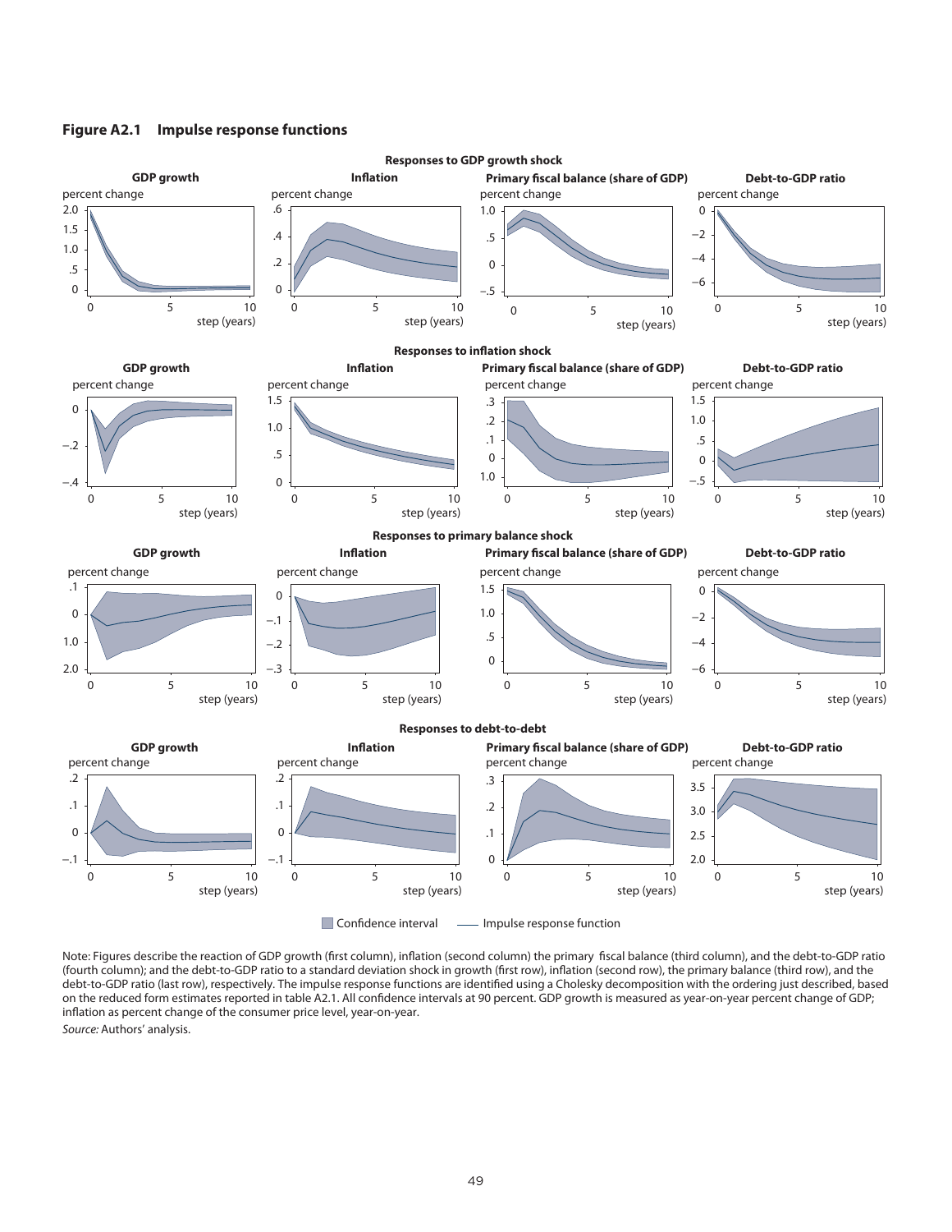**Figure A2.1 Impulse response functions**

Note: Figures describe the reaction of GDP growth (first column), inflation (second column) the primary fiscal balance (third column), and the debt-to-GDP ratio (fourth column); and the debt-to-GDP ratio to a standard deviation shock in growth (first row), inflation (second row), the primary balance (third row), and the debt-to-GDP ratio (last row), respectively. The impulse response functions are identified using a Cholesky decomposition with the ordering just described, based on the reduced form estimates reported in table A2.1. All confidence intervals at 90 percent. GDP growth is measured as year-on-year percent change of GDP; inflation as percent change of the consumer price level, year-on-year.

*Source:* Authors' analysis.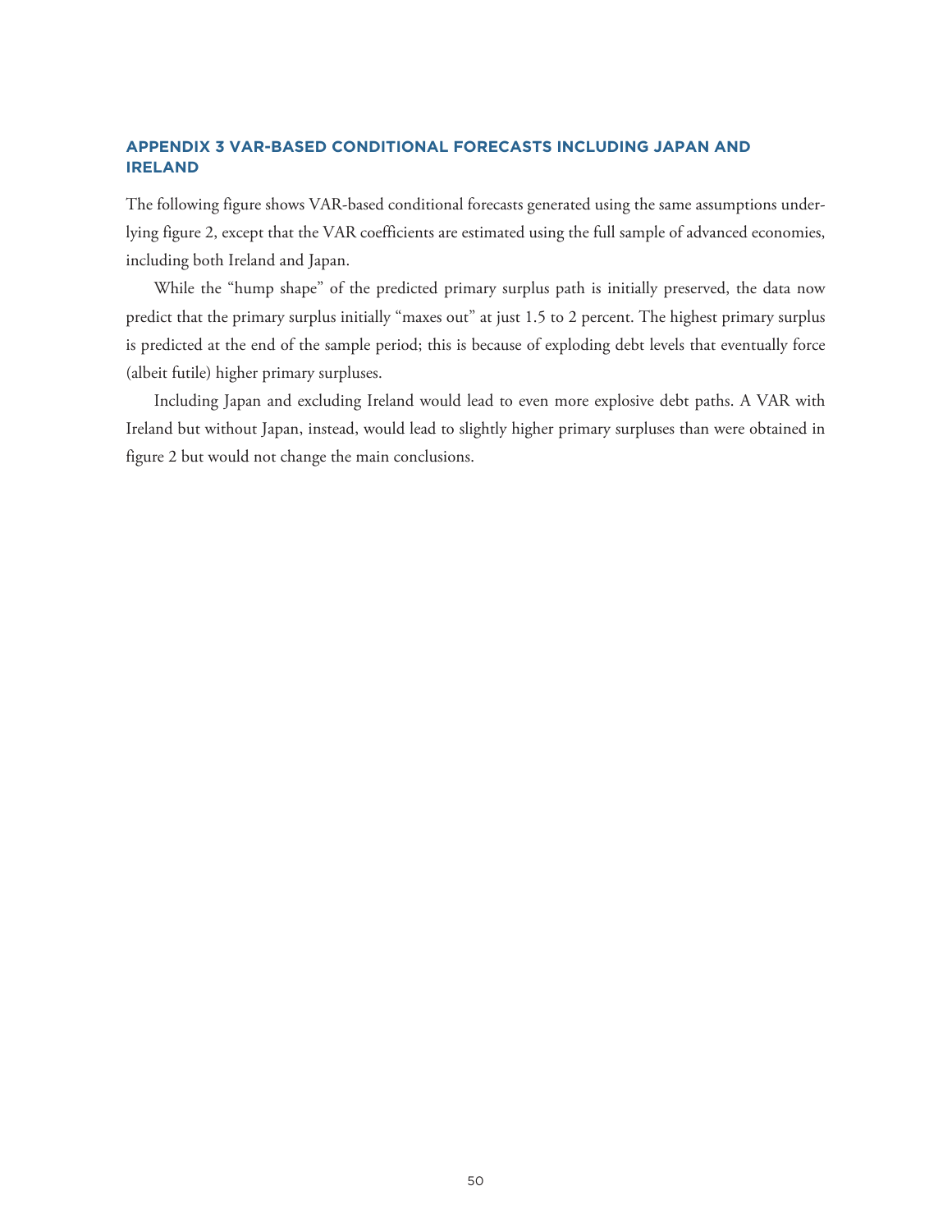## APPENDIX 3 VAR-BASED CONDITIONAL FORECASTS INCLUDING JAPAN AND IRELAND

The following figure shows VAR-based conditional forecasts generated using the same assumptions underlying figure 2, except that the VAR coefficients are estimated using the full sample of advanced economies, including both Ireland and Japan.

While the "hump shape" of the predicted primary surplus path is initially preserved, the data now predict that the primary surplus initially "maxes out" at just 1.5 to 2 percent. The highest primary surplus is predicted at the end of the sample period; this is because of exploding debt levels that eventually force (albeit futile) higher primary surpluses.

Including Japan and excluding Ireland would lead to even more explosive debt paths. A VAR with Ireland but without Japan, instead, would lead to slightly higher primary surpluses than were obtained in figure 2 but would not change the main conclusions.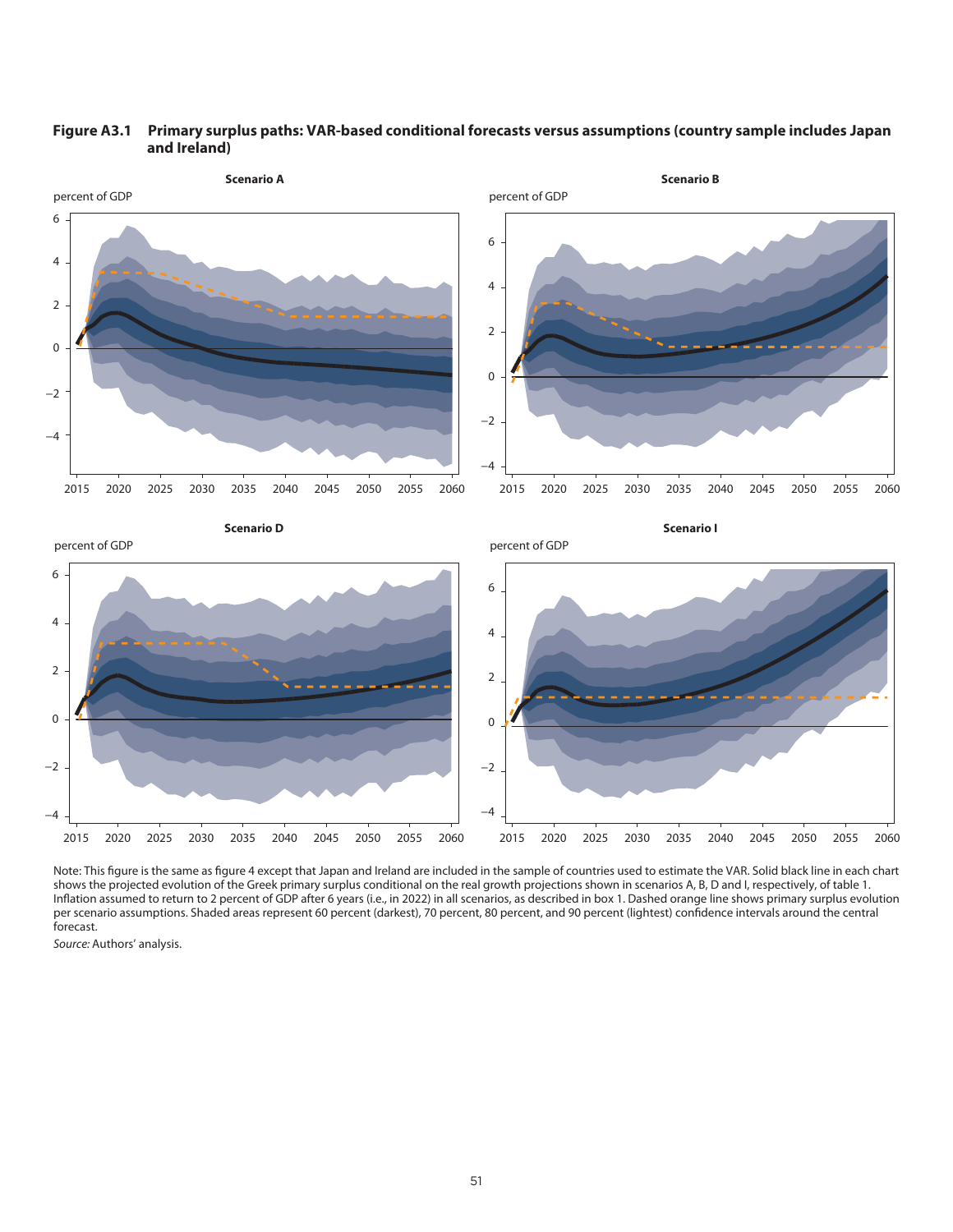**Figure A3.1 Primary surplus paths: VAR-based conditional forecasts versus assumptions (country sample includes Japan and Ireland)**

Scenario A

Scenario B

Scenario D

Scenario I

Note: This figure is the same as figure 4 except that Japan and Ireland are included in the sample of countries used to estimate the VAR. Solid black line in each chart shows the projected evolution of the Greek primary surplus conditional on the real growth projections shown in scenarios A, B, D and I, respectively, of table 1. Inflation assumed to return to 2 percent of GDP after 6 years (i.e., in 2022) in all scenarios, as described in box 1. Dashed orange line shows primary surplus evolution per scenario assumptions. Shaded areas represent 60 percent (darkest), 70 percent, 80 percent, and 90 percent (lightest) confidence intervals around the central forecast.

*Source:* Authors' analysis.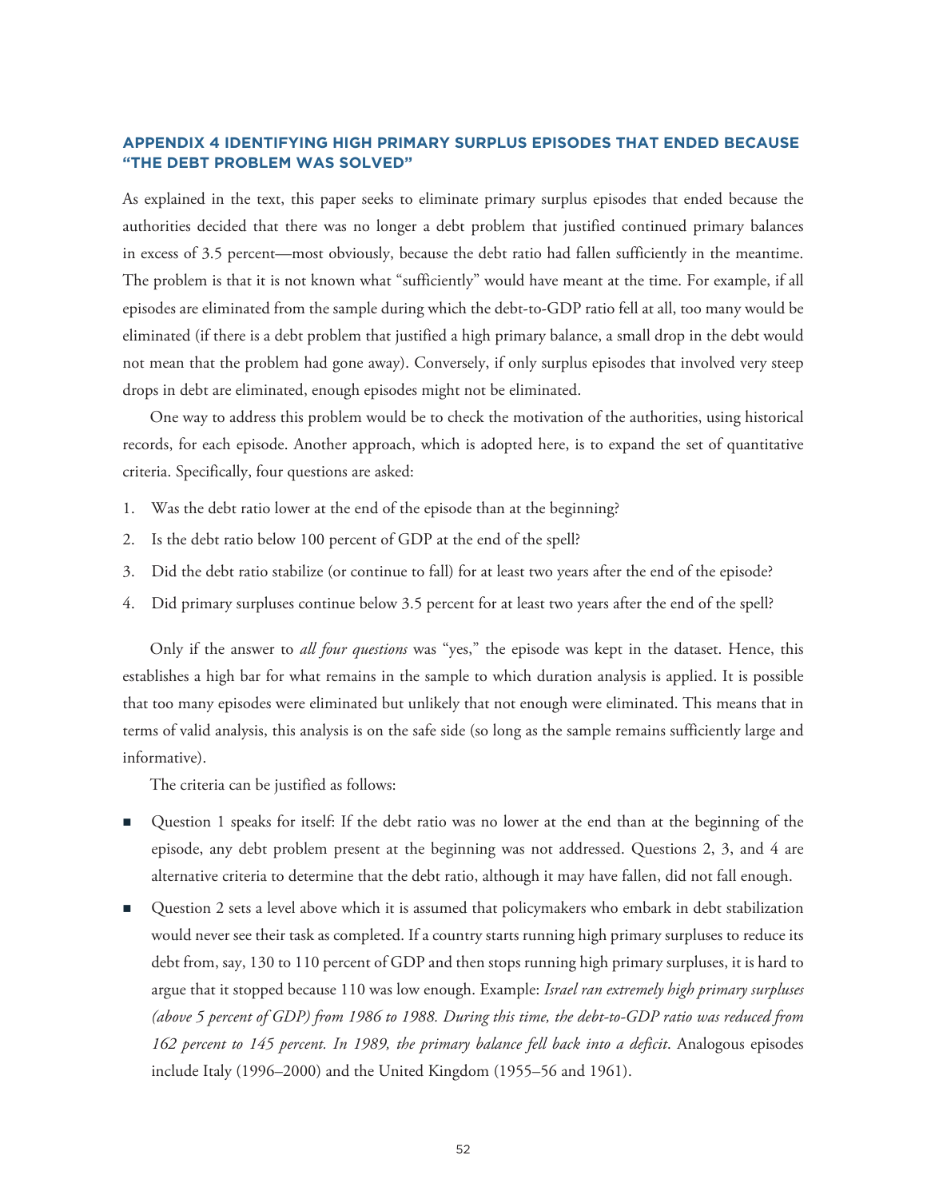## APPENDIX 4 IDENTIFYING HIGH PRIMARY SURPLUS EPISODES THAT ENDED BECAUSE "THE DEBT PROBLEM WAS SOLVED"

As explained in the text, this paper seeks to eliminate primary surplus episodes that ended because the authorities decided that there was no longer a debt problem that justified continued primary balances in excess of 3.5 percent—most obviously, because the debt ratio had fallen sufficiently in the meantime. The problem is that it is not known what "sufficiently" would have meant at the time. For example, if all episodes are eliminated from the sample during which the debt-to-GDP ratio fell at all, too many would be eliminated (if there is a debt problem that justified a high primary balance, a small drop in the debt would not mean that the problem had gone away). Conversely, if only surplus episodes that involved very steep drops in debt are eliminated, enough episodes might not be eliminated.

One way to address this problem would be to check the motivation of the authorities, using historical records, for each episode. Another approach, which is adopted here, is to expand the set of quantitative criteria. Specifically, four questions are asked:

1. Was the debt ratio lower at the end of the episode than at the beginning?
2. Is the debt ratio below 100 percent of GDP at the end of the spell?
3. Did the debt ratio stabilize (or continue to fall) for at least two years after the end of the episode?
4. Did primary surpluses continue below 3.5 percent for at least two years after the end of the spell?

Only if the answer to *all four questions* was "yes," the episode was kept in the dataset. Hence, this establishes a high bar for what remains in the sample to which duration analysis is applied. It is possible that too many episodes were eliminated but unlikely that not enough were eliminated. This means that in terms of valid analysis, this analysis is on the safe side (so long as the sample remains sufficiently large and informative).

The criteria can be justified as follows:

- Question 1 speaks for itself: If the debt ratio was no lower at the end than at the beginning of the episode, any debt problem present at the beginning was not addressed. Questions 2, 3, and 4 are alternative criteria to determine that the debt ratio, although it may have fallen, did not fall enough.
- Question 2 sets a level above which it is assumed that policymakers who embark in debt stabilization would never see their task as completed. If a country starts running high primary surpluses to reduce its debt from, say, 130 to 110 percent of GDP and then stops running high primary surpluses, it is hard to argue that it stopped because 110 was low enough. Example: *Israel ran extremely high primary surpluses (above 5 percent of GDP) from 1986 to 1988. During this time, the debt-to-GDP ratio was reduced from 162 percent to 145 percent. In 1989, the primary balance fell back into a deficit*. Analogous episodes include Italy (1996–2000) and the United Kingdom (1955–56 and 1961).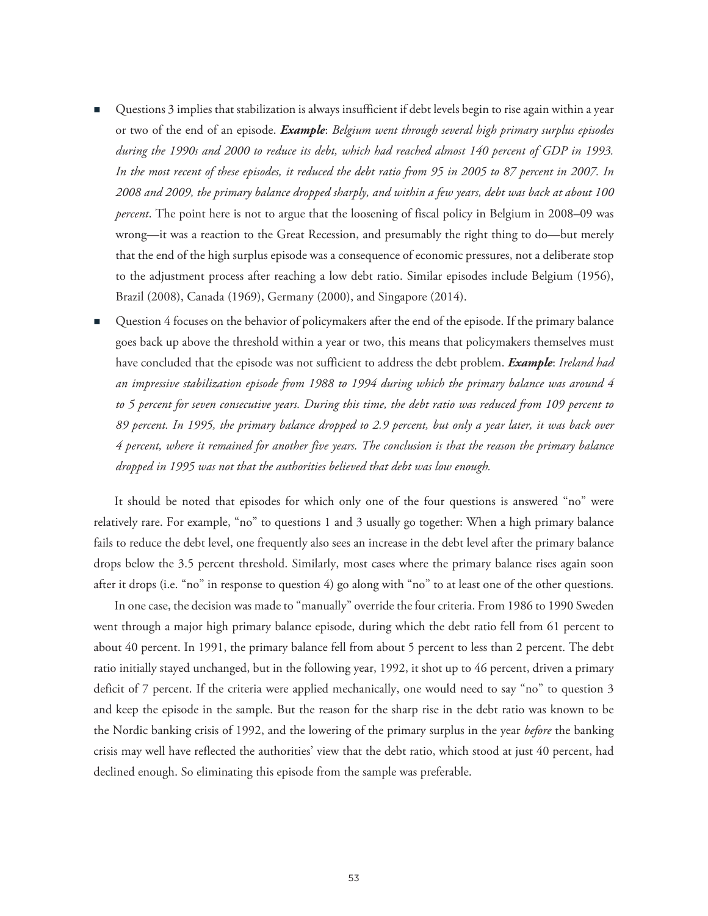- Questions 3 implies that stabilization is always insufficient if debt levels begin to rise again within a year or two of the end of an episode. ***Example***: *Belgium went through several high primary surplus episodes during the 1990s and 2000 to reduce its debt, which had reached almost 140 percent of GDP in 1993. In the most recent of these episodes, it reduced the debt ratio from 95 in 2005 to 87 percent in 2007. In 2008 and 2009, the primary balance dropped sharply, and within a few years, debt was back at about 100 percent*. The point here is not to argue that the loosening of fiscal policy in Belgium in 2008–09 was wrong—it was a reaction to the Great Recession, and presumably the right thing to do—but merely that the end of the high surplus episode was a consequence of economic pressures, not a deliberate stop to the adjustment process after reaching a low debt ratio. Similar episodes include Belgium (1956), Brazil (2008), Canada (1969), Germany (2000), and Singapore (2014).
- Question 4 focuses on the behavior of policymakers after the end of the episode. If the primary balance goes back up above the threshold within a year or two, this means that policymakers themselves must have concluded that the episode was not sufficient to address the debt problem. ***Example***: *Ireland had an impressive stabilization episode from 1988 to 1994 during which the primary balance was around 4 to 5 percent for seven consecutive years. During this time, the debt ratio was reduced from 109 percent to 89 percent. In 1995, the primary balance dropped to 2.9 percent, but only a year later, it was back over 4 percent, where it remained for another five years. The conclusion is that the reason the primary balance dropped in 1995 was not that the authorities believed that debt was low enough.*

It should be noted that episodes for which only one of the four questions is answered "no" were relatively rare. For example, "no" to questions 1 and 3 usually go together: When a high primary balance fails to reduce the debt level, one frequently also sees an increase in the debt level after the primary balance drops below the 3.5 percent threshold. Similarly, most cases where the primary balance rises again soon after it drops (i.e. "no" in response to question 4) go along with "no" to at least one of the other questions.

In one case, the decision was made to "manually" override the four criteria. From 1986 to 1990 Sweden went through a major high primary balance episode, during which the debt ratio fell from 61 percent to about 40 percent. In 1991, the primary balance fell from about 5 percent to less than 2 percent. The debt ratio initially stayed unchanged, but in the following year, 1992, it shot up to 46 percent, driven a primary deficit of 7 percent. If the criteria were applied mechanically, one would need to say "no" to question 3 and keep the episode in the sample. But the reason for the sharp rise in the debt ratio was known to be the Nordic banking crisis of 1992, and the lowering of the primary surplus in the year *before* the banking crisis may well have reflected the authorities' view that the debt ratio, which stood at just 40 percent, had declined enough. So eliminating this episode from the sample was preferable.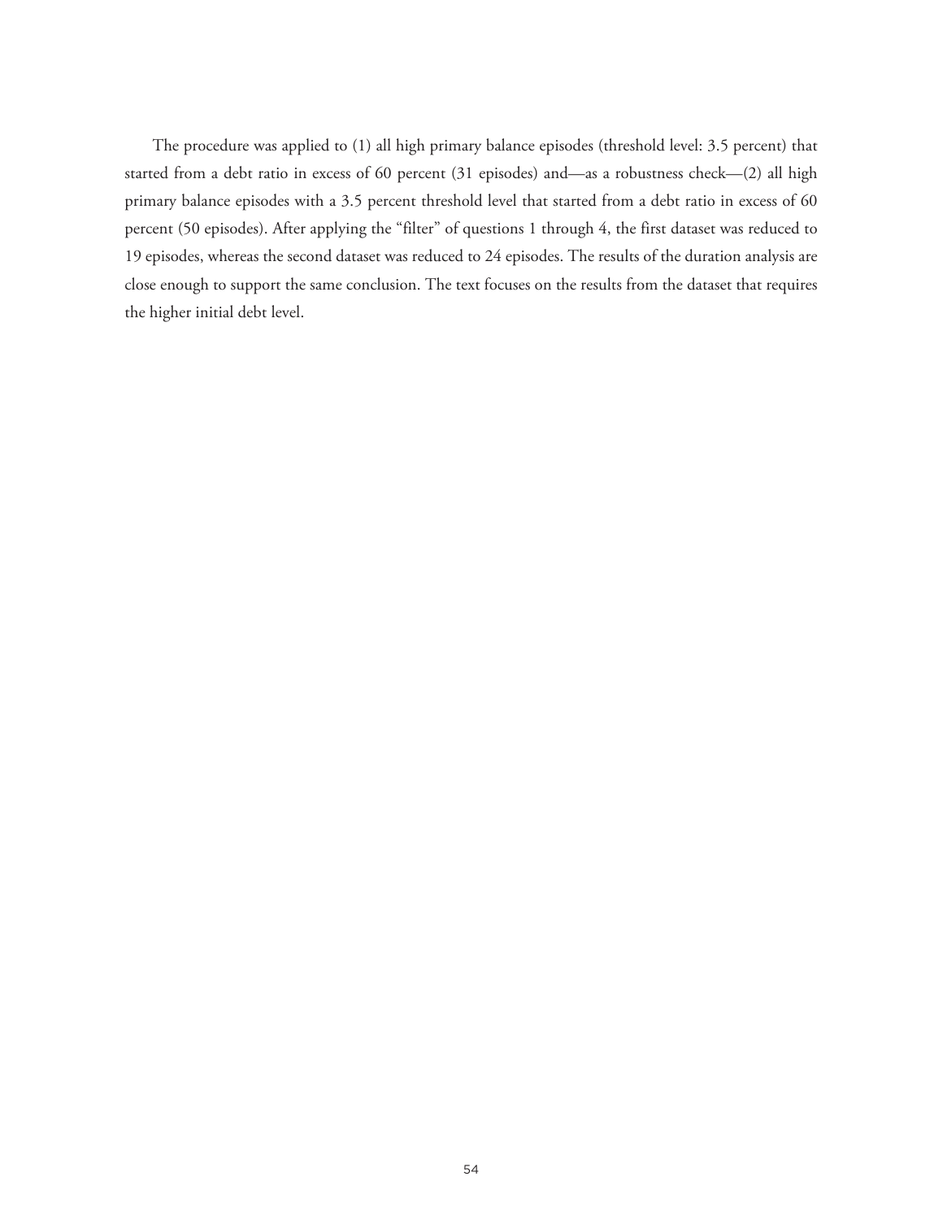The procedure was applied to (1) all high primary balance episodes (threshold level: 3.5 percent) that started from a debt ratio in excess of 60 percent (31 episodes) and—as a robustness check—(2) all high primary balance episodes with a 3.5 percent threshold level that started from a debt ratio in excess of 60 percent (50 episodes). After applying the "filter" of questions 1 through 4, the first dataset was reduced to 19 episodes, whereas the second dataset was reduced to 24 episodes. The results of the duration analysis are close enough to support the same conclusion. The text focuses on the results from the dataset that requires the higher initial debt level.